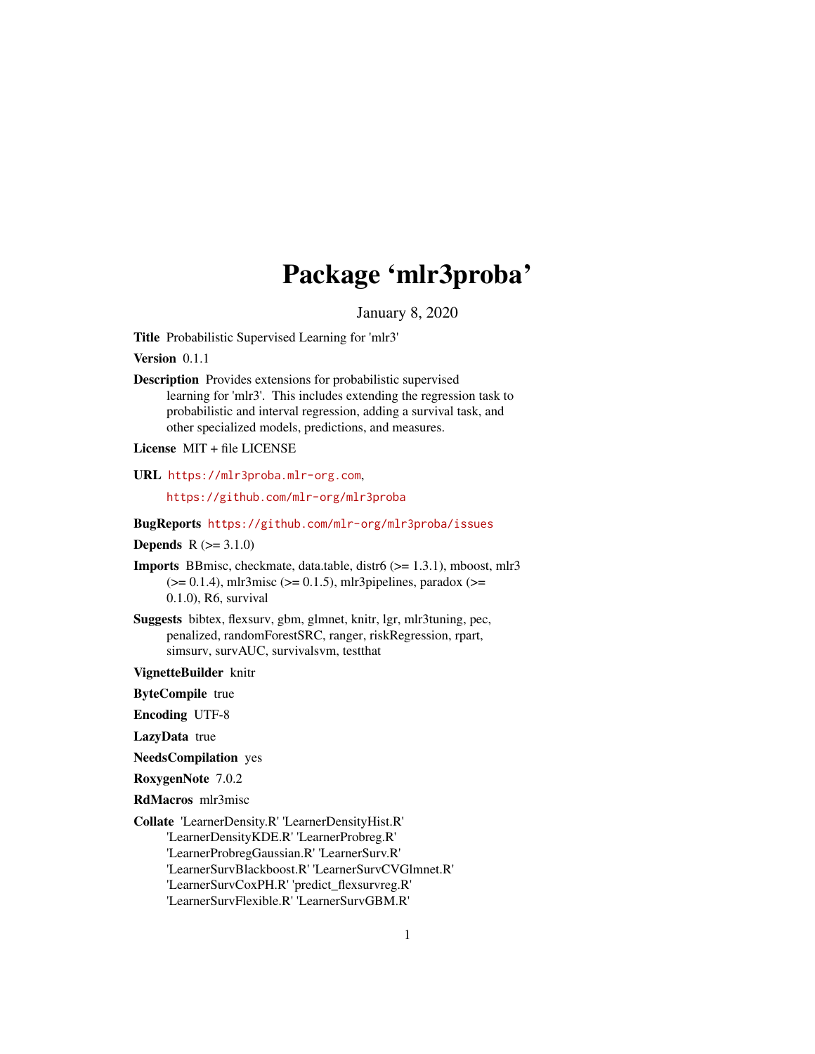# Package 'mlr3proba'

January 8, 2020

**Title** Probabilistic Supervised Learning for 'mlr3'

**Version** 0.1.1

**Description** Provides extensions for probabilistic supervised learning for 'mlr3'. This includes extending the regression task to probabilistic and interval regression, adding a survival task, and other specialized models, predictions, and measures.

**License** MIT + file LICENSE

**URL** https://mlr3proba.mlr-org.com,

https://github.com/mlr-org/mlr3proba

**BugReports** https://github.com/mlr-org/mlr3proba/issues

**Depends** R (>= 3.1.0)

**Imports** BBmisc, checkmate, data.table, distr6 (>= 1.3.1), mboost, mlr3 (>= 0.1.4), mlr3misc (>= 0.1.5), mlr3pipelines, paradox (>= 0.1.0), R6, survival

**Suggests** bibtex, flexsurv, gbm, glmnet, knitr, lgr, mlr3tuning, pec, penalized, randomForestSRC, ranger, riskRegression, rpart, simsurv, survAUC, survivalsvm, testthat

**VignetteBuilder** knitr

**ByteCompile** true

**Encoding** UTF-8

**LazyData** true

**NeedsCompilation** yes

**RoxygenNote** 7.0.2

**RdMacros** mlr3misc

**Collate** 'LearnerDensity.R' 'LearnerDensityHist.R' 'LearnerDensityKDE.R' 'LearnerProbreg.R' 'LearnerProbregGaussian.R' 'LearnerSurv.R' 'LearnerSurvBlackboost.R' 'LearnerSurvCVGlmnet.R' 'LearnerSurvCoxPH.R' 'predict_flexsurvreg.R' 'LearnerSurvFlexible.R' 'LearnerSurvGBM.R'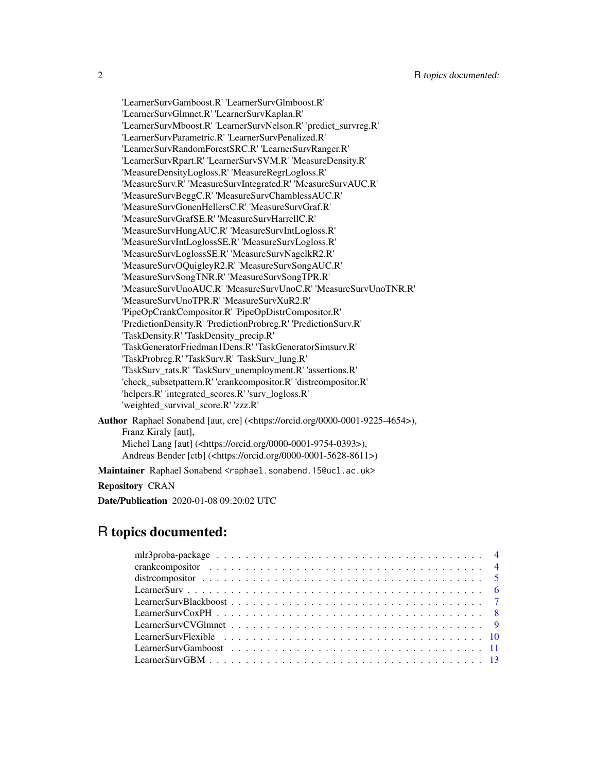'LearnerSurvGamboost.R' 'LearnerSurvGlmboost.R'
'LearnerSurvGlmnet.R' 'LearnerSurvKaplan.R'
'LearnerSurvMboost.R' 'LearnerSurvNelson.R' 'predict_survreg.R'
'LearnerSurvParametric.R' 'LearnerSurvPenalized.R'
'LearnerSurvRandomForestSRC.R' 'LearnerSurvRanger.R'
'LearnerSurvRpart.R' 'LearnerSurvSVM.R' 'MeasureDensity.R'
'MeasureDensityLogloss.R' 'MeasureRegrLogloss.R'
'MeasureSurv.R' 'MeasureSurvIntegrated.R' 'MeasureSurvAUC.R'
'MeasureSurvBeggC.R' 'MeasureSurvChamblessAUC.R'
'MeasureSurvGonenHellersC.R' 'MeasureSurvGraf.R'
'MeasureSurvGrafSE.R' 'MeasureSurvHarrellC.R'
'MeasureSurvHungAUC.R' 'MeasureSurvIntLogloss.R'
'MeasureSurvIntLoglossSE.R' 'MeasureSurvLogloss.R'
'MeasureSurvLoglossSE.R' 'MeasureSurvNagelkR2.R'
'MeasureSurvOQuigleyR2.R' 'MeasureSurvSongAUC.R'
'MeasureSurvSongTNR.R' 'MeasureSurvSongTPR.R'
'MeasureSurvUnoAUC.R' 'MeasureSurvUnoC.R' 'MeasureSurvUnoTNR.R'
'MeasureSurvUnoTPR.R' 'MeasureSurvXuR2.R'
'PipeOpCrankCompositor.R' 'PipeOpDistrCompositor.R'
'PredictionDensity.R' 'PredictionProbreg.R' 'PredictionSurv.R'
'TaskDensity.R' 'TaskDensity_precip.R'
'TaskGeneratorFriedman1Dens.R' 'TaskGeneratorSimsurv.R'
'TaskProbreg.R' 'TaskSurv.R' 'TaskSurv_lung.R'
'TaskSurv_rats.R' 'TaskSurv_unemployment.R' 'assertions.R'
'check_subsetpattern.R' 'crankcompositor.R' 'distrcompositor.R'
'helpers.R' 'integrated_scores.R' 'surv_logloss.R'
'weighted_survival_score.R' 'zzz.R'

**Author** Raphael Sonabend [aut, cre] (<https://orcid.org/0000-0001-9225-4654>),
Franz Kiraly [aut],
Michel Lang [aut] (<https://orcid.org/0000-0001-9754-0393>),
Andreas Bender [ctb] (<https://orcid.org/0000-0001-5628-8611>)

**Maintainer** Raphael Sonabend <raphael.sonabend.15@ucl.ac.uk>

**Repository** CRAN

**Date/Publication** 2020-01-08 09:20:02 UTC

# R topics documented:

- mlr3proba-package . . . . . . . . . . . . . . . . . . . . . . . . . . . . . . . . . . . 4
- crankcompositor . . . . . . . . . . . . . . . . . . . . . . . . . . . . . . . . . . . 4
- distrcompositor . . . . . . . . . . . . . . . . . . . . . . . . . . . . . . . . . . . 5
- LearnerSurv . . . . . . . . . . . . . . . . . . . . . . . . . . . . . . . . . . . 6
- LearnerSurvBlackboost . . . . . . . . . . . . . . . . . . . . . . . . . . . . . . . . . . . 7
- LearnerSurvCoxPH . . . . . . . . . . . . . . . . . . . . . . . . . . . . . . . . . . . 8
- LearnerSurvCVGlmnet . . . . . . . . . . . . . . . . . . . . . . . . . . . . . . . . . . . 9
- LearnerSurvFlexible . . . . . . . . . . . . . . . . . . . . . . . . . . . . . . . . . . . 10
- LearnerSurvGamboost . . . . . . . . . . . . . . . . . . . . . . . . . . . . . . . . . . . 11
- LearnerSurvGBM . . . . . . . . . . . . . . . . . . . . . . . . . . . . . . . . . . . 13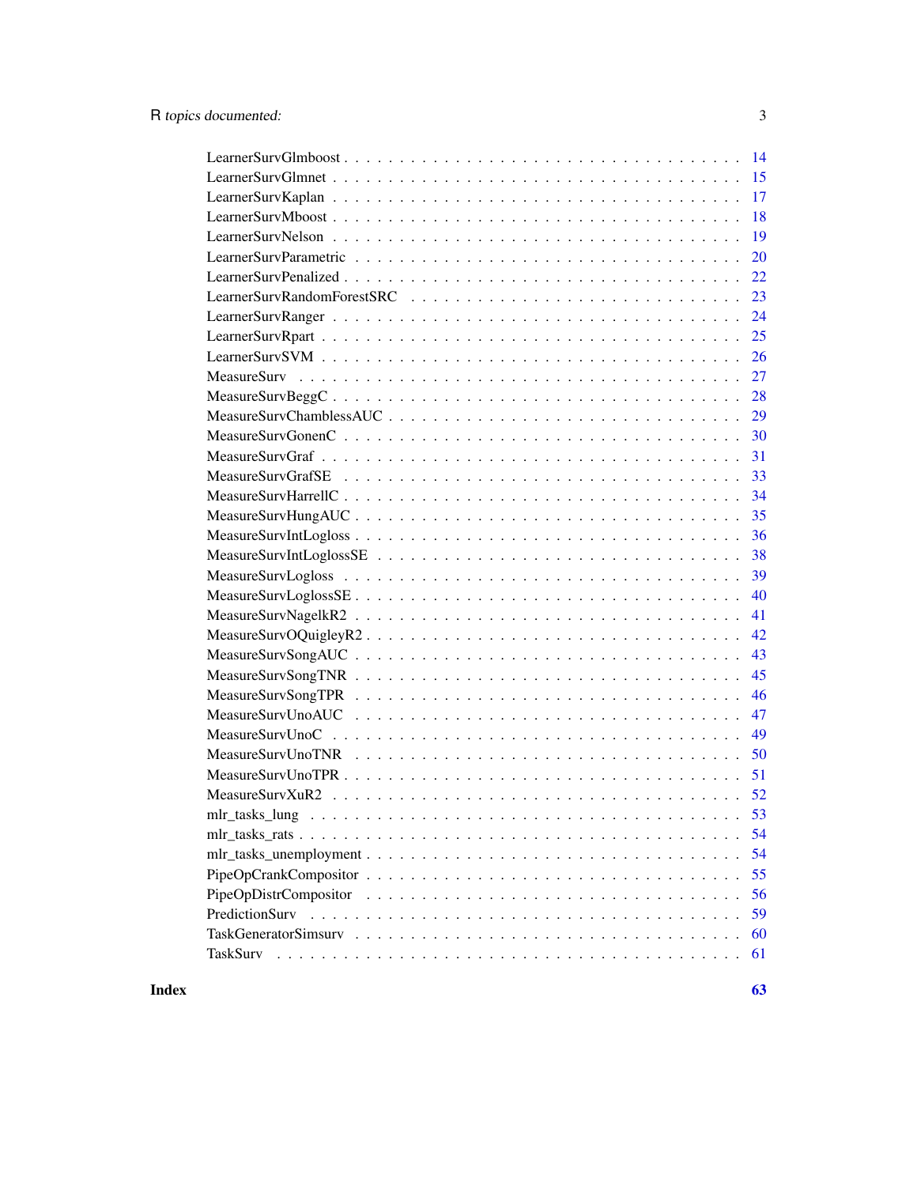LearnerSurvGlmboost . . . . . . . . . . . . . . . . . . . . . . . . . . . . . . . . . 14
LearnerSurvGlmnet . . . . . . . . . . . . . . . . . . . . . . . . . . . . . . . . . . 15
LearnerSurvKaplan . . . . . . . . . . . . . . . . . . . . . . . . . . . . . . . . . . 17
LearnerSurvMboost . . . . . . . . . . . . . . . . . . . . . . . . . . . . . . . . . . 18
LearnerSurvNelson . . . . . . . . . . . . . . . . . . . . . . . . . . . . . . . . . . 19
LearnerSurvParametric . . . . . . . . . . . . . . . . . . . . . . . . . . . . . . . . 20
LearnerSurvPenalized . . . . . . . . . . . . . . . . . . . . . . . . . . . . . . . . . 22
LearnerSurvRandomForestSRC . . . . . . . . . . . . . . . . . . . . . . . . . . . . 23
LearnerSurvRanger . . . . . . . . . . . . . . . . . . . . . . . . . . . . . . . . . . 24
LearnerSurvRpart . . . . . . . . . . . . . . . . . . . . . . . . . . . . . . . . . . . 25
LearnerSurvSVM . . . . . . . . . . . . . . . . . . . . . . . . . . . . . . . . . . . 26
MeasureSurv . . . . . . . . . . . . . . . . . . . . . . . . . . . . . . . . . . . . . 27
MeasureSurvBeggC . . . . . . . . . . . . . . . . . . . . . . . . . . . . . . . . . . 28
MeasureSurvChamblessAUC . . . . . . . . . . . . . . . . . . . . . . . . . . . . . . 29
MeasureSurvGonenC . . . . . . . . . . . . . . . . . . . . . . . . . . . . . . . . . . 30
MeasureSurvGraf . . . . . . . . . . . . . . . . . . . . . . . . . . . . . . . . . . . 31
MeasureSurvGrafSE . . . . . . . . . . . . . . . . . . . . . . . . . . . . . . . . . . 33
MeasureSurvHarrellC . . . . . . . . . . . . . . . . . . . . . . . . . . . . . . . . . 34
MeasureSurvHungAUC . . . . . . . . . . . . . . . . . . . . . . . . . . . . . . . . . 35
MeasureSurvIntLogloss . . . . . . . . . . . . . . . . . . . . . . . . . . . . . . . . 36
MeasureSurvIntLoglossSE . . . . . . . . . . . . . . . . . . . . . . . . . . . . . . . 38
MeasureSurvLogloss . . . . . . . . . . . . . . . . . . . . . . . . . . . . . . . . . . 39
MeasureSurvLoglossSE . . . . . . . . . . . . . . . . . . . . . . . . . . . . . . . . . 40
MeasureSurvNagelkR2 . . . . . . . . . . . . . . . . . . . . . . . . . . . . . . . . . 41
MeasureSurvOQuigleyR2 . . . . . . . . . . . . . . . . . . . . . . . . . . . . . . . . 42
MeasureSurvSongAUC . . . . . . . . . . . . . . . . . . . . . . . . . . . . . . . . . 43
MeasureSurvSongTNR . . . . . . . . . . . . . . . . . . . . . . . . . . . . . . . . . 45
MeasureSurvSongTPR . . . . . . . . . . . . . . . . . . . . . . . . . . . . . . . . . 46
MeasureSurvUnoAUC . . . . . . . . . . . . . . . . . . . . . . . . . . . . . . . . . . 47
MeasureSurvUnoC . . . . . . . . . . . . . . . . . . . . . . . . . . . . . . . . . . . 49
MeasureSurvUnoTNR . . . . . . . . . . . . . . . . . . . . . . . . . . . . . . . . . . 50
MeasureSurvUnoTPR . . . . . . . . . . . . . . . . . . . . . . . . . . . . . . . . . . 51
MeasureSurvXuR2 . . . . . . . . . . . . . . . . . . . . . . . . . . . . . . . . . . . 52
mlr_tasks_lung . . . . . . . . . . . . . . . . . . . . . . . . . . . . . . . . . . . . 53
mlr_tasks_rats . . . . . . . . . . . . . . . . . . . . . . . . . . . . . . . . . . . . 54
mlr_tasks_unemployment . . . . . . . . . . . . . . . . . . . . . . . . . . . . . . . . 54
PipeOpCrankCompositor . . . . . . . . . . . . . . . . . . . . . . . . . . . . . . . . 55
PipeOpDistrCompositor . . . . . . . . . . . . . . . . . . . . . . . . . . . . . . . . 56
PredictionSurv . . . . . . . . . . . . . . . . . . . . . . . . . . . . . . . . . . . . 59
TaskGeneratorSimsurv . . . . . . . . . . . . . . . . . . . . . . . . . . . . . . . . . 60
TaskSurv . . . . . . . . . . . . . . . . . . . . . . . . . . . . . . . . . . . . . . . 61

**Index** **63**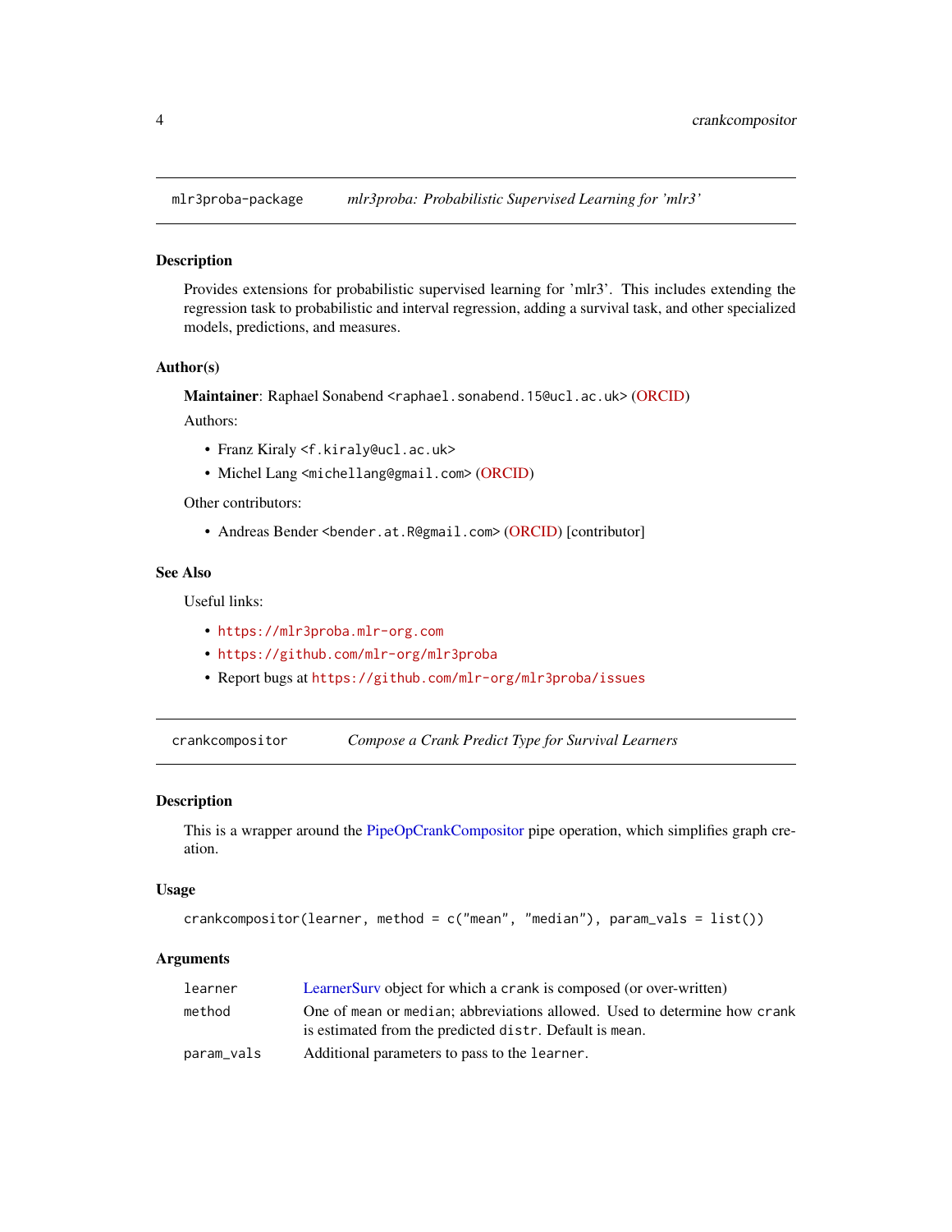## mlr3proba-package — *mlr3proba: Probabilistic Supervised Learning for 'mlr3'*

### Description

Provides extensions for probabilistic supervised learning for 'mlr3'. This includes extending the regression task to probabilistic and interval regression, adding a survival task, and other specialized models, predictions, and measures.

### Author(s)

**Maintainer**: Raphael Sonabend <raphael.sonabend.15@ucl.ac.uk> (ORCID)

Authors:

- Franz Kiraly <f.kiraly@ucl.ac.uk>
- Michel Lang <michellang@gmail.com> (ORCID)

Other contributors:

- Andreas Bender <bender.at.R@gmail.com> (ORCID) [contributor]

### See Also

Useful links:

- https://mlr3proba.mlr-org.com
- https://github.com/mlr-org/mlr3proba
- Report bugs at https://github.com/mlr-org/mlr3proba/issues

## crankcompositor — *Compose a Crank Predict Type for Survival Learners*

### Description

This is a wrapper around the PipeOpCrankCompositor pipe operation, which simplifies graph creation.

### Usage

```
crankcompositor(learner, method = c("mean", "median"), param_vals = list())
```

### Arguments

| | |
|---|---|
| `learner` | LearnerSurv object for which a `crank` is composed (or over-written) |
| `method` | One of `mean` or `median`; abbreviations allowed. Used to determine how `crank` is estimated from the predicted `distr`. Default is `mean`. |
| `param_vals` | Additional parameters to pass to the `learner`. |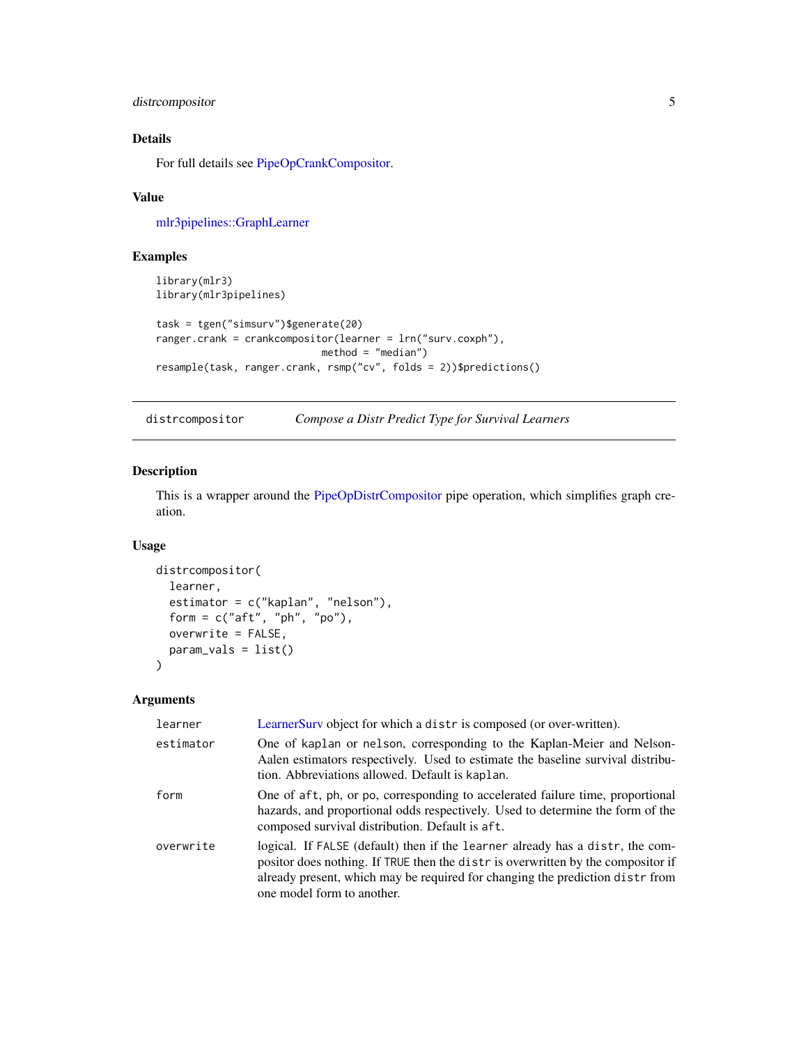### Details

For full details see PipeOpCrankCompositor.

### Value

mlr3pipelines::GraphLearner

### Examples

```
library(mlr3)
library(mlr3pipelines)

task = tgen("simsurv")$generate(20)
ranger.crank = crankcompositor(learner = lrn("surv.coxph"),
                            method = "median")
resample(task, ranger.crank, rsmp("cv", folds = 2))$predictions()
```

---

## distrcompositor — *Compose a Distr Predict Type for Survival Learners*

---

### Description

This is a wrapper around the PipeOpDistrCompositor pipe operation, which simplifies graph creation.

### Usage

```
distrcompositor(
  learner,
  estimator = c("kaplan", "nelson"),
  form = c("aft", "ph", "po"),
  overwrite = FALSE,
  param_vals = list()
)
```

### Arguments

| | |
|---|---|
| `learner` | LearnerSurv object for which a `distr` is composed (or over-written). |
| `estimator` | One of `kaplan` or `nelson`, corresponding to the Kaplan-Meier and Nelson-Aalen estimators respectively. Used to estimate the baseline survival distribution. Abbreviations allowed. Default is `kaplan`. |
| `form` | One of `aft`, `ph`, or `po`, corresponding to accelerated failure time, proportional hazards, and proportional odds respectively. Used to determine the form of the composed survival distribution. Default is `aft`. |
| `overwrite` | logical. If `FALSE` (default) then if the `learner` already has a `distr`, the compositor does nothing. If `TRUE` then the `distr` is overwritten by the compositor if already present, which may be required for changing the prediction `distr` from one model form to another. |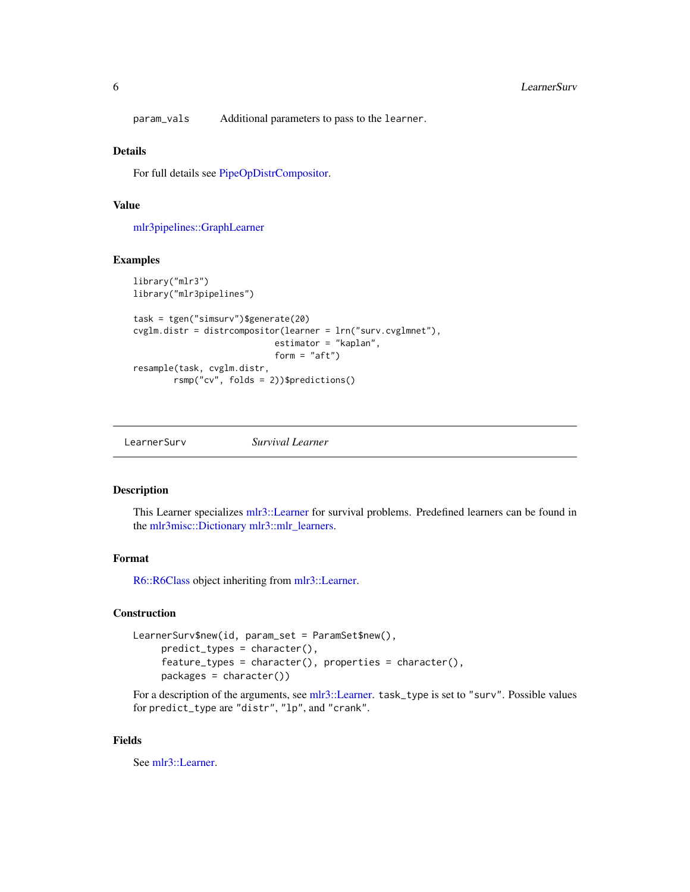`param_vals` Additional parameters to pass to the `learner`.

### Details

For full details see PipeOpDistrCompositor.

### Value

mlr3pipelines::GraphLearner

### Examples

```
library("mlr3")
library("mlr3pipelines")

task = tgen("simsurv")$generate(20)
cvglm.distr = distrcompositor(learner = lrn("surv.cvglmnet"),
                              estimator = "kaplan",
                              form = "aft")
resample(task, cvglm.distr,
         rsmp("cv", folds = 2))$predictions()
```

---

## LearnerSurv *Survival Learner*

---

### Description

This Learner specializes mlr3::Learner for survival problems. Predefined learners can be found in the mlr3misc::Dictionary mlr3::mlr_learners.

### Format

R6::R6Class object inheriting from mlr3::Learner.

### Construction

```
LearnerSurv$new(id, param_set = ParamSet$new(),
     predict_types = character(),
     feature_types = character(), properties = character(),
     packages = character())
```

For a description of the arguments, see mlr3::Learner. `task_type` is set to `"surv"`. Possible values for `predict_type` are `"distr"`, `"lp"`, and `"crank"`.

### Fields

See mlr3::Learner.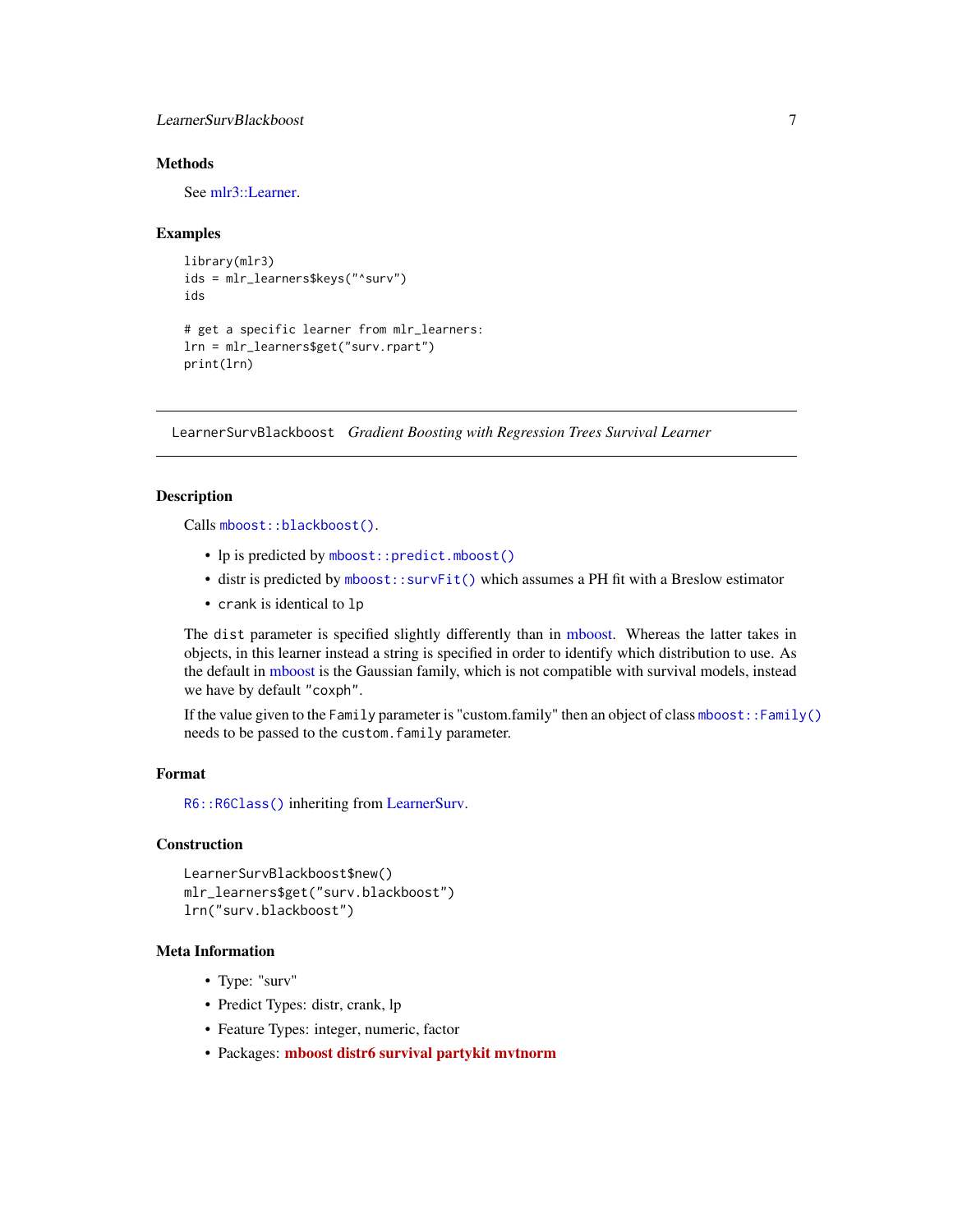## Methods

See mlr3::Learner.

## Examples

```
library(mlr3)
ids = mlr_learners$keys("^surv")
ids

# get a specific learner from mlr_learners:
lrn = mlr_learners$get("surv.rpart")
print(lrn)
```

---

# LearnerSurvBlackboost *Gradient Boosting with Regression Trees Survival Learner*

---

## Description

Calls `mboost::blackboost()`.

- lp is predicted by `mboost::predict.mboost()`
- distr is predicted by `mboost::survFit()` which assumes a PH fit with a Breslow estimator
- `crank` is identical to `lp`

The `dist` parameter is specified slightly differently than in mboost. Whereas the latter takes in objects, in this learner instead a string is specified in order to identify which distribution to use. As the default in mboost is the Gaussian family, which is not compatible with survival models, instead we have by default `"coxph"`.

If the value given to the `Family` parameter is "custom.family" then an object of class `mboost::Family()` needs to be passed to the `custom.family` parameter.

## Format

`R6::R6Class()` inheriting from LearnerSurv.

## Construction

```
LearnerSurvBlackboost$new()
mlr_learners$get("surv.blackboost")
lrn("surv.blackboost")
```

## Meta Information

- Type: "surv"
- Predict Types: distr, crank, lp
- Feature Types: integer, numeric, factor
- Packages: **mboost distr6 survival partykit mvtnorm**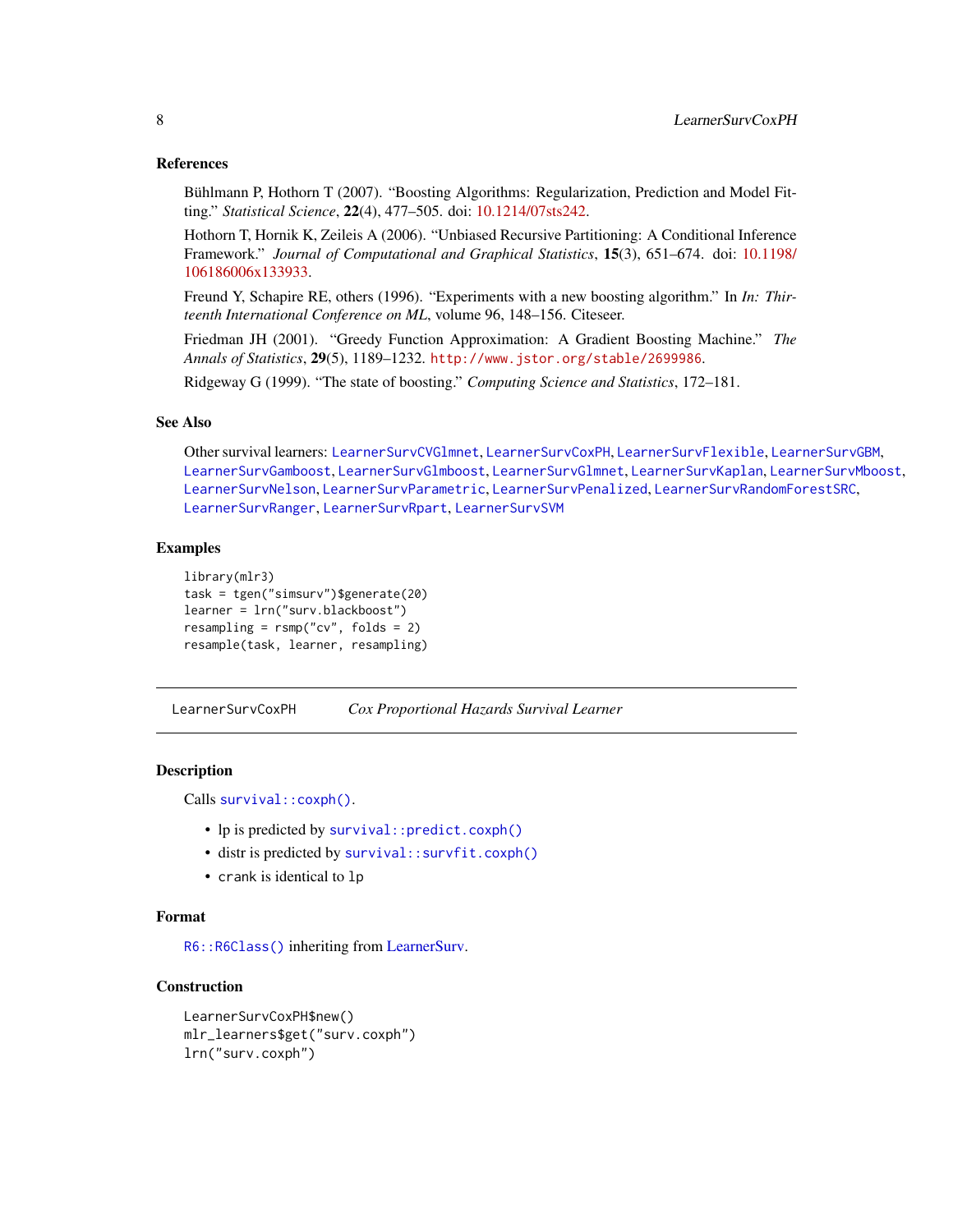### References

Bühlmann P, Hothorn T (2007). "Boosting Algorithms: Regularization, Prediction and Model Fitting." *Statistical Science*, **22**(4), 477–505. doi: 10.1214/07sts242.

Hothorn T, Hornik K, Zeileis A (2006). "Unbiased Recursive Partitioning: A Conditional Inference Framework." *Journal of Computational and Graphical Statistics*, **15**(3), 651–674. doi: 10.1198/106186006x133933.

Freund Y, Schapire RE, others (1996). "Experiments with a new boosting algorithm." In *In: Thirteenth International Conference on ML*, volume 96, 148–156. Citeseer.

Friedman JH (2001). "Greedy Function Approximation: A Gradient Boosting Machine." *The Annals of Statistics*, **29**(5), 1189–1232. http://www.jstor.org/stable/2699986.

Ridgeway G (1999). "The state of boosting." *Computing Science and Statistics*, 172–181.

### See Also

Other survival learners: `LearnerSurvCVGlmnet`, `LearnerSurvCoxPH`, `LearnerSurvFlexible`, `LearnerSurvGBM`, `LearnerSurvGamboost`, `LearnerSurvGlmboost`, `LearnerSurvGlmnet`, `LearnerSurvKaplan`, `LearnerSurvMboost`, `LearnerSurvNelson`, `LearnerSurvParametric`, `LearnerSurvPenalized`, `LearnerSurvRandomForestSRC`, `LearnerSurvRanger`, `LearnerSurvRpart`, `LearnerSurvSVM`

### Examples

```
library(mlr3)
task = tgen("simsurv")$generate(20)
learner = lrn("surv.blackboost")
resampling = rsmp("cv", folds = 2)
resample(task, learner, resampling)
```

---

## LearnerSurvCoxPH *Cox Proportional Hazards Survival Learner*

---

### Description

Calls `survival::coxph()`.

- lp is predicted by `survival::predict.coxph()`
- distr is predicted by `survival::survfit.coxph()`
- `crank` is identical to `lp`

### Format

`R6::R6Class()` inheriting from LearnerSurv.

### Construction

```
LearnerSurvCoxPH$new()
mlr_learners$get("surv.coxph")
lrn("surv.coxph")
```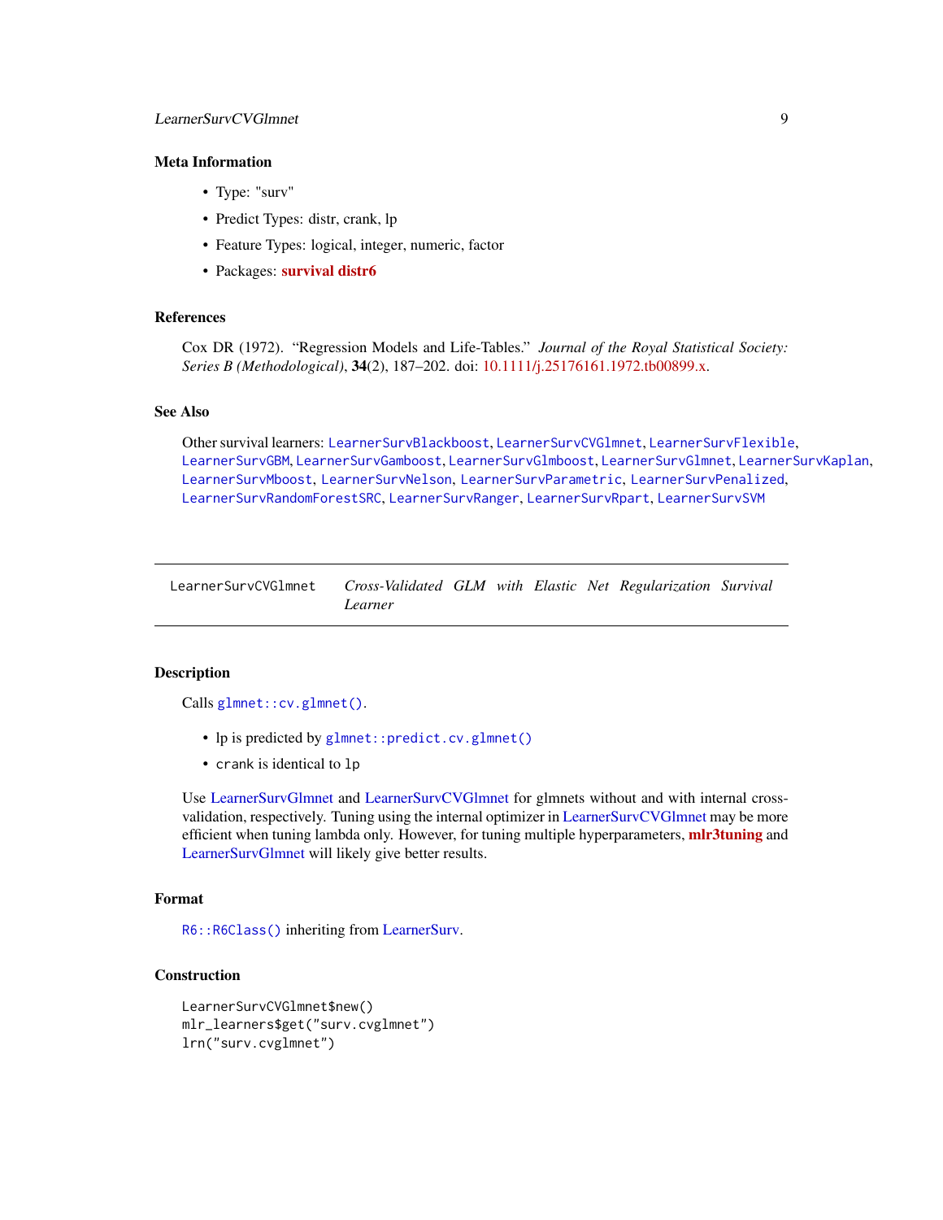### Meta Information

- Type: "surv"
- Predict Types: distr, crank, lp
- Feature Types: logical, integer, numeric, factor
- Packages: **survival distr6**

### References

Cox DR (1972). "Regression Models and Life-Tables." *Journal of the Royal Statistical Society: Series B (Methodological)*, **34**(2), 187–202. doi: 10.1111/j.25176161.1972.tb00899.x.

### See Also

Other survival learners: `LearnerSurvBlackboost`, `LearnerSurvCVGlmnet`, `LearnerSurvFlexible`, `LearnerSurvGBM`, `LearnerSurvGamboost`, `LearnerSurvGlmboost`, `LearnerSurvGlmnet`, `LearnerSurvKaplan`, `LearnerSurvMboost`, `LearnerSurvNelson`, `LearnerSurvParametric`, `LearnerSurvPenalized`, `LearnerSurvRandomForestSRC`, `LearnerSurvRanger`, `LearnerSurvRpart`, `LearnerSurvSVM`

---

## LearnerSurvCVGlmnet — *Cross-Validated GLM with Elastic Net Regularization Survival Learner*

---

### Description

Calls `glmnet::cv.glmnet()`.

- lp is predicted by `glmnet::predict.cv.glmnet()`
- `crank` is identical to `lp`

Use LearnerSurvGlmnet and LearnerSurvCVGlmnet for glmnets without and with internal cross-validation, respectively. Tuning using the internal optimizer in LearnerSurvCVGlmnet may be more efficient when tuning lambda only. However, for tuning multiple hyperparameters, **mlr3tuning** and LearnerSurvGlmnet will likely give better results.

### Format

`R6::R6Class()` inheriting from LearnerSurv.

### Construction

```
LearnerSurvCVGlmnet$new()
mlr_learners$get("surv.cvglmnet")
lrn("surv.cvglmnet")
```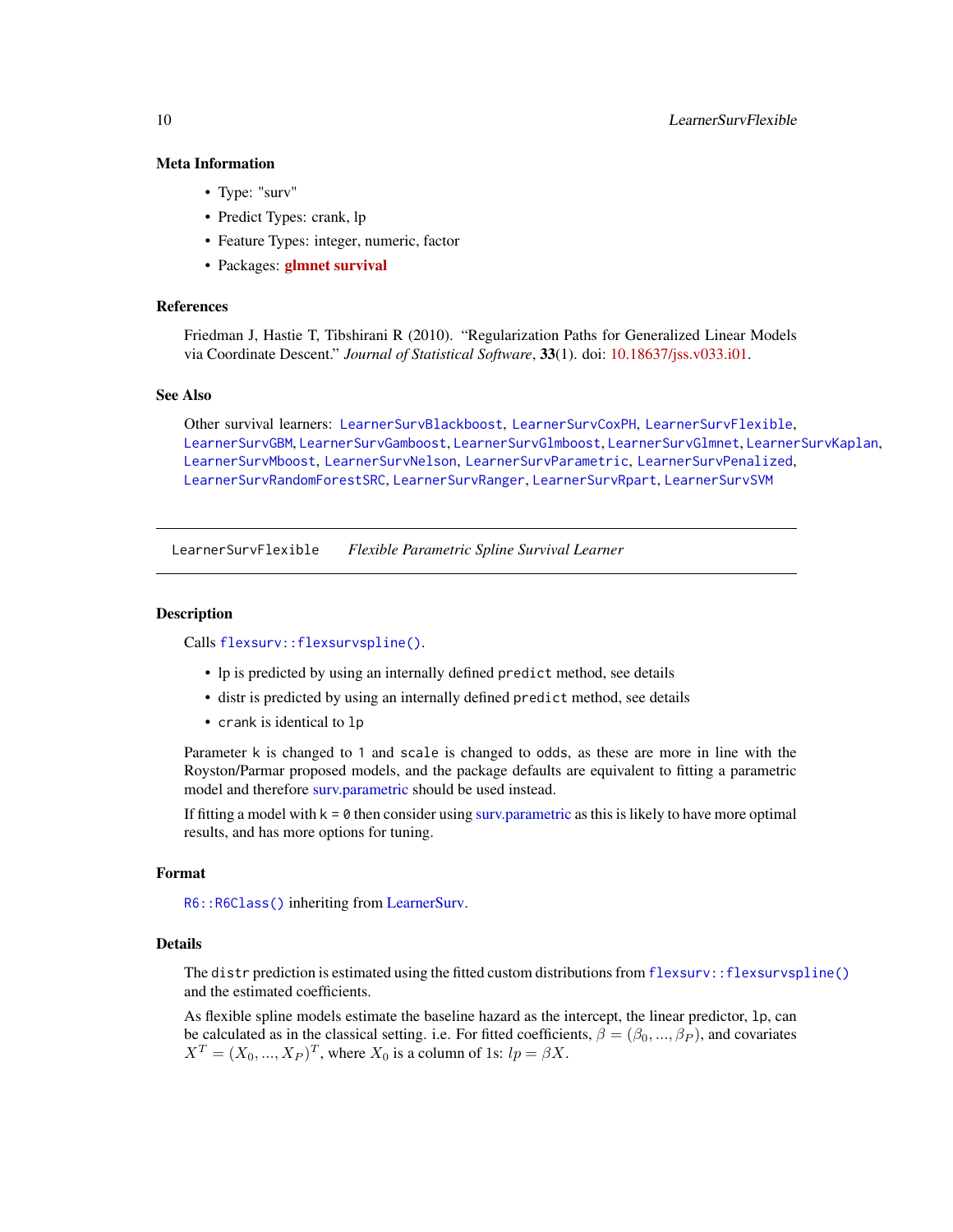### Meta Information

- Type: "surv"
- Predict Types: crank, lp
- Feature Types: integer, numeric, factor
- Packages: **glmnet survival**

### References

Friedman J, Hastie T, Tibshirani R (2010). "Regularization Paths for Generalized Linear Models via Coordinate Descent." *Journal of Statistical Software*, **33**(1). doi: 10.18637/jss.v033.i01.

### See Also

Other survival learners: `LearnerSurvBlackboost`, `LearnerSurvCoxPH`, `LearnerSurvFlexible`, `LearnerSurvGBM`, `LearnerSurvGamboost`, `LearnerSurvGlmboost`, `LearnerSurvGlmnet`, `LearnerSurvKaplan`, `LearnerSurvMboost`, `LearnerSurvNelson`, `LearnerSurvParametric`, `LearnerSurvPenalized`, `LearnerSurvRandomForestSRC`, `LearnerSurvRanger`, `LearnerSurvRpart`, `LearnerSurvSVM`

---

## LearnerSurvFlexible — *Flexible Parametric Spline Survival Learner*

---

### Description

Calls `flexsurv::flexsurvspline()`.

- lp is predicted by using an internally defined `predict` method, see details
- distr is predicted by using an internally defined `predict` method, see details
- `crank` is identical to `lp`

Parameter `k` is changed to `1` and `scale` is changed to `odds`, as these are more in line with the Royston/Parmar proposed models, and the package defaults are equivalent to fitting a parametric model and therefore surv.parametric should be used instead.

If fitting a model with `k = 0` then consider using surv.parametric as this is likely to have more optimal results, and has more options for tuning.

### Format

`R6::R6Class()` inheriting from LearnerSurv.

### Details

The `distr` prediction is estimated using the fitted custom distributions from `flexsurv::flexsurvspline()` and the estimated coefficients.

As flexible spline models estimate the baseline hazard as the intercept, the linear predictor, `lp`, can be calculated as in the classical setting. i.e. For fitted coefficients, $\beta = (\beta_0, ..., \beta_P)$, and covariates $X^T = (X_0, ..., X_P)^T$, where $X_0$ is a column of 1s: $lp = \beta X$.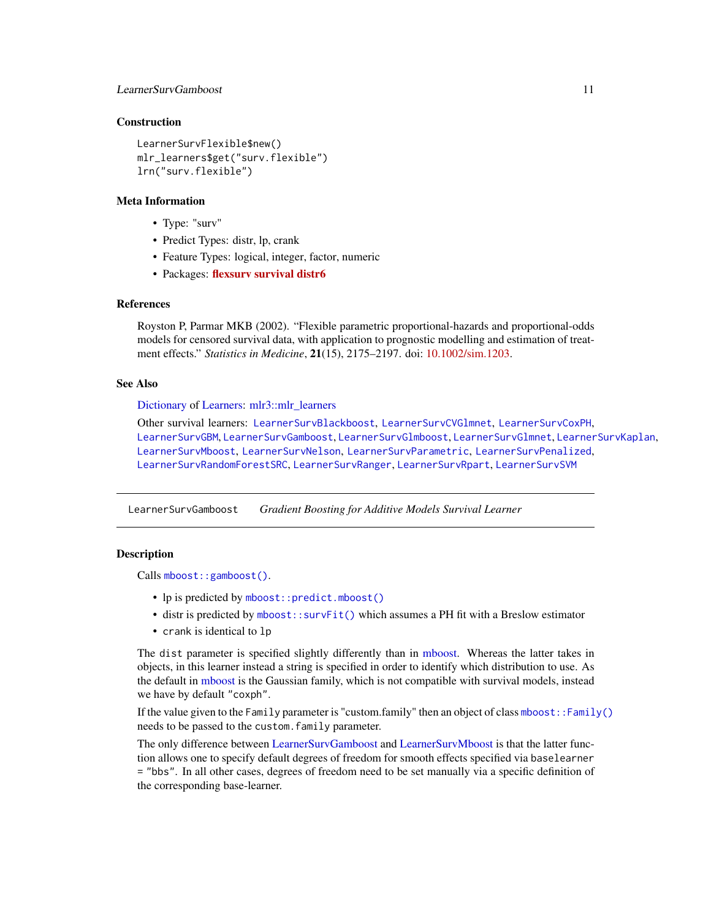### Construction

```
LearnerSurvFlexible$new()
mlr_learners$get("surv.flexible")
lrn("surv.flexible")
```

### Meta Information

- Type: "surv"
- Predict Types: distr, lp, crank
- Feature Types: logical, integer, factor, numeric
- Packages: **flexsurv survival distr6**

### References

Royston P, Parmar MKB (2002). "Flexible parametric proportional-hazards and proportional-odds models for censored survival data, with application to prognostic modelling and estimation of treatment effects." *Statistics in Medicine*, **21**(15), 2175–2197. doi: 10.1002/sim.1203.

### See Also

Dictionary of Learners: mlr3::mlr_learners

Other survival learners: `LearnerSurvBlackboost`, `LearnerSurvCVGlmnet`, `LearnerSurvCoxPH`, `LearnerSurvGBM`, `LearnerSurvGamboost`, `LearnerSurvGlmboost`, `LearnerSurvGlmnet`, `LearnerSurvKaplan`, `LearnerSurvMboost`, `LearnerSurvNelson`, `LearnerSurvParametric`, `LearnerSurvPenalized`, `LearnerSurvRandomForestSRC`, `LearnerSurvRanger`, `LearnerSurvRpart`, `LearnerSurvSVM`

---

## LearnerSurvGamboost — *Gradient Boosting for Additive Models Survival Learner*

---

### Description

Calls `mboost::gamboost()`.

- lp is predicted by `mboost::predict.mboost()`
- distr is predicted by `mboost::survFit()` which assumes a PH fit with a Breslow estimator
- `crank` is identical to `lp`

The `dist` parameter is specified slightly differently than in mboost. Whereas the latter takes in objects, in this learner instead a string is specified in order to identify which distribution to use. As the default in mboost is the Gaussian family, which is not compatible with survival models, instead we have by default `"coxph"`.

If the value given to the `Family` parameter is "custom.family" then an object of class `mboost::Family()` needs to be passed to the `custom.family` parameter.

The only difference between LearnerSurvGamboost and LearnerSurvMboost is that the latter function allows one to specify default degrees of freedom for smooth effects specified via `baselearner = "bbs"`. In all other cases, degrees of freedom need to be set manually via a specific definition of the corresponding base-learner.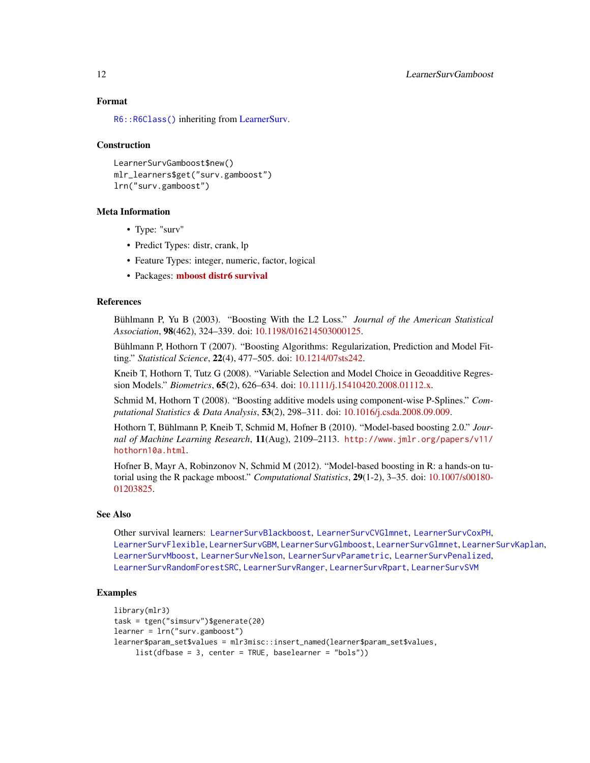## Format

`R6::R6Class()` inheriting from LearnerSurv.

## Construction

```
LearnerSurvGamboost$new()
mlr_learners$get("surv.gamboost")
lrn("surv.gamboost")
```

## Meta Information

- Type: "surv"
- Predict Types: distr, crank, lp
- Feature Types: integer, numeric, factor, logical
- Packages: **mboost distr6 survival**

## References

Bühlmann P, Yu B (2003). "Boosting With the L2 Loss." *Journal of the American Statistical Association*, **98**(462), 324–339. doi: 10.1198/016214503000125.

Bühlmann P, Hothorn T (2007). "Boosting Algorithms: Regularization, Prediction and Model Fitting." *Statistical Science*, **22**(4), 477–505. doi: 10.1214/07sts242.

Kneib T, Hothorn T, Tutz G (2008). "Variable Selection and Model Choice in Geoadditive Regression Models." *Biometrics*, **65**(2), 626–634. doi: 10.1111/j.15410420.2008.01112.x.

Schmid M, Hothorn T (2008). "Boosting additive models using component-wise P-Splines." *Computational Statistics & Data Analysis*, **53**(2), 298–311. doi: 10.1016/j.csda.2008.09.009.

Hothorn T, Bühlmann P, Kneib T, Schmid M, Hofner B (2010). "Model-based boosting 2.0." *Journal of Machine Learning Research*, **11**(Aug), 2109–2113. `http://www.jmlr.org/papers/v11/hothorn10a.html`.

Hofner B, Mayr A, Robinzonov N, Schmid M (2012). "Model-based boosting in R: a hands-on tutorial using the R package mboost." *Computational Statistics*, **29**(1-2), 3–35. doi: 10.1007/s00180-01203825.

## See Also

Other survival learners: `LearnerSurvBlackboost`, `LearnerSurvCVGlmnet`, `LearnerSurvCoxPH`, `LearnerSurvFlexible`, `LearnerSurvGBM`, `LearnerSurvGlmboost`, `LearnerSurvGlmnet`, `LearnerSurvKaplan`, `LearnerSurvMboost`, `LearnerSurvNelson`, `LearnerSurvParametric`, `LearnerSurvPenalized`, `LearnerSurvRandomForestSRC`, `LearnerSurvRanger`, `LearnerSurvRpart`, `LearnerSurvSVM`

## Examples

```
library(mlr3)
task = tgen("simsurv")$generate(20)
learner = lrn("surv.gamboost")
learner$param_set$values = mlr3misc::insert_named(learner$param_set$values,
     list(dfbase = 3, center = TRUE, baselearner = "bols"))
```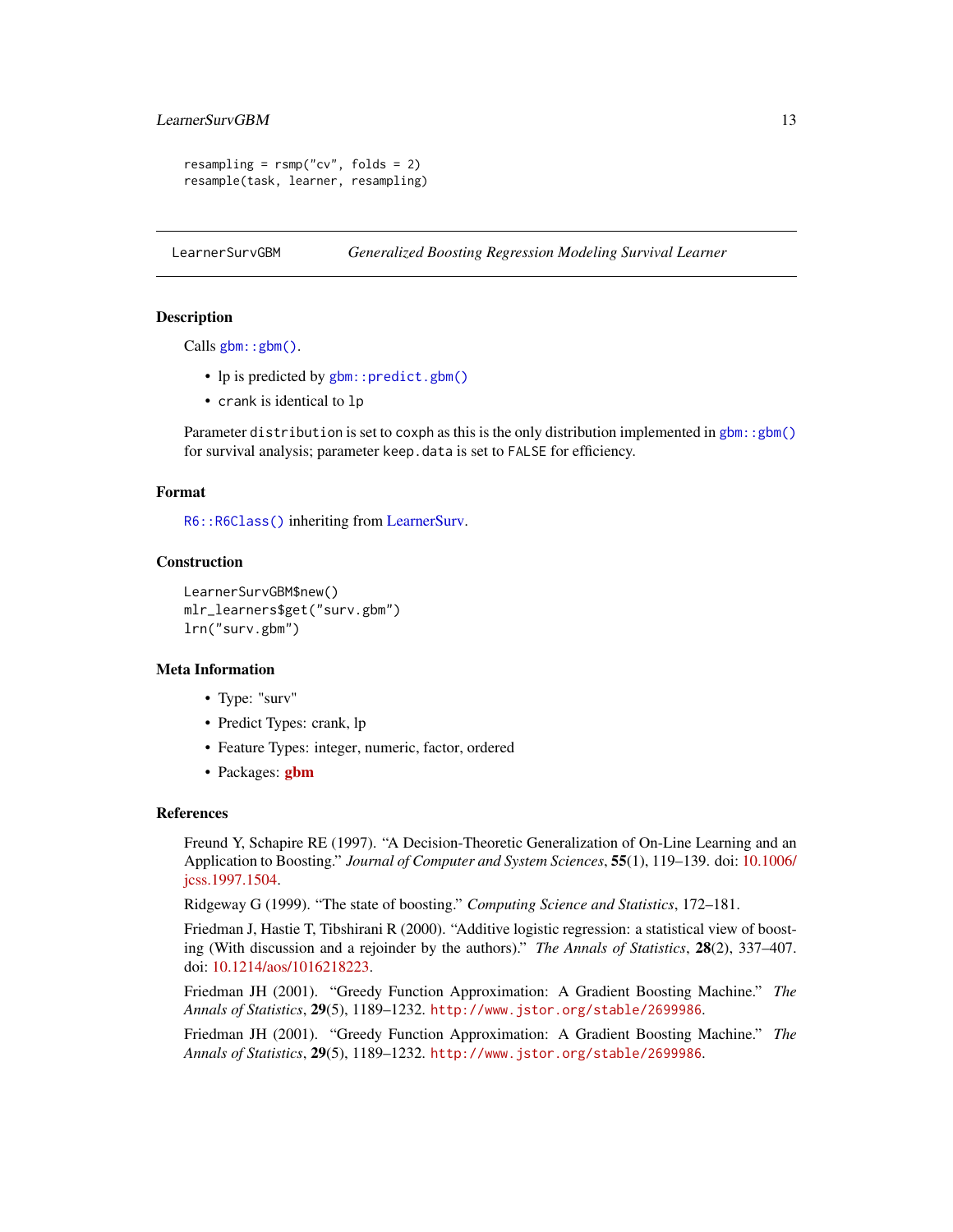```
resampling = rsmp("cv", folds = 2)
resample(task, learner, resampling)
```

---

## LearnerSurvGBM — *Generalized Boosting Regression Modeling Survival Learner*

### Description

Calls `gbm::gbm()`.

- lp is predicted by `gbm::predict.gbm()`
- `crank` is identical to `lp`

Parameter `distribution` is set to `coxph` as this is the only distribution implemented in `gbm::gbm()` for survival analysis; parameter `keep.data` is set to `FALSE` for efficiency.

### Format

`R6::R6Class()` inheriting from LearnerSurv.

### Construction

```
LearnerSurvGBM$new()
mlr_learners$get("surv.gbm")
lrn("surv.gbm")
```

### Meta Information

- Type: "surv"
- Predict Types: crank, lp
- Feature Types: integer, numeric, factor, ordered
- Packages: **gbm**

### References

Freund Y, Schapire RE (1997). "A Decision-Theoretic Generalization of On-Line Learning and an Application to Boosting." *Journal of Computer and System Sciences*, **55**(1), 119–139. doi: 10.1006/jcss.1997.1504.

Ridgeway G (1999). "The state of boosting." *Computing Science and Statistics*, 172–181.

Friedman J, Hastie T, Tibshirani R (2000). "Additive logistic regression: a statistical view of boosting (With discussion and a rejoinder by the authors)." *The Annals of Statistics*, **28**(2), 337–407. doi: 10.1214/aos/1016218223.

Friedman JH (2001). "Greedy Function Approximation: A Gradient Boosting Machine." *The Annals of Statistics*, **29**(5), 1189–1232. `http://www.jstor.org/stable/2699986`.

Friedman JH (2001). "Greedy Function Approximation: A Gradient Boosting Machine." *The Annals of Statistics*, **29**(5), 1189–1232. `http://www.jstor.org/stable/2699986`.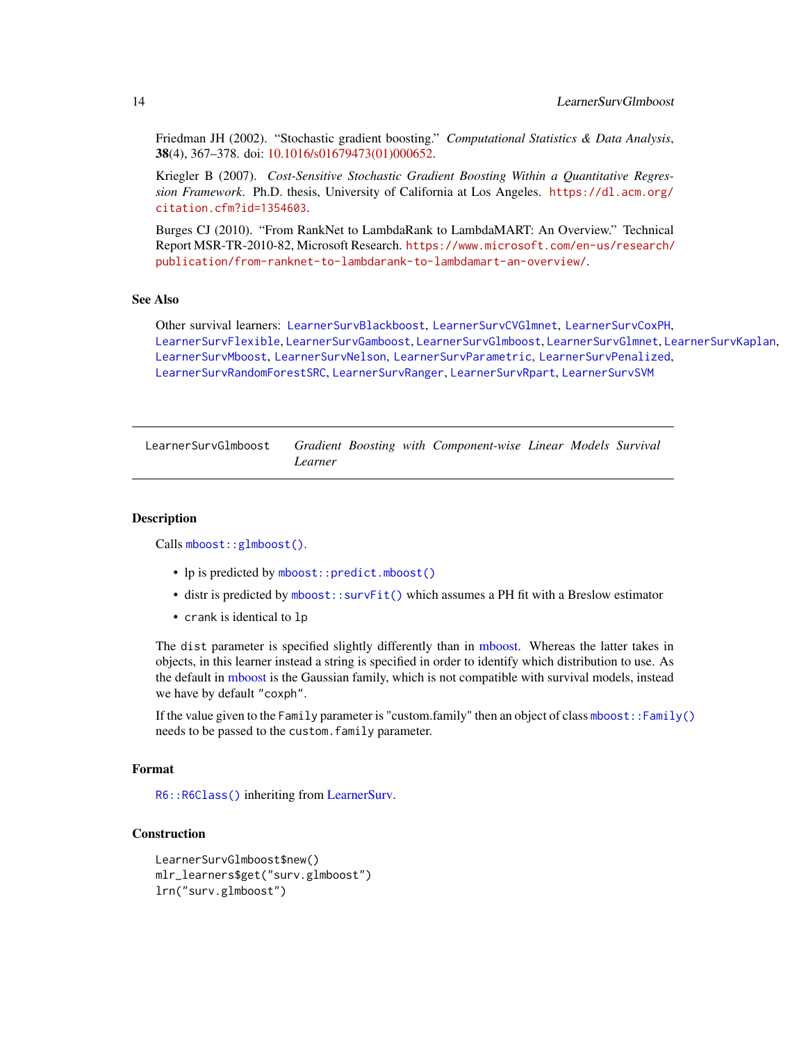Friedman JH (2002). "Stochastic gradient boosting." *Computational Statistics & Data Analysis*, **38**(4), 367–378. doi: 10.1016/s01679473(01)000652.

Kriegler B (2007). *Cost-Sensitive Stochastic Gradient Boosting Within a Quantitative Regression Framework*. Ph.D. thesis, University of California at Los Angeles. https://dl.acm.org/citation.cfm?id=1354603.

Burges CJ (2010). "From RankNet to LambdaRank to LambdaMART: An Overview." Technical Report MSR-TR-2010-82, Microsoft Research. https://www.microsoft.com/en-us/research/publication/from-ranknet-to-lambdarank-to-lambdamart-an-overview/.

## See Also

Other survival learners: `LearnerSurvBlackboost`, `LearnerSurvCVGlmnet`, `LearnerSurvCoxPH`, `LearnerSurvFlexible`, `LearnerSurvGamboost`, `LearnerSurvGlmboost`, `LearnerSurvGlmnet`, `LearnerSurvKaplan`, `LearnerSurvMboost`, `LearnerSurvNelson`, `LearnerSurvParametric`, `LearnerSurvPenalized`, `LearnerSurvRandomForestSRC`, `LearnerSurvRanger`, `LearnerSurvRpart`, `LearnerSurvSVM`

---

# LearnerSurvGlmboost — *Gradient Boosting with Component-wise Linear Models Survival Learner*

---

## Description

Calls `mboost::glmboost()`.

- lp is predicted by `mboost::predict.mboost()`
- distr is predicted by `mboost::survFit()` which assumes a PH fit with a Breslow estimator
- `crank` is identical to `lp`

The `dist` parameter is specified slightly differently than in mboost. Whereas the latter takes in objects, in this learner instead a string is specified in order to identify which distribution to use. As the default in mboost is the Gaussian family, which is not compatible with survival models, instead we have by default `"coxph"`.

If the value given to the `Family` parameter is "custom.family" then an object of class `mboost::Family()` needs to be passed to the `custom.family` parameter.

## Format

`R6::R6Class()` inheriting from LearnerSurv.

## Construction

```
LearnerSurvGlmboost$new()
mlr_learners$get("surv.glmboost")
lrn("surv.glmboost")
```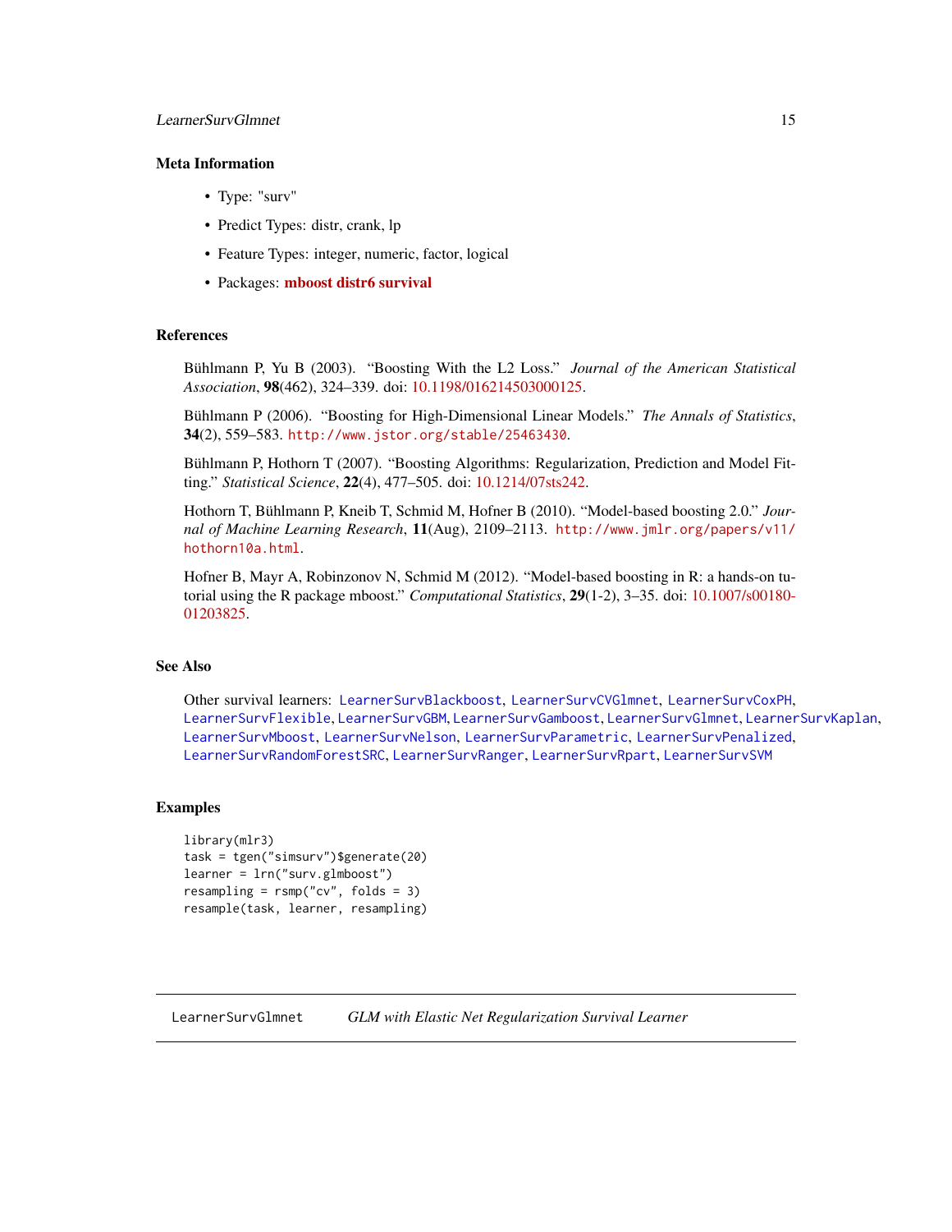### Meta Information

- Type: "surv"
- Predict Types: distr, crank, lp
- Feature Types: integer, numeric, factor, logical
- Packages: **mboost distr6 survival**

### References

Bühlmann P, Yu B (2003). "Boosting With the L2 Loss." *Journal of the American Statistical Association*, **98**(462), 324–339. doi: 10.1198/016214503000125.

Bühlmann P (2006). "Boosting for High-Dimensional Linear Models." *The Annals of Statistics*, **34**(2), 559–583. `http://www.jstor.org/stable/25463430`.

Bühlmann P, Hothorn T (2007). "Boosting Algorithms: Regularization, Prediction and Model Fitting." *Statistical Science*, **22**(4), 477–505. doi: 10.1214/07sts242.

Hothorn T, Bühlmann P, Kneib T, Schmid M, Hofner B (2010). "Model-based boosting 2.0." *Journal of Machine Learning Research*, **11**(Aug), 2109–2113. `http://www.jmlr.org/papers/v11/hothorn10a.html`.

Hofner B, Mayr A, Robinzonov N, Schmid M (2012). "Model-based boosting in R: a hands-on tutorial using the R package mboost." *Computational Statistics*, **29**(1-2), 3–35. doi: 10.1007/s00180-01203825.

### See Also

Other survival learners: `LearnerSurvBlackboost`, `LearnerSurvCVGlmnet`, `LearnerSurvCoxPH`, `LearnerSurvFlexible`, `LearnerSurvGBM`, `LearnerSurvGamboost`, `LearnerSurvGlmnet`, `LearnerSurvKaplan`, `LearnerSurvMboost`, `LearnerSurvNelson`, `LearnerSurvParametric`, `LearnerSurvPenalized`, `LearnerSurvRandomForestSRC`, `LearnerSurvRanger`, `LearnerSurvRpart`, `LearnerSurvSVM`

### Examples

```
library(mlr3)
task = tgen("simsurv")$generate(20)
learner = lrn("surv.glmboost")
resampling = rsmp("cv", folds = 3)
resample(task, learner, resampling)
```

---

## LearnerSurvGlmnet *GLM with Elastic Net Regularization Survival Learner*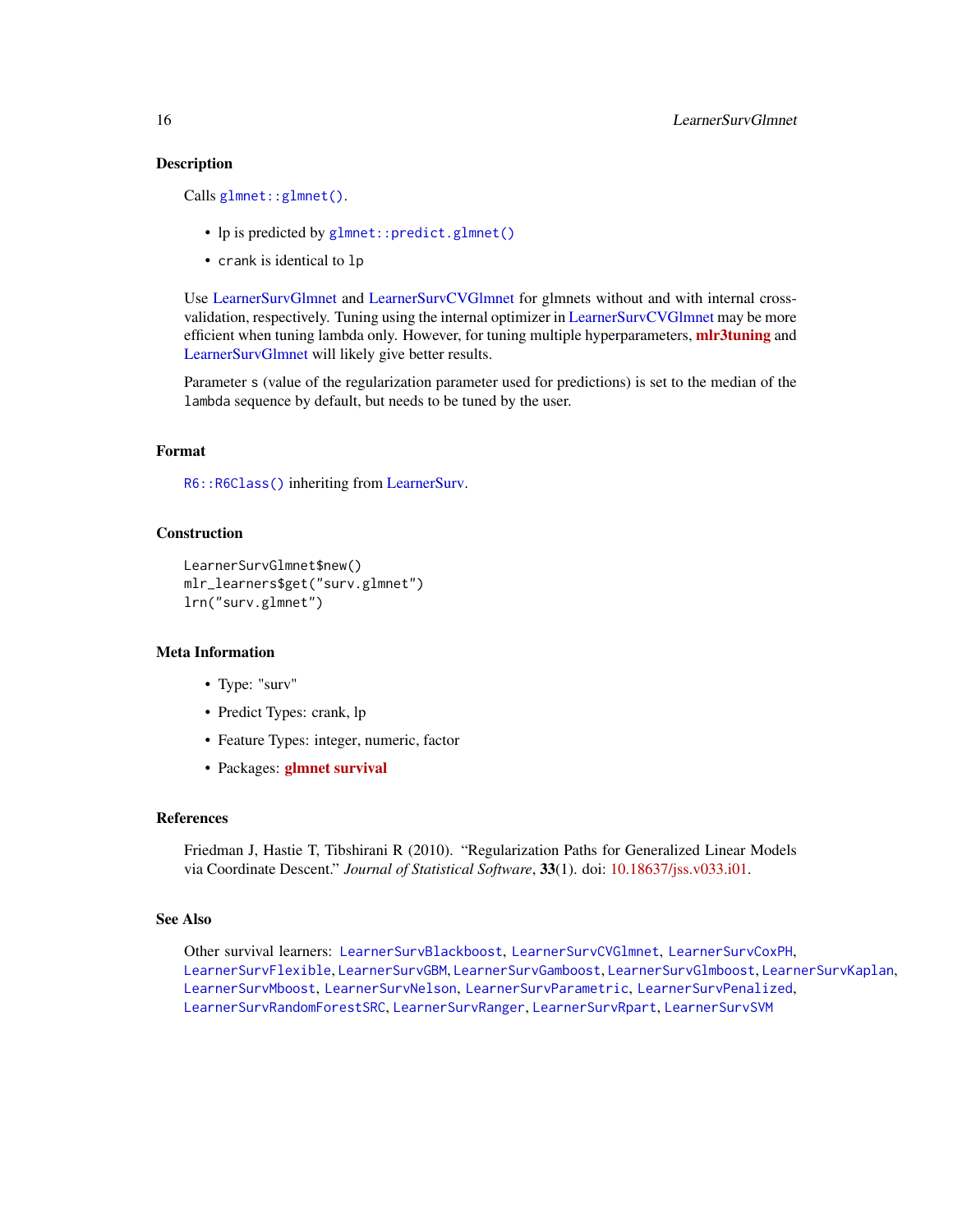## Description

Calls `glmnet::glmnet()`.

- lp is predicted by `glmnet::predict.glmnet()`
- `crank` is identical to `lp`

Use LearnerSurvGlmnet and LearnerSurvCVGlmnet for glmnets without and with internal cross-validation, respectively. Tuning using the internal optimizer in LearnerSurvCVGlmnet may be more efficient when tuning lambda only. However, for tuning multiple hyperparameters, **mlr3tuning** and LearnerSurvGlmnet will likely give better results.

Parameter `s` (value of the regularization parameter used for predictions) is set to the median of the `lambda` sequence by default, but needs to be tuned by the user.

## Format

`R6::R6Class()` inheriting from LearnerSurv.

## Construction

```
LearnerSurvGlmnet$new()
mlr_learners$get("surv.glmnet")
lrn("surv.glmnet")
```

## Meta Information

- Type: "surv"
- Predict Types: crank, lp
- Feature Types: integer, numeric, factor
- Packages: **glmnet survival**

## References

Friedman J, Hastie T, Tibshirani R (2010). "Regularization Paths for Generalized Linear Models via Coordinate Descent." *Journal of Statistical Software*, **33**(1). doi: 10.18637/jss.v033.i01.

## See Also

Other survival learners: `LearnerSurvBlackboost`, `LearnerSurvCVGlmnet`, `LearnerSurvCoxPH`, `LearnerSurvFlexible`, `LearnerSurvGBM`, `LearnerSurvGamboost`, `LearnerSurvGlmboost`, `LearnerSurvKaplan`, `LearnerSurvMboost`, `LearnerSurvNelson`, `LearnerSurvParametric`, `LearnerSurvPenalized`, `LearnerSurvRandomForestSRC`, `LearnerSurvRanger`, `LearnerSurvRpart`, `LearnerSurvSVM`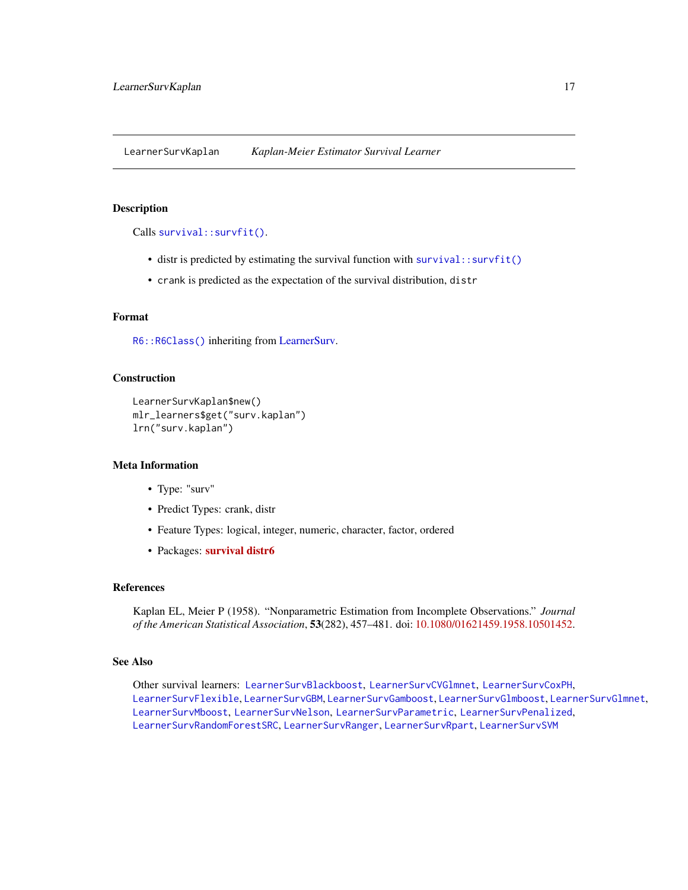## LearnerSurvKaplan — *Kaplan-Meier Estimator Survival Learner*

### Description

Calls `survival::survfit()`.

- distr is predicted by estimating the survival function with `survival::survfit()`
- `crank` is predicted as the expectation of the survival distribution, `distr`

### Format

`R6::R6Class()` inheriting from LearnerSurv.

### Construction

```
LearnerSurvKaplan$new()
mlr_learners$get("surv.kaplan")
lrn("surv.kaplan")
```

### Meta Information

- Type: "surv"
- Predict Types: crank, distr
- Feature Types: logical, integer, numeric, character, factor, ordered
- Packages: **survival distr6**

### References

Kaplan EL, Meier P (1958). "Nonparametric Estimation from Incomplete Observations." *Journal of the American Statistical Association*, **53**(282), 457–481. doi: 10.1080/01621459.1958.10501452.

### See Also

Other survival learners: `LearnerSurvBlackboost`, `LearnerSurvCVGlmnet`, `LearnerSurvCoxPH`, `LearnerSurvFlexible`, `LearnerSurvGBM`, `LearnerSurvGamboost`, `LearnerSurvGlmboost`, `LearnerSurvGlmnet`, `LearnerSurvMboost`, `LearnerSurvNelson`, `LearnerSurvParametric`, `LearnerSurvPenalized`, `LearnerSurvRandomForestSRC`, `LearnerSurvRanger`, `LearnerSurvRpart`, `LearnerSurvSVM`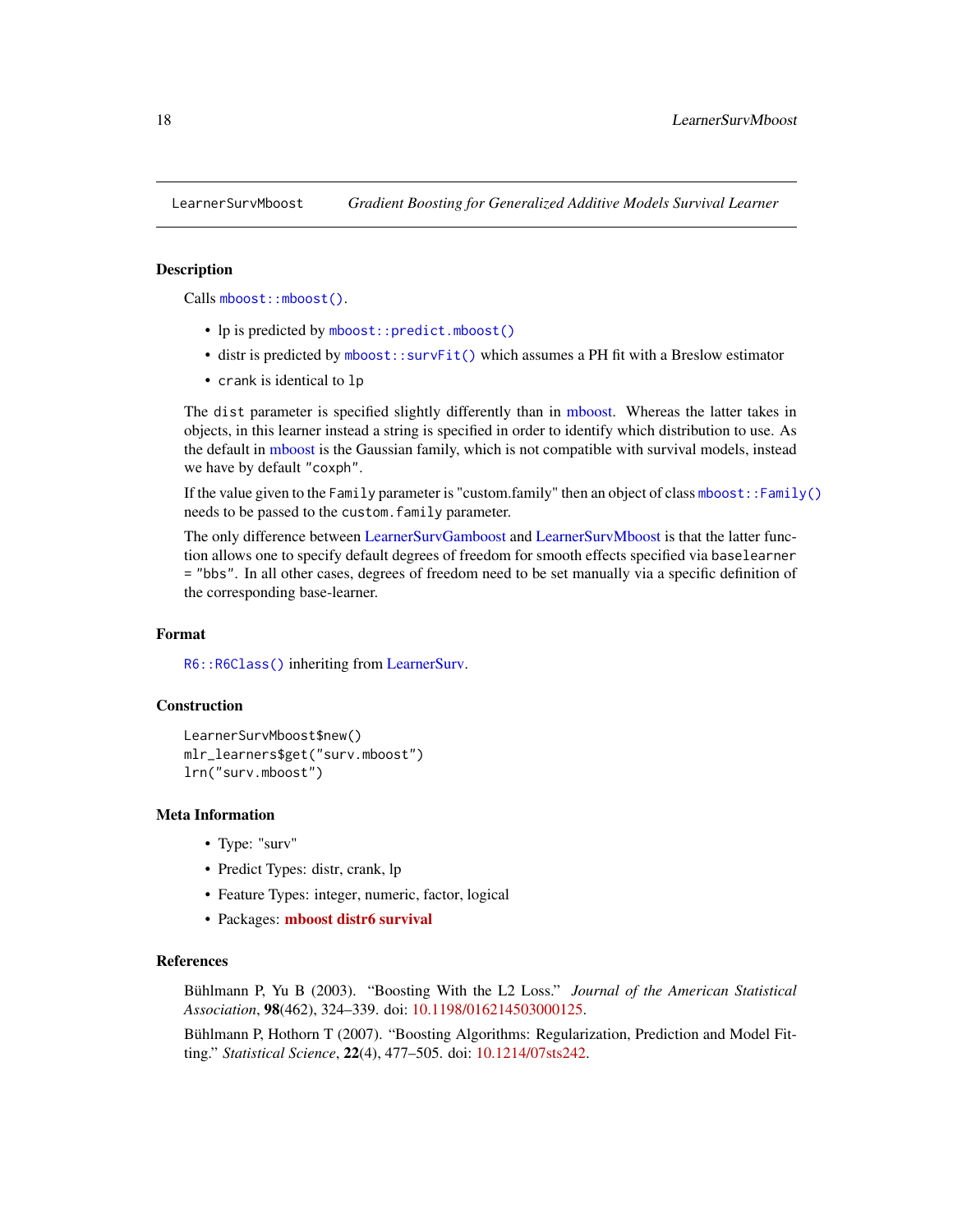## LearnerSurvMboost — *Gradient Boosting for Generalized Additive Models Survival Learner*

### Description

Calls `mboost::mboost()`.

- lp is predicted by `mboost::predict.mboost()`
- distr is predicted by `mboost::survFit()` which assumes a PH fit with a Breslow estimator
- `crank` is identical to `lp`

The `dist` parameter is specified slightly differently than in mboost. Whereas the latter takes in objects, in this learner instead a string is specified in order to identify which distribution to use. As the default in mboost is the Gaussian family, which is not compatible with survival models, instead we have by default `"coxph"`.

If the value given to the `Family` parameter is "custom.family" then an object of class `mboost::Family()` needs to be passed to the `custom.family` parameter.

The only difference between LearnerSurvGamboost and LearnerSurvMboost is that the latter function allows one to specify default degrees of freedom for smooth effects specified via `baselearner = "bbs"`. In all other cases, degrees of freedom need to be set manually via a specific definition of the corresponding base-learner.

### Format

`R6::R6Class()` inheriting from LearnerSurv.

### Construction

```
LearnerSurvMboost$new()
mlr_learners$get("surv.mboost")
lrn("surv.mboost")
```

### Meta Information

- Type: "surv"
- Predict Types: distr, crank, lp
- Feature Types: integer, numeric, factor, logical
- Packages: **mboost distr6 survival**

### References

Bühlmann P, Yu B (2003). "Boosting With the L2 Loss." *Journal of the American Statistical Association*, **98**(462), 324–339. doi: 10.1198/016214503000125.

Bühlmann P, Hothorn T (2007). "Boosting Algorithms: Regularization, Prediction and Model Fitting." *Statistical Science*, **22**(4), 477–505. doi: 10.1214/07sts242.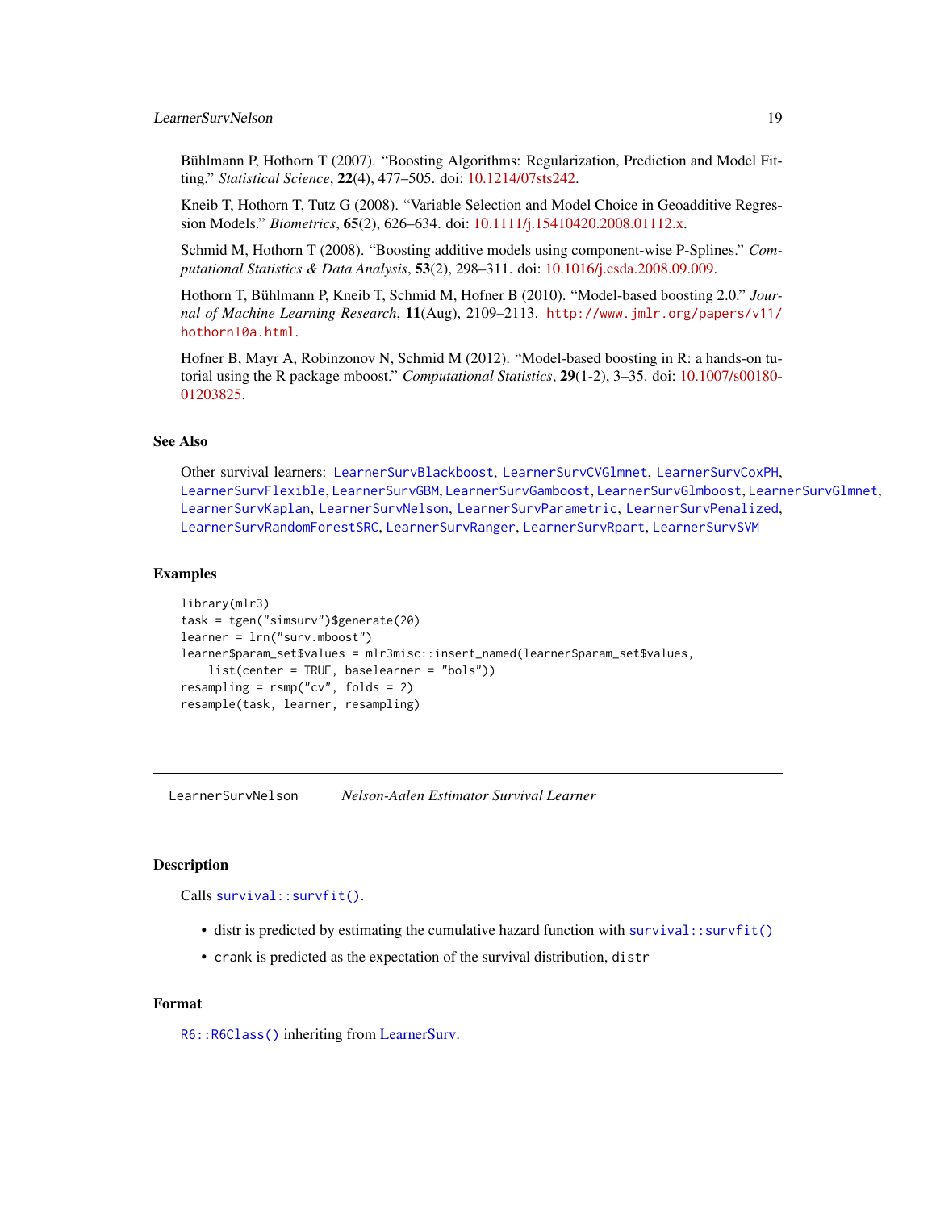Bühlmann P, Hothorn T (2007). "Boosting Algorithms: Regularization, Prediction and Model Fitting." *Statistical Science*, **22**(4), 477–505. doi: 10.1214/07sts242.

Kneib T, Hothorn T, Tutz G (2008). "Variable Selection and Model Choice in Geoadditive Regression Models." *Biometrics*, **65**(2), 626–634. doi: 10.1111/j.15410420.2008.01112.x.

Schmid M, Hothorn T (2008). "Boosting additive models using component-wise P-Splines." *Computational Statistics & Data Analysis*, **53**(2), 298–311. doi: 10.1016/j.csda.2008.09.009.

Hothorn T, Bühlmann P, Kneib T, Schmid M, Hofner B (2010). "Model-based boosting 2.0." *Journal of Machine Learning Research*, **11**(Aug), 2109–2113. `http://www.jmlr.org/papers/v11/hothorn10a.html`.

Hofner B, Mayr A, Robinzonov N, Schmid M (2012). "Model-based boosting in R: a hands-on tutorial using the R package mboost." *Computational Statistics*, **29**(1-2), 3–35. doi: 10.1007/s00180-01203825.

## See Also

Other survival learners: `LearnerSurvBlackboost`, `LearnerSurvCVGlmnet`, `LearnerSurvCoxPH`, `LearnerSurvFlexible`, `LearnerSurvGBM`, `LearnerSurvGamboost`, `LearnerSurvGlmboost`, `LearnerSurvGlmnet`, `LearnerSurvKaplan`, `LearnerSurvNelson`, `LearnerSurvParametric`, `LearnerSurvPenalized`, `LearnerSurvRandomForestSRC`, `LearnerSurvRanger`, `LearnerSurvRpart`, `LearnerSurvSVM`

## Examples

```
library(mlr3)
task = tgen("simsurv")$generate(20)
learner = lrn("surv.mboost")
learner$param_set$values = mlr3misc::insert_named(learner$param_set$values,
    list(center = TRUE, baselearner = "bols"))
resampling = rsmp("cv", folds = 2)
resample(task, learner, resampling)
```

---

# `LearnerSurvNelson` *Nelson-Aalen Estimator Survival Learner*

## Description

Calls `survival::survfit()`.

- distr is predicted by estimating the cumulative hazard function with `survival::survfit()`
- `crank` is predicted as the expectation of the survival distribution, `distr`

## Format

`R6::R6Class()` inheriting from LearnerSurv.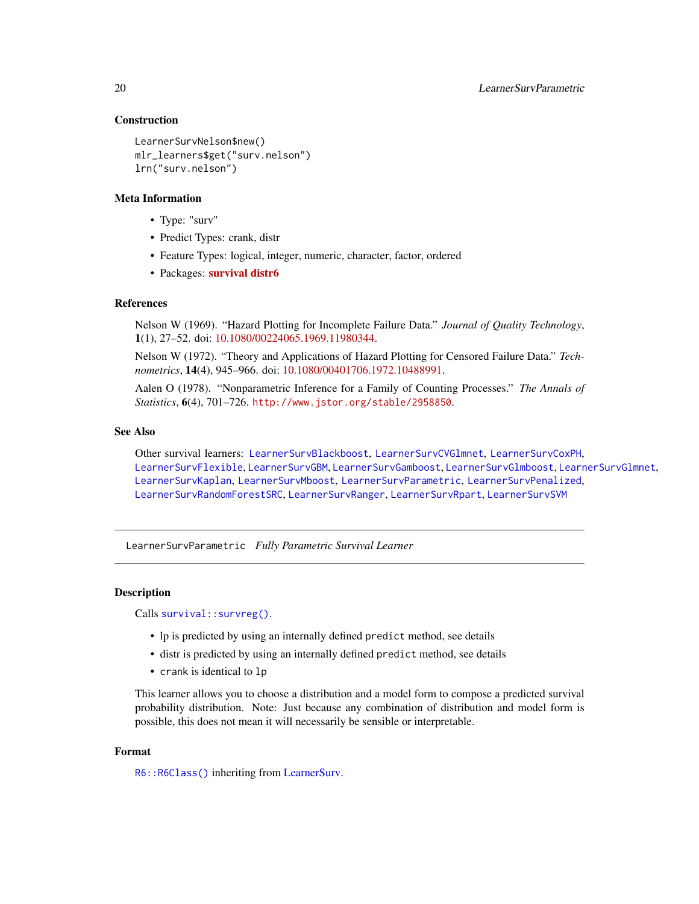### Construction

```
LearnerSurvNelson$new()
mlr_learners$get("surv.nelson")
lrn("surv.nelson")
```

### Meta Information

- Type: "surv"
- Predict Types: crank, distr
- Feature Types: logical, integer, numeric, character, factor, ordered
- Packages: **survival distr6**

### References

Nelson W (1969). "Hazard Plotting for Incomplete Failure Data." *Journal of Quality Technology*, **1**(1), 27–52. doi: 10.1080/00224065.1969.11980344.

Nelson W (1972). "Theory and Applications of Hazard Plotting for Censored Failure Data." *Technometrics*, **14**(4), 945–966. doi: 10.1080/00401706.1972.10488991.

Aalen O (1978). "Nonparametric Inference for a Family of Counting Processes." *The Annals of Statistics*, **6**(4), 701–726. http://www.jstor.org/stable/2958850.

### See Also

Other survival learners: LearnerSurvBlackboost, LearnerSurvCVGlmnet, LearnerSurvCoxPH, LearnerSurvFlexible, LearnerSurvGBM, LearnerSurvGamboost, LearnerSurvGlmboost, LearnerSurvGlmnet, LearnerSurvKaplan, LearnerSurvMboost, LearnerSurvParametric, LearnerSurvPenalized, LearnerSurvRandomForestSRC, LearnerSurvRanger, LearnerSurvRpart, LearnerSurvSVM

---

## LearnerSurvParametric *Fully Parametric Survival Learner*

---

### Description

Calls `survival::survreg()`.

- lp is predicted by using an internally defined `predict` method, see details
- distr is predicted by using an internally defined `predict` method, see details
- `crank` is identical to `lp`

This learner allows you to choose a distribution and a model form to compose a predicted survival probability distribution. Note: Just because any combination of distribution and model form is possible, this does not mean it will necessarily be sensible or interpretable.

### Format

`R6::R6Class()` inheriting from LearnerSurv.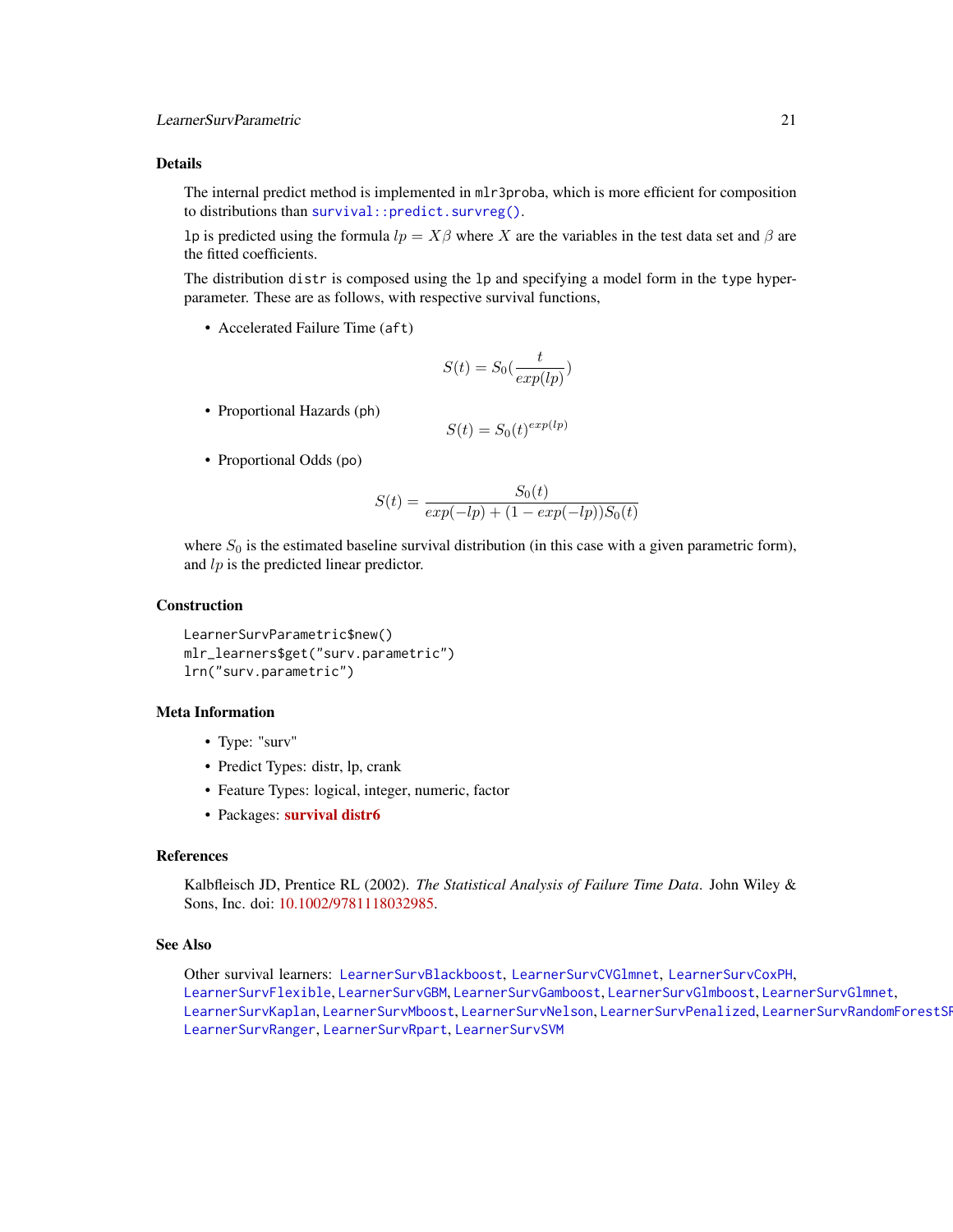## Details

The internal predict method is implemented in `mlr3proba`, which is more efficient for composition to distributions than `survival::predict.survreg()`.

`lp` is predicted using the formula $lp = X\beta$ where $X$ are the variables in the test data set and $\beta$ are the fitted coefficients.

The distribution `distr` is composed using the `lp` and specifying a model form in the `type` hyper-parameter. These are as follows, with respective survival functions,

- Accelerated Failure Time (`aft`)

$$S(t) = S_0(\frac{t}{exp(lp)})$$

- Proportional Hazards (`ph`)

$$S(t) = S_0(t)^{exp(lp)}$$

- Proportional Odds (`po`)

$$S(t) = \frac{S_0(t)}{exp(-lp) + (1 - exp(-lp))S_0(t)}$$

where $S_0$ is the estimated baseline survival distribution (in this case with a given parametric form), and $lp$ is the predicted linear predictor.

## Construction

```
LearnerSurvParametric$new()
mlr_learners$get("surv.parametric")
lrn("surv.parametric")
```

## Meta Information

- Type: "surv"
- Predict Types: distr, lp, crank
- Feature Types: logical, integer, numeric, factor
- Packages: **survival distr6**

## References

Kalbfleisch JD, Prentice RL (2002). *The Statistical Analysis of Failure Time Data*. John Wiley & Sons, Inc. doi: 10.1002/9781118032985.

## See Also

Other survival learners: `LearnerSurvBlackboost`, `LearnerSurvCVGlmnet`, `LearnerSurvCoxPH`, `LearnerSurvFlexible`, `LearnerSurvGBM`, `LearnerSurvGamboost`, `LearnerSurvGlmboost`, `LearnerSurvGlmnet`, `LearnerSurvKaplan`, `LearnerSurvMboost`, `LearnerSurvNelson`, `LearnerSurvPenalized`, `LearnerSurvRandomForestSRC`, `LearnerSurvRanger`, `LearnerSurvRpart`, `LearnerSurvSVM`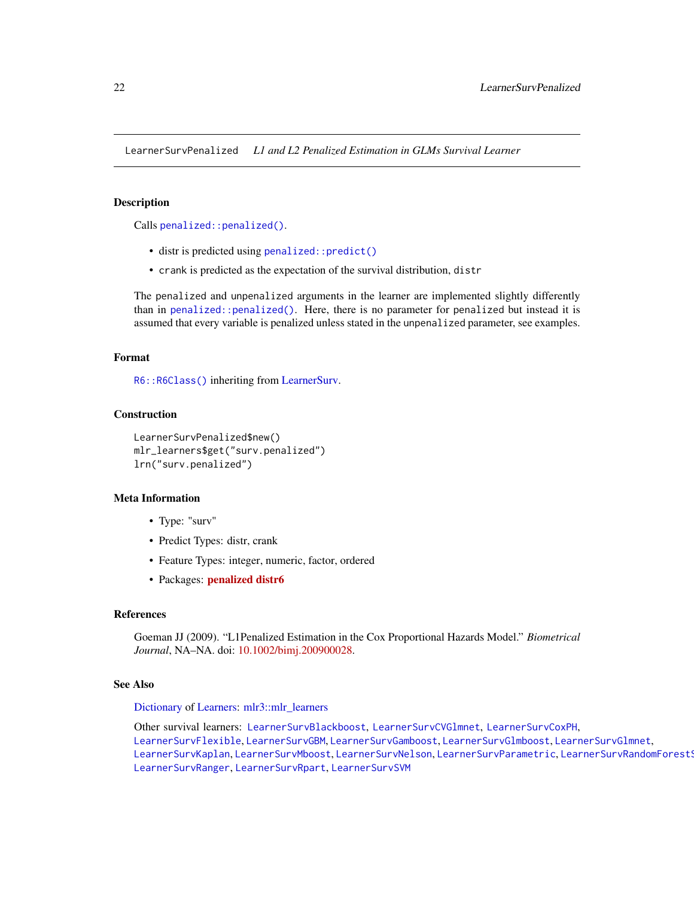# LearnerSurvPenalized *L1 and L2 Penalized Estimation in GLMs Survival Learner*

## Description

Calls `penalized::penalized()`.

- distr is predicted using `penalized::predict()`
- `crank` is predicted as the expectation of the survival distribution, `distr`

The `penalized` and `unpenalized` arguments in the learner are implemented slightly differently than in `penalized::penalized()`. Here, there is no parameter for `penalized` but instead it is assumed that every variable is penalized unless stated in the `unpenalized` parameter, see examples.

## Format

`R6::R6Class()` inheriting from LearnerSurv.

## Construction

```
LearnerSurvPenalized$new()
mlr_learners$get("surv.penalized")
lrn("surv.penalized")
```

## Meta Information

- Type: "surv"
- Predict Types: distr, crank
- Feature Types: integer, numeric, factor, ordered
- Packages: **penalized distr6**

## References

Goeman JJ (2009). "L1Penalized Estimation in the Cox Proportional Hazards Model." *Biometrical Journal*, NA–NA. doi: 10.1002/bimj.200900028.

## See Also

Dictionary of Learners: mlr3::mlr_learners

Other survival learners: `LearnerSurvBlackboost`, `LearnerSurvCVGlmnet`, `LearnerSurvCoxPH`, `LearnerSurvFlexible`, `LearnerSurvGBM`, `LearnerSurvGamboost`, `LearnerSurvGlmboost`, `LearnerSurvGlmnet`, `LearnerSurvKaplan`, `LearnerSurvMboost`, `LearnerSurvNelson`, `LearnerSurvParametric`, `LearnerSurvRandomForestS`, `LearnerSurvRanger`, `LearnerSurvRpart`, `LearnerSurvSVM`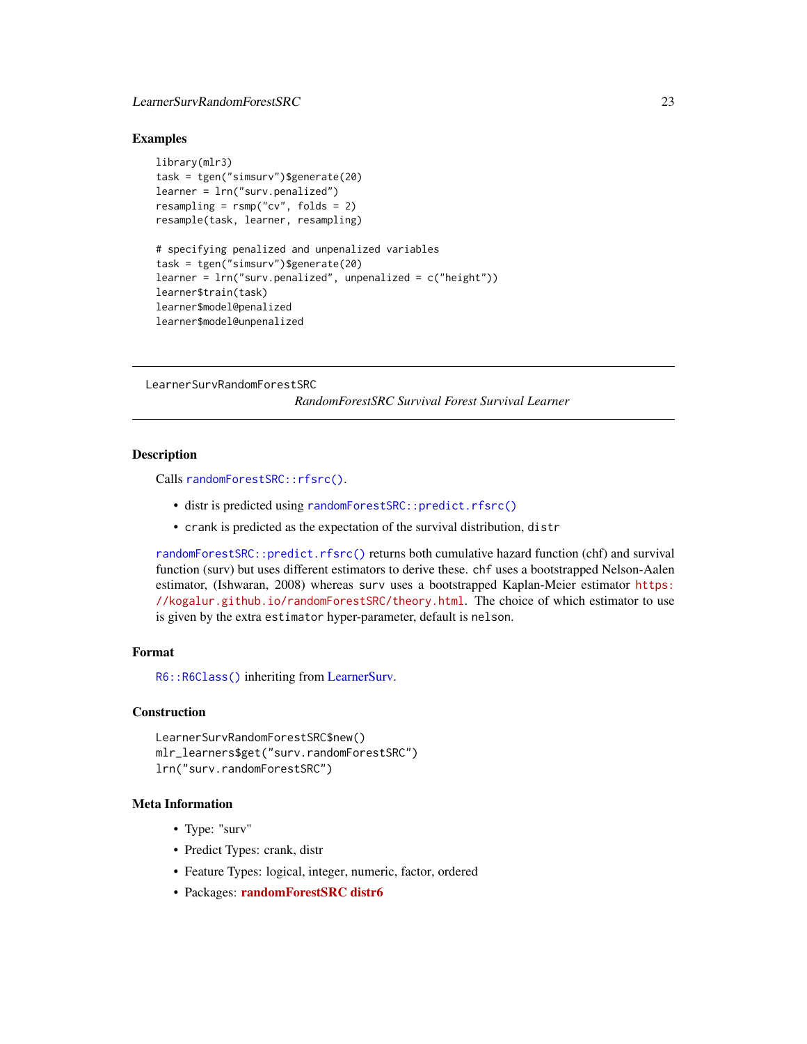## Examples

```
library(mlr3)
task = tgen("simsurv")$generate(20)
learner = lrn("surv.penalized")
resampling = rsmp("cv", folds = 2)
resample(task, learner, resampling)

# specifying penalized and unpenalized variables
task = tgen("simsurv")$generate(20)
learner = lrn("surv.penalized", unpenalized = c("height"))
learner$train(task)
learner$model@penalized
learner$model@unpenalized
```

---

LearnerSurvRandomForestSRC

*RandomForestSRC Survival Forest Survival Learner*

---

## Description

Calls `randomForestSRC::rfsrc()`.

- distr is predicted using `randomForestSRC::predict.rfsrc()`
- `crank` is predicted as the expectation of the survival distribution, `distr`

`randomForestSRC::predict.rfsrc()` returns both cumulative hazard function (chf) and survival function (surv) but uses different estimators to derive these. `chf` uses a bootstrapped Nelson-Aalen estimator, (Ishwaran, 2008) whereas `surv` uses a bootstrapped Kaplan-Meier estimator https://kogalur.github.io/randomForestSRC/theory.html. The choice of which estimator to use is given by the extra `estimator` hyper-parameter, default is `nelson`.

## Format

`R6::R6Class()` inheriting from LearnerSurv.

## Construction

```
LearnerSurvRandomForestSRC$new()
mlr_learners$get("surv.randomForestSRC")
lrn("surv.randomForestSRC")
```

## Meta Information

- Type: "surv"
- Predict Types: crank, distr
- Feature Types: logical, integer, numeric, factor, ordered
- Packages: **randomForestSRC** **distr6**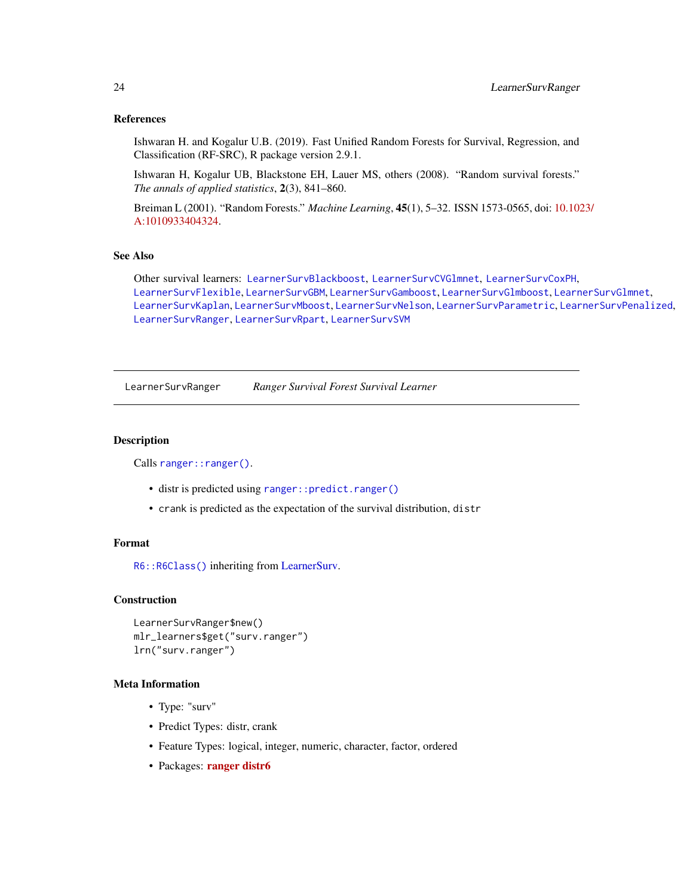## References

Ishwaran H. and Kogalur U.B. (2019). Fast Unified Random Forests for Survival, Regression, and Classification (RF-SRC), R package version 2.9.1.

Ishwaran H, Kogalur UB, Blackstone EH, Lauer MS, others (2008). "Random survival forests." *The annals of applied statistics*, **2**(3), 841–860.

Breiman L (2001). "Random Forests." *Machine Learning*, **45**(1), 5–32. ISSN 1573-0565, doi: 10.1023/A:1010933404324.

## See Also

Other survival learners: `LearnerSurvBlackboost`, `LearnerSurvCVGlmnet`, `LearnerSurvCoxPH`, `LearnerSurvFlexible`, `LearnerSurvGBM`, `LearnerSurvGamboost`, `LearnerSurvGlmboost`, `LearnerSurvGlmnet`, `LearnerSurvKaplan`, `LearnerSurvMboost`, `LearnerSurvNelson`, `LearnerSurvParametric`, `LearnerSurvPenalized`, `LearnerSurvRanger`, `LearnerSurvRpart`, `LearnerSurvSVM`

---

`LearnerSurvRanger` *Ranger Survival Forest Survival Learner*

---

## Description

Calls `ranger::ranger()`.

- distr is predicted using `ranger::predict.ranger()`
- `crank` is predicted as the expectation of the survival distribution, `distr`

## Format

`R6::R6Class()` inheriting from LearnerSurv.

## Construction

```
LearnerSurvRanger$new()
mlr_learners$get("surv.ranger")
lrn("surv.ranger")
```

## Meta Information

- Type: "surv"
- Predict Types: distr, crank
- Feature Types: logical, integer, numeric, character, factor, ordered
- Packages: **ranger distr6**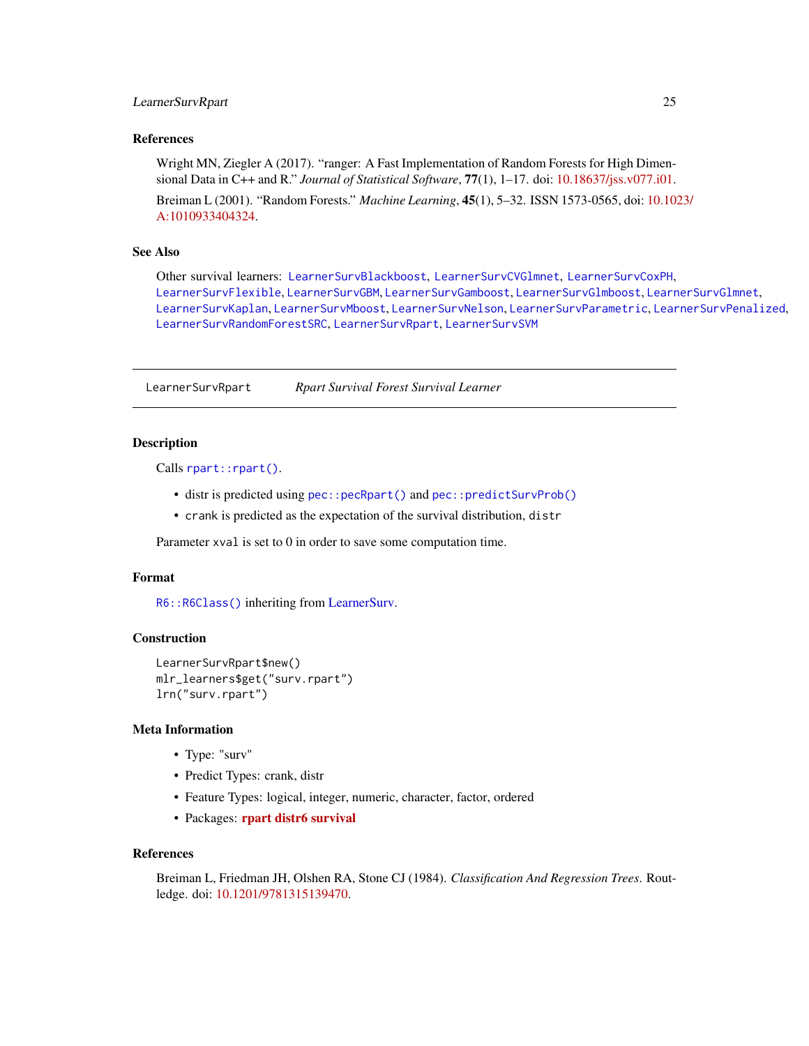## References

Wright MN, Ziegler A (2017). "ranger: A Fast Implementation of Random Forests for High Dimensional Data in C++ and R." *Journal of Statistical Software*, **77**(1), 1–17. doi: 10.18637/jss.v077.i01.

Breiman L (2001). "Random Forests." *Machine Learning*, **45**(1), 5–32. ISSN 1573-0565, doi: 10.1023/A:1010933404324.

## See Also

Other survival learners: `LearnerSurvBlackboost`, `LearnerSurvCVGlmnet`, `LearnerSurvCoxPH`, `LearnerSurvFlexible`, `LearnerSurvGBM`, `LearnerSurvGamboost`, `LearnerSurvGlmboost`, `LearnerSurvGlmnet`, `LearnerSurvKaplan`, `LearnerSurvMboost`, `LearnerSurvNelson`, `LearnerSurvParametric`, `LearnerSurvPenalized`, `LearnerSurvRandomForestSRC`, `LearnerSurvRpart`, `LearnerSurvSVM`

---

# LearnerSurvRpart — *Rpart Survival Forest Survival Learner*

---

## Description

Calls `rpart::rpart()`.

- distr is predicted using `pec::pecRpart()` and `pec::predictSurvProb()`
- `crank` is predicted as the expectation of the survival distribution, `distr`

Parameter `xval` is set to 0 in order to save some computation time.

## Format

`R6::R6Class()` inheriting from LearnerSurv.

## Construction

```
LearnerSurvRpart$new()
mlr_learners$get("surv.rpart")
lrn("surv.rpart")
```

## Meta Information

- Type: "surv"
- Predict Types: crank, distr
- Feature Types: logical, integer, numeric, character, factor, ordered
- Packages: **rpart distr6 survival**

## References

Breiman L, Friedman JH, Olshen RA, Stone CJ (1984). *Classification And Regression Trees*. Routledge. doi: 10.1201/9781315139470.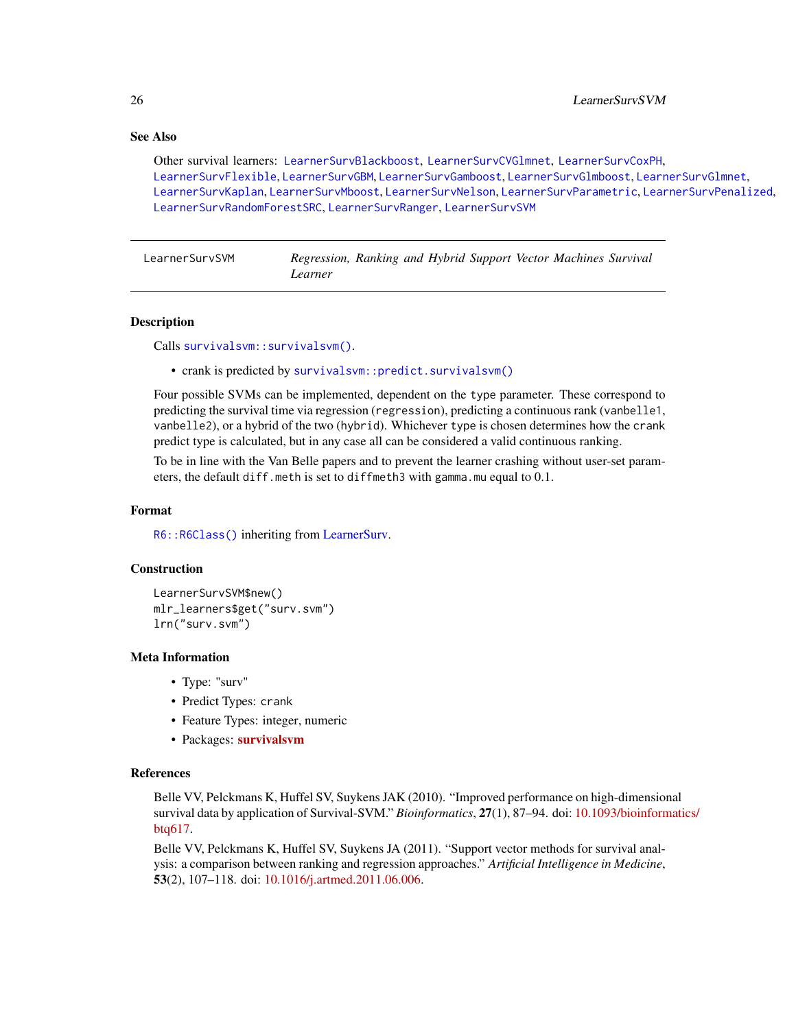### See Also

Other survival learners: LearnerSurvBlackboost, LearnerSurvCVGlmnet, LearnerSurvCoxPH, LearnerSurvFlexible, LearnerSurvGBM, LearnerSurvGamboost, LearnerSurvGlmboost, LearnerSurvGlmnet, LearnerSurvKaplan, LearnerSurvMboost, LearnerSurvNelson, LearnerSurvParametric, LearnerSurvPenalized, LearnerSurvRandomForestSRC, LearnerSurvRanger, LearnerSurvSVM

---

## LearnerSurvSVM — *Regression, Ranking and Hybrid Support Vector Machines Survival Learner*

---

### Description

Calls `survivalsvm::survivalsvm()`.

- crank is predicted by `survivalsvm::predict.survivalsvm()`

Four possible SVMs can be implemented, dependent on the `type` parameter. These correspond to predicting the survival time via regression (`regression`), predicting a continuous rank (`vanbelle1`, `vanbelle2`), or a hybrid of the two (`hybrid`). Whichever `type` is chosen determines how the `crank` predict type is calculated, but in any case all can be considered a valid continuous ranking.

To be in line with the Van Belle papers and to prevent the learner crashing without user-set parameters, the default `diff.meth` is set to `diffmeth3` with `gamma.mu` equal to 0.1.

### Format

`R6::R6Class()` inheriting from LearnerSurv.

### Construction

```
LearnerSurvSVM$new()
mlr_learners$get("surv.svm")
lrn("surv.svm")
```

### Meta Information

- Type: "surv"
- Predict Types: `crank`
- Feature Types: integer, numeric
- Packages: **survivalsvm**

### References

Belle VV, Pelckmans K, Huffel SV, Suykens JAK (2010). "Improved performance on high-dimensional survival data by application of Survival-SVM." *Bioinformatics*, **27**(1), 87–94. doi: 10.1093/bioinformatics/btq617.

Belle VV, Pelckmans K, Huffel SV, Suykens JA (2011). "Support vector methods for survival analysis: a comparison between ranking and regression approaches." *Artificial Intelligence in Medicine*, **53**(2), 107–118. doi: 10.1016/j.artmed.2011.06.006.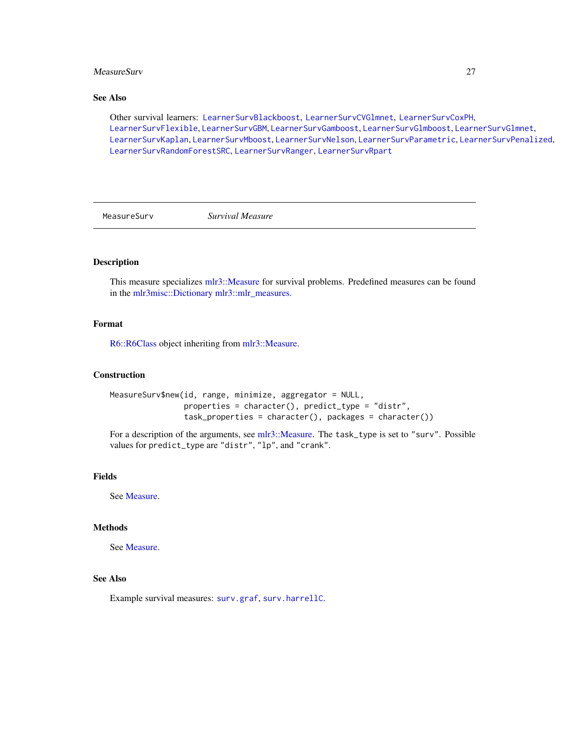## See Also

Other survival learners: `LearnerSurvBlackboost`, `LearnerSurvCVGlmnet`, `LearnerSurvCoxPH`, `LearnerSurvFlexible`, `LearnerSurvGBM`, `LearnerSurvGamboost`, `LearnerSurvGlmboost`, `LearnerSurvGlmnet`, `LearnerSurvKaplan`, `LearnerSurvMboost`, `LearnerSurvNelson`, `LearnerSurvParametric`, `LearnerSurvPenalized`, `LearnerSurvRandomForestSRC`, `LearnerSurvRanger`, `LearnerSurvRpart`

---

# MeasureSurv — *Survival Measure*

## Description

This measure specializes mlr3::Measure for survival problems. Predefined measures can be found in the mlr3misc::Dictionary mlr3::mlr_measures.

## Format

R6::R6Class object inheriting from mlr3::Measure.

## Construction

```
MeasureSurv$new(id, range, minimize, aggregator = NULL,
                properties = character(), predict_type = "distr",
                task_properties = character(), packages = character())
```

For a description of the arguments, see mlr3::Measure. The `task_type` is set to `"surv"`. Possible values for `predict_type` are `"distr"`, `"lp"`, and `"crank"`.

## Fields

See Measure.

## Methods

See Measure.

## See Also

Example survival measures: `surv.graf`, `surv.harrellC`.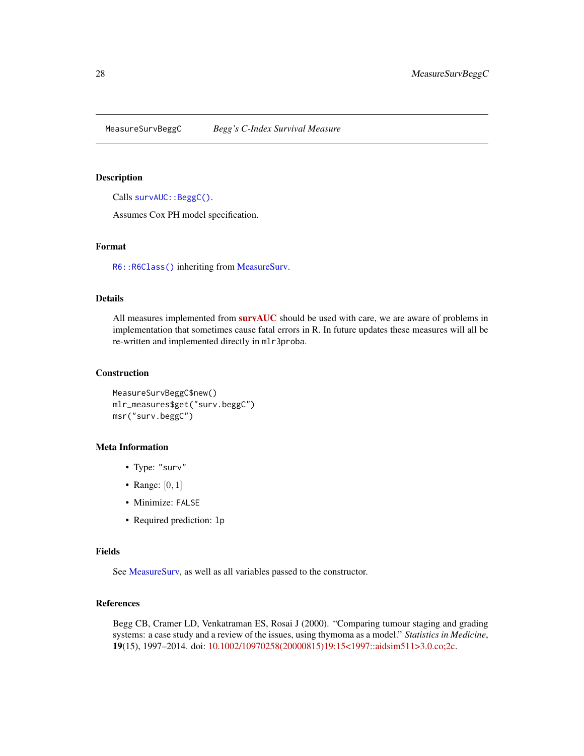## MeasureSurvBeggC *Begg's C-Index Survival Measure*

### Description

Calls `survAUC::BeggC()`.

Assumes Cox PH model specification.

### Format

`R6::R6Class()` inheriting from MeasureSurv.

### Details

All measures implemented from **survAUC** should be used with care, we are aware of problems in implementation that sometimes cause fatal errors in R. In future updates these measures will all be re-written and implemented directly in `mlr3proba`.

### Construction

```
MeasureSurvBeggC$new()
mlr_measures$get("surv.beggC")
msr("surv.beggC")
```

### Meta Information

- Type: `"surv"`
- Range: $[0, 1]$
- Minimize: `FALSE`
- Required prediction: `lp`

### Fields

See MeasureSurv, as well as all variables passed to the constructor.

### References

Begg CB, Cramer LD, Venkatraman ES, Rosai J (2000). "Comparing tumour staging and grading systems: a case study and a review of the issues, using thymoma as a model." *Statistics in Medicine*, **19**(15), 1997–2014. doi: 10.1002/10970258(20000815)19:15<1997::aidsim511>3.0.co;2c.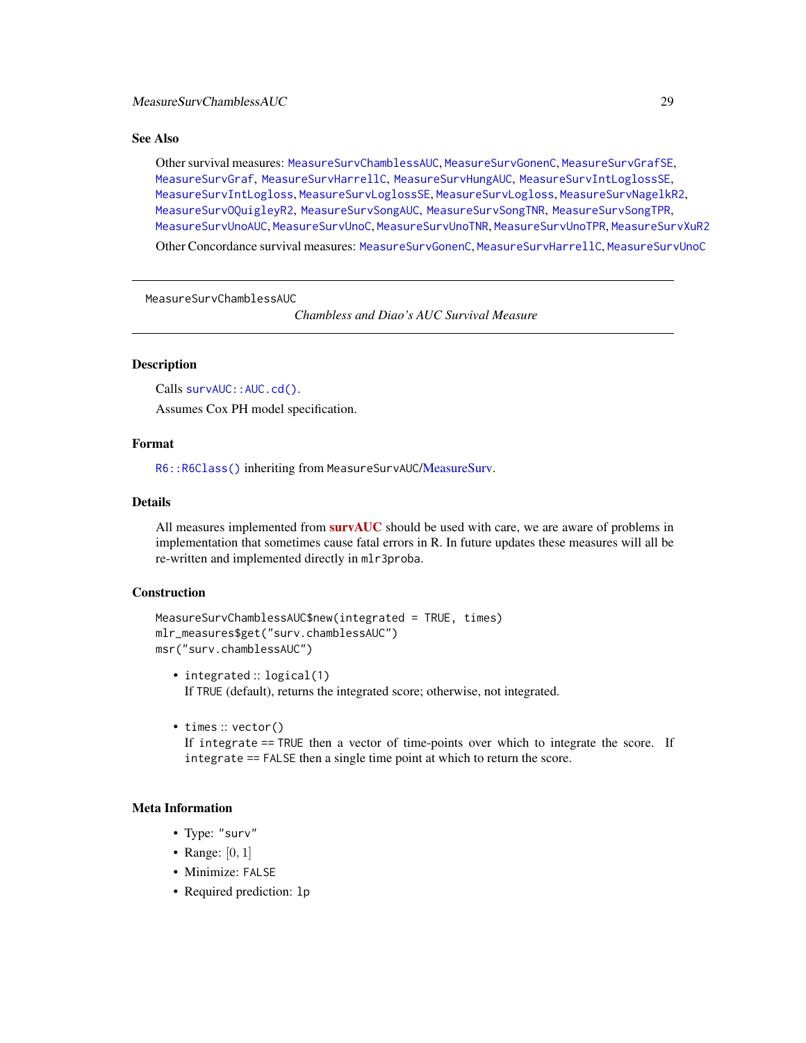## See Also

Other survival measures: `MeasureSurvChamblessAUC`, `MeasureSurvGonenC`, `MeasureSurvGrafSE`, `MeasureSurvGraf`, `MeasureSurvHarrellC`, `MeasureSurvHungAUC`, `MeasureSurvIntLoglossSE`, `MeasureSurvIntLogloss`, `MeasureSurvLoglossSE`, `MeasureSurvLogloss`, `MeasureSurvNagelkR2`, `MeasureSurvOQuigleyR2`, `MeasureSurvSongAUC`, `MeasureSurvSongTNR`, `MeasureSurvSongTPR`, `MeasureSurvUnoAUC`, `MeasureSurvUnoC`, `MeasureSurvUnoTNR`, `MeasureSurvUnoTPR`, `MeasureSurvXuR2`

Other Concordance survival measures: `MeasureSurvGonenC`, `MeasureSurvHarrellC`, `MeasureSurvUnoC`

---

# MeasureSurvChamblessAUC

*Chambless and Diao's AUC Survival Measure*

---

## Description

Calls `survAUC::AUC.cd()`.

Assumes Cox PH model specification.

## Format

`R6::R6Class()` inheriting from `MeasureSurvAUC`/MeasureSurv.

## Details

All measures implemented from **survAUC** should be used with care, we are aware of problems in implementation that sometimes cause fatal errors in R. In future updates these measures will all be re-written and implemented directly in `mlr3proba`.

## Construction

```
MeasureSurvChamblessAUC$new(integrated = TRUE, times)
mlr_measures$get("surv.chamblessAUC")
msr("surv.chamblessAUC")
```

- `integrated` :: `logical(1)`
  If `TRUE` (default), returns the integrated score; otherwise, not integrated.
- `times` :: `vector()`
  If `integrate == TRUE` then a vector of time-points over which to integrate the score. If `integrate == FALSE` then a single time point at which to return the score.

## Meta Information

- Type: `"surv"`
- Range: $[0, 1]$
- Minimize: `FALSE`
- Required prediction: `lp`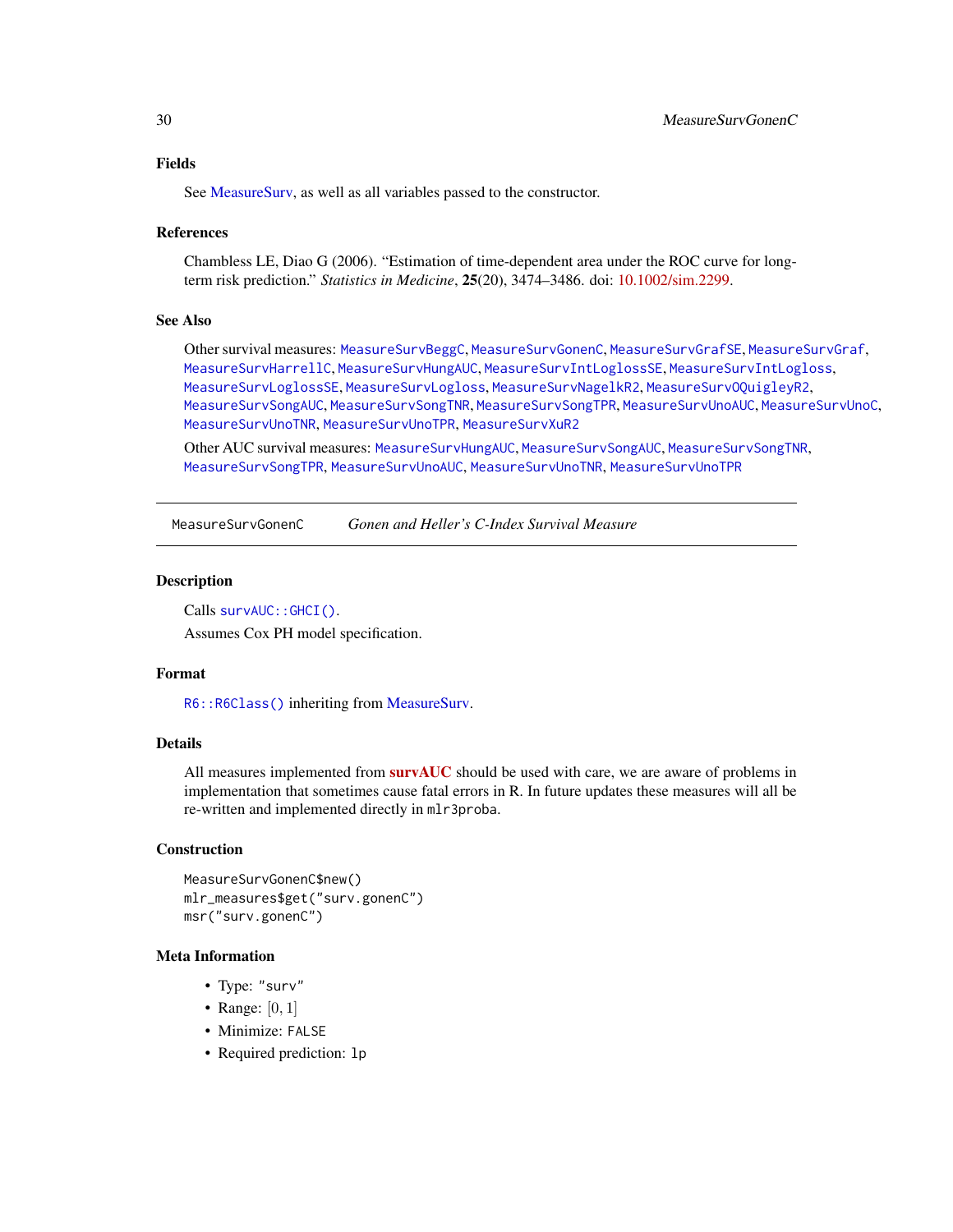### Fields

See MeasureSurv, as well as all variables passed to the constructor.

### References

Chambless LE, Diao G (2006). "Estimation of time-dependent area under the ROC curve for long-term risk prediction." *Statistics in Medicine*, **25**(20), 3474–3486. doi: 10.1002/sim.2299.

### See Also

Other survival measures: `MeasureSurvBeggC`, `MeasureSurvGonenC`, `MeasureSurvGrafSE`, `MeasureSurvGraf`, `MeasureSurvHarrellC`, `MeasureSurvHungAUC`, `MeasureSurvIntLoglossSE`, `MeasureSurvIntLogloss`, `MeasureSurvLoglossSE`, `MeasureSurvLogloss`, `MeasureSurvNagelkR2`, `MeasureSurvOQuigleyR2`, `MeasureSurvSongAUC`, `MeasureSurvSongTNR`, `MeasureSurvSongTPR`, `MeasureSurvUnoAUC`, `MeasureSurvUnoC`, `MeasureSurvUnoTNR`, `MeasureSurvUnoTPR`, `MeasureSurvXuR2`

Other AUC survival measures: `MeasureSurvHungAUC`, `MeasureSurvSongAUC`, `MeasureSurvSongTNR`, `MeasureSurvSongTPR`, `MeasureSurvUnoAUC`, `MeasureSurvUnoTNR`, `MeasureSurvUnoTPR`

---

## MeasureSurvGonenC — *Gonen and Heller's C-Index Survival Measure*

### Description

Calls `survAUC::GHCI()`.

Assumes Cox PH model specification.

### Format

`R6::R6Class()` inheriting from MeasureSurv.

### Details

All measures implemented from **survAUC** should be used with care, we are aware of problems in implementation that sometimes cause fatal errors in R. In future updates these measures will all be re-written and implemented directly in `mlr3proba`.

### Construction

```
MeasureSurvGonenC$new()
mlr_measures$get("surv.gonenC")
msr("surv.gonenC")
```

### Meta Information

- Type: `"surv"`
- Range: $[0, 1]$
- Minimize: `FALSE`
- Required prediction: `lp`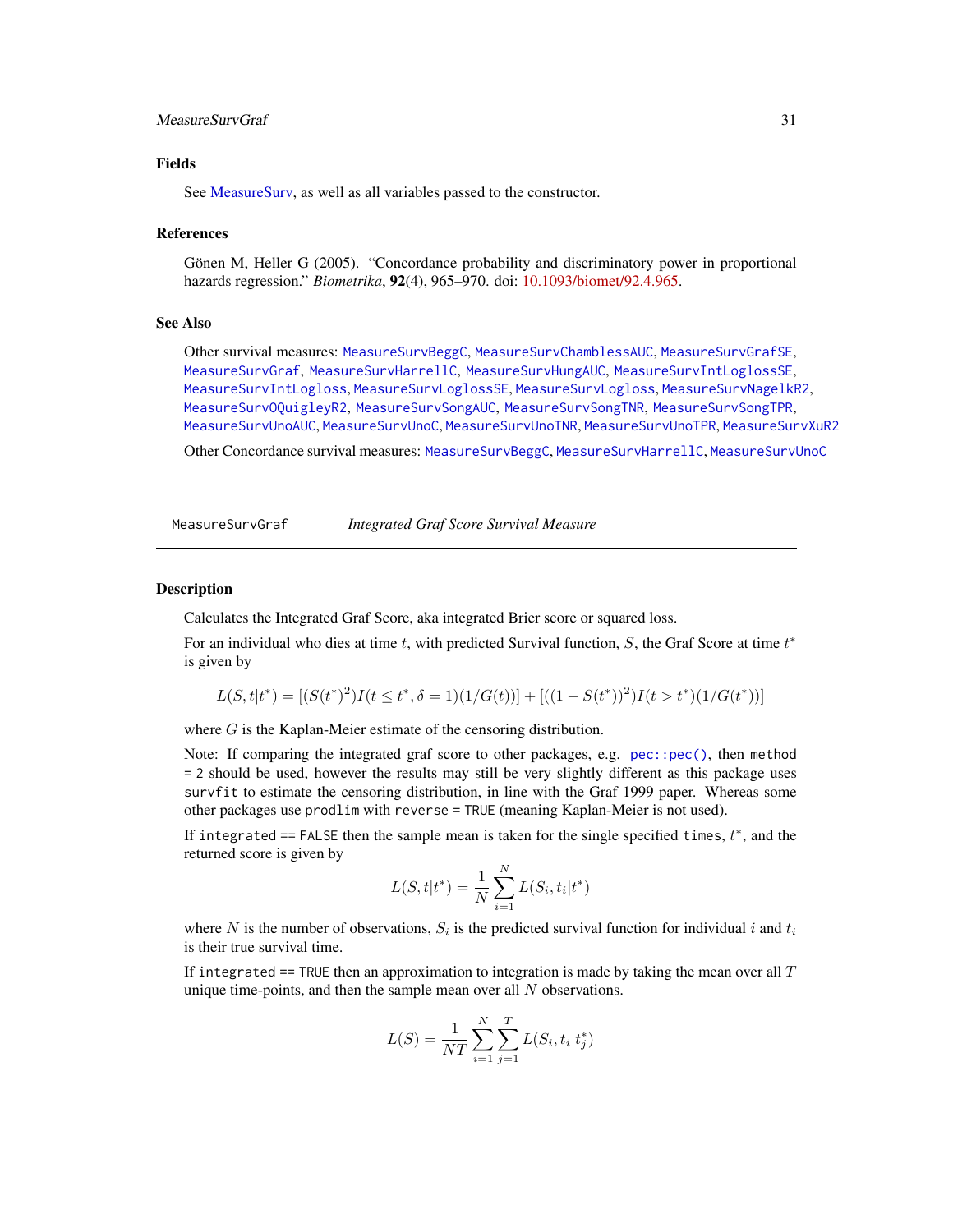### Fields

See MeasureSurv, as well as all variables passed to the constructor.

### References

Gönen M, Heller G (2005). "Concordance probability and discriminatory power in proportional hazards regression." *Biometrika*, **92**(4), 965–970. doi: 10.1093/biomet/92.4.965.

### See Also

Other survival measures: `MeasureSurvBeggC`, `MeasureSurvChamblessAUC`, `MeasureSurvGrafSE`, `MeasureSurvGraf`, `MeasureSurvHarrellC`, `MeasureSurvHungAUC`, `MeasureSurvIntLoglossSE`, `MeasureSurvIntLogloss`, `MeasureSurvLoglossSE`, `MeasureSurvLogloss`, `MeasureSurvNagelkR2`, `MeasureSurvOQuigleyR2`, `MeasureSurvSongAUC`, `MeasureSurvSongTNR`, `MeasureSurvSongTPR`, `MeasureSurvUnoAUC`, `MeasureSurvUnoC`, `MeasureSurvUnoTNR`, `MeasureSurvUnoTPR`, `MeasureSurvXuR2`

Other Concordance survival measures: `MeasureSurvBeggC`, `MeasureSurvHarrellC`, `MeasureSurvUnoC`

---

## MeasureSurvGraf — *Integrated Graf Score Survival Measure*

### Description

Calculates the Integrated Graf Score, aka integrated Brier score or squared loss.

For an individual who dies at time $t$, with predicted Survival function, $S$, the Graf Score at time $t^*$ is given by

$$L(S, t|t^*) = [(S(t^*)^2)I(t \leq t^*, \delta = 1)(1/G(t))] + [((1 - S(t^*))^2)I(t > t^*)(1/G(t^*))]$$

where $G$ is the Kaplan-Meier estimate of the censoring distribution.

Note: If comparing the integrated graf score to other packages, e.g. `pec::pec()`, then `method = 2` should be used, however the results may still be very slightly different as this package uses `survfit` to estimate the censoring distribution, in line with the Graf 1999 paper. Whereas some other packages use `prodlim` with `reverse = TRUE` (meaning Kaplan-Meier is not used).

If `integrated == FALSE` then the sample mean is taken for the single specified `times`, $t^*$, and the returned score is given by

$$L(S, t|t^*) = \frac{1}{N} \sum_{i=1}^{N} L(S_i, t_i|t^*)$$

where $N$ is the number of observations, $S_i$ is the predicted survival function for individual $i$ and $t_i$ is their true survival time.

If `integrated == TRUE` then an approximation to integration is made by taking the mean over all $T$ unique time-points, and then the sample mean over all $N$ observations.

$$L(S) = \frac{1}{NT} \sum_{i=1}^{N} \sum_{j=1}^{T} L(S_i, t_i|t_j^*)$$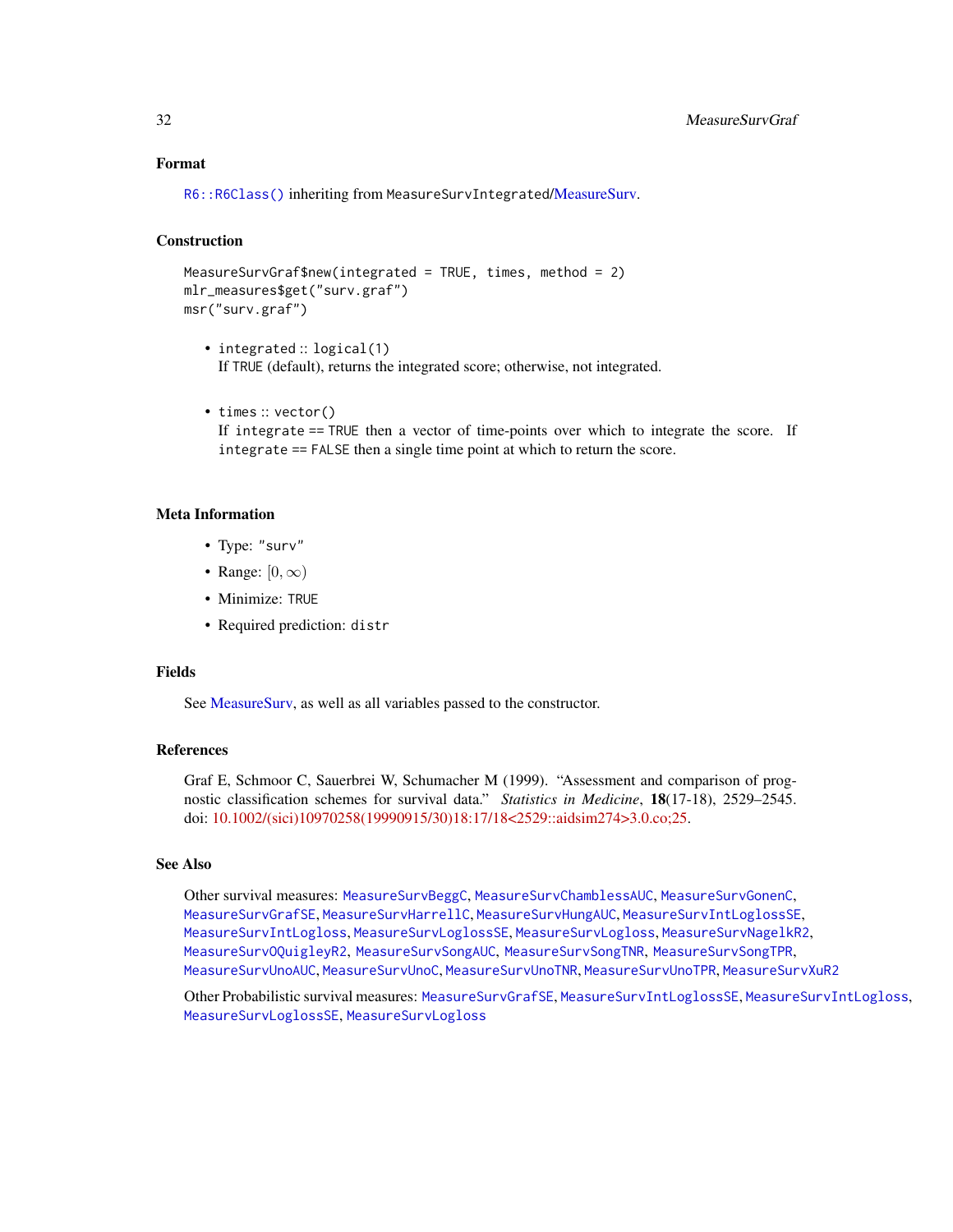### Format

R6::R6Class() inheriting from MeasureSurvIntegrated/MeasureSurv.

### Construction

```
MeasureSurvGraf$new(integrated = TRUE, times, method = 2)
mlr_measures$get("surv.graf")
msr("surv.graf")
```

- `integrated` :: `logical(1)`
  If `TRUE` (default), returns the integrated score; otherwise, not integrated.

- `times` :: `vector()`
  If `integrate == TRUE` then a vector of time-points over which to integrate the score. If `integrate == FALSE` then a single time point at which to return the score.

### Meta Information

- Type: `"surv"`
- Range: $[0, \infty)$
- Minimize: `TRUE`
- Required prediction: `distr`

### Fields

See MeasureSurv, as well as all variables passed to the constructor.

### References

Graf E, Schmoor C, Sauerbrei W, Schumacher M (1999). "Assessment and comparison of prognostic classification schemes for survival data." *Statistics in Medicine*, **18**(17-18), 2529–2545. doi: 10.1002/(sici)10970258(19990915/30)18:17/18<2529::aidsim274>3.0.co;25.

### See Also

Other survival measures: `MeasureSurvBeggC`, `MeasureSurvChamblessAUC`, `MeasureSurvGonenC`, `MeasureSurvGrafSE`, `MeasureSurvHarrellC`, `MeasureSurvHungAUC`, `MeasureSurvIntLoglossSE`, `MeasureSurvIntLogloss`, `MeasureSurvLoglossSE`, `MeasureSurvLogloss`, `MeasureSurvNagelkR2`, `MeasureSurvOQuigleyR2`, `MeasureSurvSongAUC`, `MeasureSurvSongTNR`, `MeasureSurvSongTPR`, `MeasureSurvUnoAUC`, `MeasureSurvUnoC`, `MeasureSurvUnoTNR`, `MeasureSurvUnoTPR`, `MeasureSurvXuR2`

Other Probabilistic survival measures: `MeasureSurvGrafSE`, `MeasureSurvIntLoglossSE`, `MeasureSurvIntLogloss`, `MeasureSurvLoglossSE`, `MeasureSurvLogloss`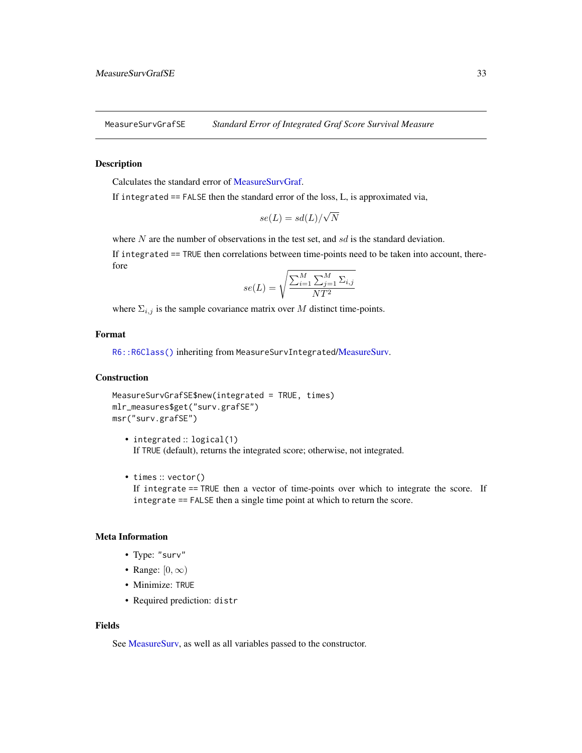## MeasureSurvGrafSE — *Standard Error of Integrated Graf Score Survival Measure*

### Description

Calculates the standard error of MeasureSurvGraf.

If `integrated == FALSE` then the standard error of the loss, L, is approximated via,

$$se(L) = sd(L)/\sqrt{N}$$

where $N$ are the number of observations in the test set, and $sd$ is the standard deviation.

If `integrated == TRUE` then correlations between time-points need to be taken into account, therefore

$$se(L) = \sqrt{\frac{\sum_{i=1}^{M} \sum_{j=1}^{M} \Sigma_{i,j}}{NT^2}}$$

where $\Sigma_{i,j}$ is the sample covariance matrix over $M$ distinct time-points.

### Format

`R6::R6Class()` inheriting from `MeasureSurvIntegrated`/MeasureSurv.

### Construction

```
MeasureSurvGrafSE$new(integrated = TRUE, times)
mlr_measures$get("surv.grafSE")
msr("surv.grafSE")
```

- `integrated` :: `logical(1)`
  If `TRUE` (default), returns the integrated score; otherwise, not integrated.

- `times` :: `vector()`
  If `integrate == TRUE` then a vector of time-points over which to integrate the score. If `integrate == FALSE` then a single time point at which to return the score.

### Meta Information

- Type: `"surv"`
- Range: $[0, \infty)$
- Minimize: `TRUE`
- Required prediction: `distr`

### Fields

See MeasureSurv, as well as all variables passed to the constructor.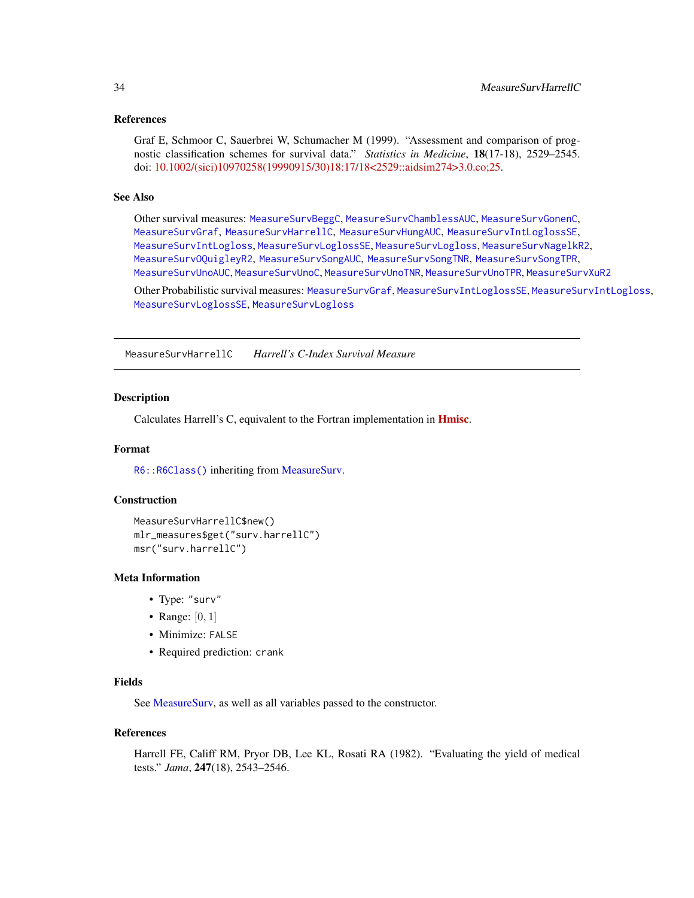## References

Graf E, Schmoor C, Sauerbrei W, Schumacher M (1999). "Assessment and comparison of prognostic classification schemes for survival data." *Statistics in Medicine*, **18**(17-18), 2529–2545. doi: 10.1002/(sici)10970258(19990915/30)18:17/18<2529::aidsim274>3.0.co;25.

## See Also

Other survival measures: MeasureSurvBeggC, MeasureSurvChamblessAUC, MeasureSurvGonenC, MeasureSurvGraf, MeasureSurvHarrellC, MeasureSurvHungAUC, MeasureSurvIntLoglossSE, MeasureSurvIntLogloss, MeasureSurvLoglossSE, MeasureSurvLogloss, MeasureSurvNagelkR2, MeasureSurvOQuigleyR2, MeasureSurvSongAUC, MeasureSurvSongTNR, MeasureSurvSongTPR, MeasureSurvUnoAUC, MeasureSurvUnoC, MeasureSurvUnoTNR, MeasureSurvUnoTPR, MeasureSurvXuR2

Other Probabilistic survival measures: MeasureSurvGraf, MeasureSurvIntLoglossSE, MeasureSurvIntLogloss, MeasureSurvLoglossSE, MeasureSurvLogloss

---

# MeasureSurvHarrellC — *Harrell's C-Index Survival Measure*

## Description

Calculates Harrell's C, equivalent to the Fortran implementation in **Hmisc**.

## Format

`R6::R6Class()` inheriting from MeasureSurv.

## Construction

```
MeasureSurvHarrellC$new()
mlr_measures$get("surv.harrellC")
msr("surv.harrellC")
```

## Meta Information

- Type: `"surv"`
- Range: $[0, 1]$
- Minimize: `FALSE`
- Required prediction: `crank`

## Fields

See MeasureSurv, as well as all variables passed to the constructor.

## References

Harrell FE, Califf RM, Pryor DB, Lee KL, Rosati RA (1982). "Evaluating the yield of medical tests." *Jama*, **247**(18), 2543–2546.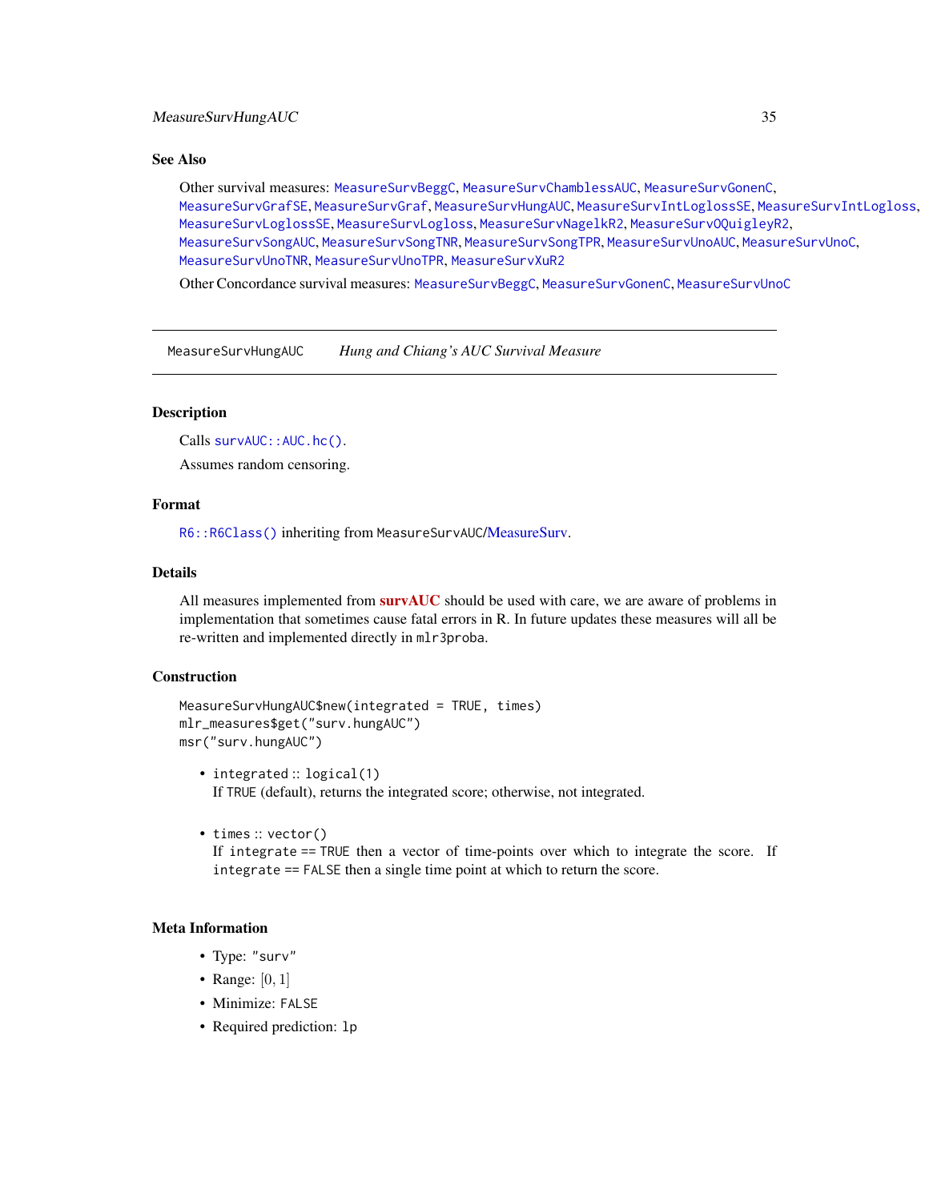## See Also

Other survival measures: MeasureSurvBeggC, MeasureSurvChamblessAUC, MeasureSurvGonenC, MeasureSurvGrafSE, MeasureSurvGraf, MeasureSurvHungAUC, MeasureSurvIntLoglossSE, MeasureSurvIntLogloss, MeasureSurvLoglossSE, MeasureSurvLogloss, MeasureSurvNagelkR2, MeasureSurvOQuigleyR2, MeasureSurvSongAUC, MeasureSurvSongTNR, MeasureSurvSongTPR, MeasureSurvUnoAUC, MeasureSurvUnoC, MeasureSurvUnoTNR, MeasureSurvUnoTPR, MeasureSurvXuR2

Other Concordance survival measures: MeasureSurvBeggC, MeasureSurvGonenC, MeasureSurvUnoC

---

# MeasureSurvHungAUC *Hung and Chiang's AUC Survival Measure*

## Description

Calls `survAUC::AUC.hc()`.

Assumes random censoring.

## Format

`R6::R6Class()` inheriting from `MeasureSurvAUC`/MeasureSurv.

## Details

All measures implemented from **survAUC** should be used with care, we are aware of problems in implementation that sometimes cause fatal errors in R. In future updates these measures will all be re-written and implemented directly in `mlr3proba`.

## Construction

```
MeasureSurvHungAUC$new(integrated = TRUE, times)
mlr_measures$get("surv.hungAUC")
msr("surv.hungAUC")
```

- `integrated` :: `logical(1)`
  If `TRUE` (default), returns the integrated score; otherwise, not integrated.

- `times` :: `vector()`
  If `integrate == TRUE` then a vector of time-points over which to integrate the score. If `integrate == FALSE` then a single time point at which to return the score.

## Meta Information

- Type: `"surv"`
- Range: $[0, 1]$
- Minimize: `FALSE`
- Required prediction: `lp`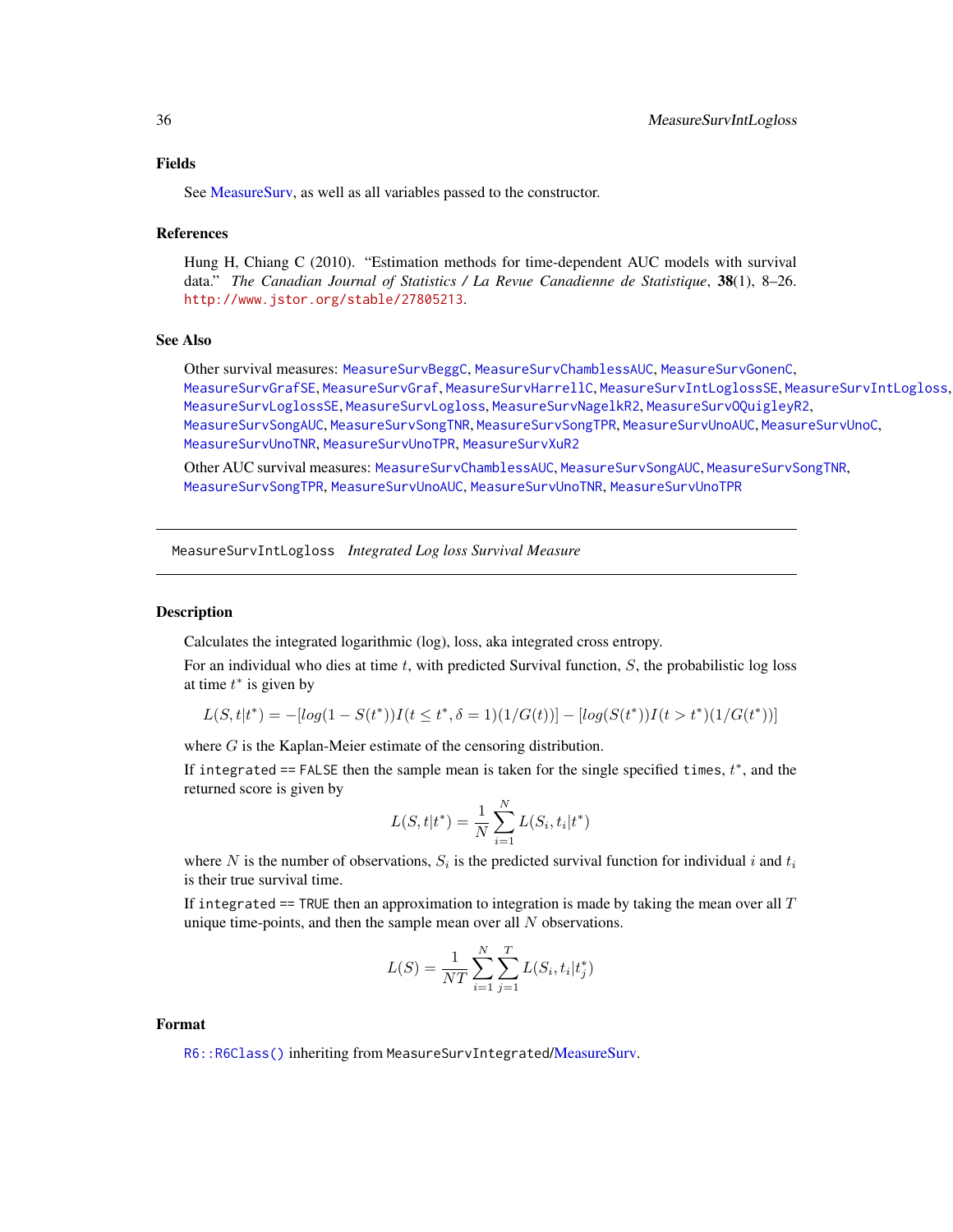## Fields

See MeasureSurv, as well as all variables passed to the constructor.

## References

Hung H, Chiang C (2010). "Estimation methods for time-dependent AUC models with survival data." *The Canadian Journal of Statistics / La Revue Canadienne de Statistique*, **38**(1), 8–26. http://www.jstor.org/stable/27805213.

## See Also

Other survival measures: MeasureSurvBeggC, MeasureSurvChamblessAUC, MeasureSurvGonenC, MeasureSurvGrafSE, MeasureSurvGraf, MeasureSurvHarrellC, MeasureSurvIntLoglossSE, MeasureSurvIntLogloss, MeasureSurvLoglossSE, MeasureSurvLogloss, MeasureSurvNagelkR2, MeasureSurvOQuigleyR2, MeasureSurvSongAUC, MeasureSurvSongTNR, MeasureSurvSongTPR, MeasureSurvUnoAUC, MeasureSurvUnoC, MeasureSurvUnoTNR, MeasureSurvUnoTPR, MeasureSurvXuR2

Other AUC survival measures: MeasureSurvChamblessAUC, MeasureSurvSongAUC, MeasureSurvSongTNR, MeasureSurvSongTPR, MeasureSurvUnoAUC, MeasureSurvUnoTNR, MeasureSurvUnoTPR

---

# MeasureSurvIntLogloss *Integrated Log loss Survival Measure*

---

## Description

Calculates the integrated logarithmic (log), loss, aka integrated cross entropy.

For an individual who dies at time $t$, with predicted Survival function, $S$, the probabilistic log loss at time $t^*$ is given by

$$L(S, t|t^*) = -[log(1 - S(t^*))I(t \leq t^*, \delta = 1)(1/G(t))] - [log(S(t^*))I(t > t^*)(1/G(t^*))]$$

where $G$ is the Kaplan-Meier estimate of the censoring distribution.

If `integrated == FALSE` then the sample mean is taken for the single specified `times`, $t^*$, and the returned score is given by

$$L(S, t|t^*) = \frac{1}{N}\sum_{i=1}^{N} L(S_i, t_i|t^*)$$

where $N$ is the number of observations, $S_i$ is the predicted survival function for individual $i$ and $t_i$ is their true survival time.

If `integrated == TRUE` then an approximation to integration is made by taking the mean over all $T$ unique time-points, and then the sample mean over all $N$ observations.

$$L(S) = \frac{1}{NT}\sum_{i=1}^{N}\sum_{j=1}^{T} L(S_i, t_i|t_j^*)$$

## Format

`R6::R6Class()` inheriting from `MeasureSurvIntegrated`/MeasureSurv.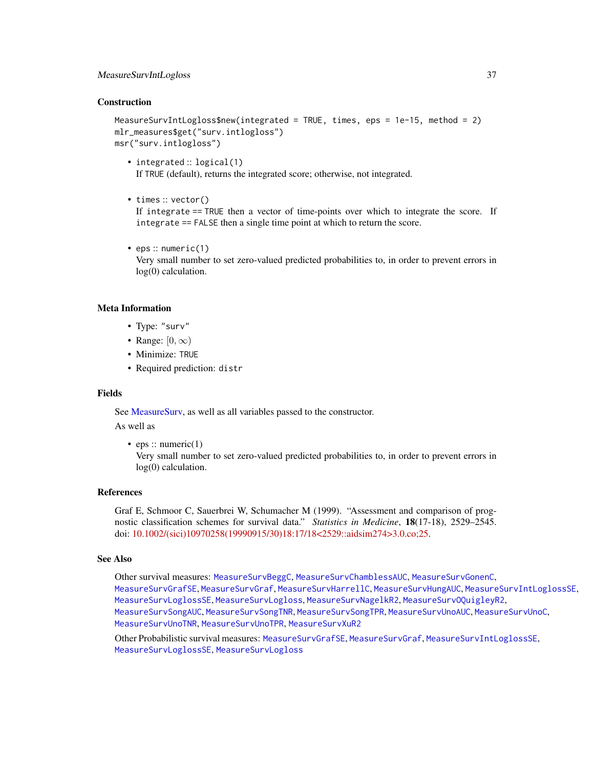### Construction

```
MeasureSurvIntLogloss$new(integrated = TRUE, times, eps = 1e-15, method = 2)
mlr_measures$get("surv.intlogloss")
msr("surv.intlogloss")
```

- `integrated` :: `logical(1)`
  If `TRUE` (default), returns the integrated score; otherwise, not integrated.

- `times` :: `vector()`
  If `integrate == TRUE` then a vector of time-points over which to integrate the score. If `integrate == FALSE` then a single time point at which to return the score.

- `eps` :: `numeric(1)`
  Very small number to set zero-valued predicted probabilities to, in order to prevent errors in log(0) calculation.

### Meta Information

- Type: `"surv"`
- Range: $[0, \infty)$
- Minimize: `TRUE`
- Required prediction: `distr`

### Fields

See MeasureSurv, as well as all variables passed to the constructor.

As well as

- eps :: numeric(1)
  Very small number to set zero-valued predicted probabilities to, in order to prevent errors in log(0) calculation.

### References

Graf E, Schmoor C, Sauerbrei W, Schumacher M (1999). "Assessment and comparison of prognostic classification schemes for survival data." *Statistics in Medicine*, **18**(17-18), 2529–2545. doi: 10.1002/(sici)10970258(19990915/30)18:17/18<2529::aidsim274>3.0.co;25.

### See Also

Other survival measures: `MeasureSurvBeggC`, `MeasureSurvChamblessAUC`, `MeasureSurvGonenC`, `MeasureSurvGrafSE`, `MeasureSurvGraf`, `MeasureSurvHarrellC`, `MeasureSurvHungAUC`, `MeasureSurvIntLoglossSE`, `MeasureSurvLoglossSE`, `MeasureSurvLogloss`, `MeasureSurvNagelkR2`, `MeasureSurvOQuigleyR2`, `MeasureSurvSongAUC`, `MeasureSurvSongTNR`, `MeasureSurvSongTPR`, `MeasureSurvUnoAUC`, `MeasureSurvUnoC`, `MeasureSurvUnoTNR`, `MeasureSurvUnoTPR`, `MeasureSurvXuR2`

Other Probabilistic survival measures: `MeasureSurvGrafSE`, `MeasureSurvGraf`, `MeasureSurvIntLoglossSE`, `MeasureSurvLoglossSE`, `MeasureSurvLogloss`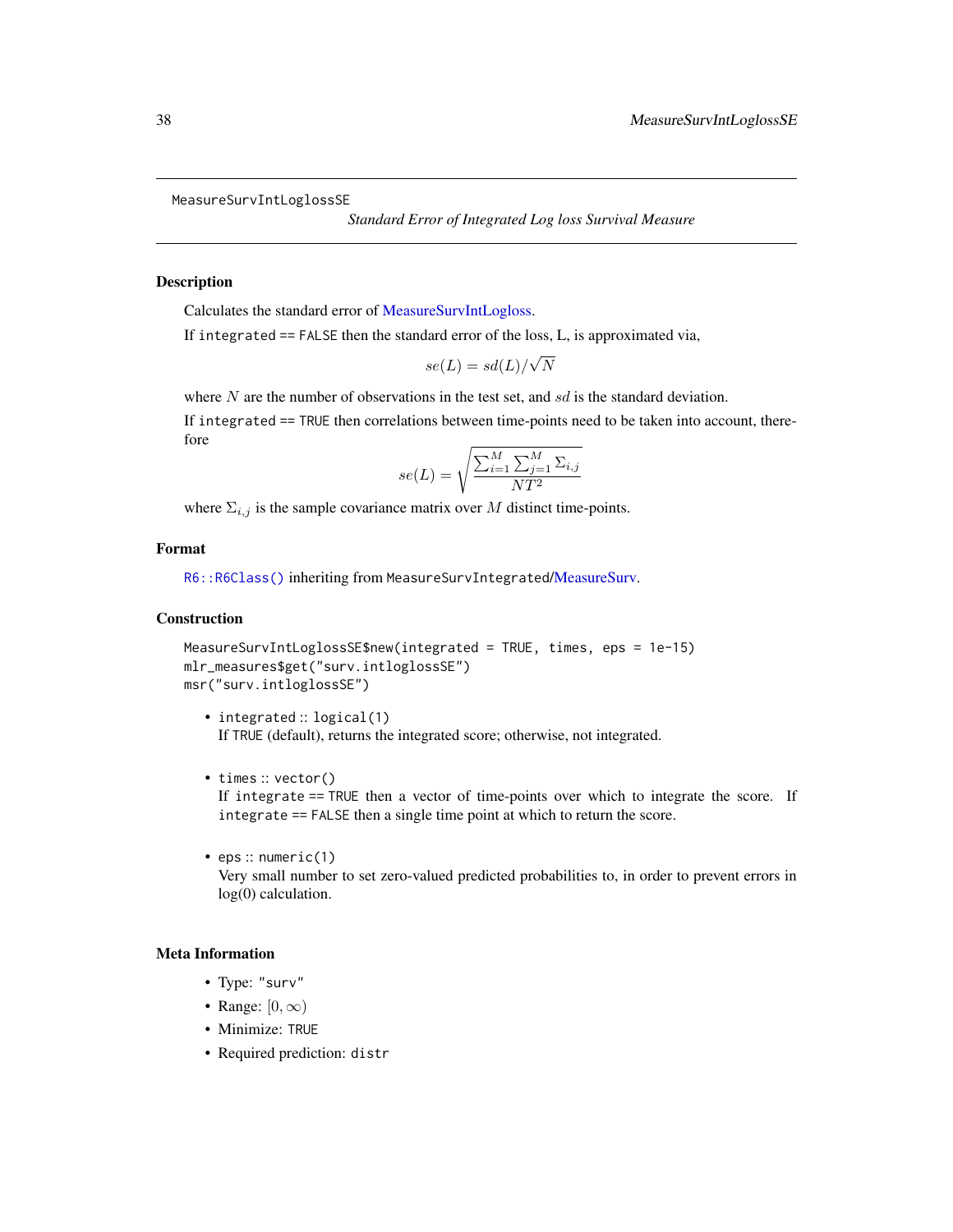MeasureSurvIntLoglossSE

*Standard Error of Integrated Log loss Survival Measure*

## Description

Calculates the standard error of MeasureSurvIntLogloss.

If `integrated == FALSE` then the standard error of the loss, L, is approximated via,

$$se(L) = sd(L)/\sqrt{N}$$

where $N$ are the number of observations in the test set, and $sd$ is the standard deviation.

If `integrated == TRUE` then correlations between time-points need to be taken into account, therefore

$$se(L) = \sqrt{\frac{\sum_{i=1}^{M}\sum_{j=1}^{M}\Sigma_{i,j}}{NT^2}}$$

where $\Sigma_{i,j}$ is the sample covariance matrix over $M$ distinct time-points.

## Format

`R6::R6Class()` inheriting from `MeasureSurvIntegrated`/MeasureSurv.

## Construction

```
MeasureSurvIntLoglossSE$new(integrated = TRUE, times, eps = 1e-15)
mlr_measures$get("surv.intloglossSE")
msr("surv.intloglossSE")
```

- `integrated` :: `logical(1)`
  If `TRUE` (default), returns the integrated score; otherwise, not integrated.

- `times` :: `vector()`
  If `integrate == TRUE` then a vector of time-points over which to integrate the score. If `integrate == FALSE` then a single time point at which to return the score.

- `eps` :: `numeric(1)`
  Very small number to set zero-valued predicted probabilities to, in order to prevent errors in log(0) calculation.

## Meta Information

- Type: `"surv"`
- Range: $[0, \infty)$
- Minimize: `TRUE`
- Required prediction: `distr`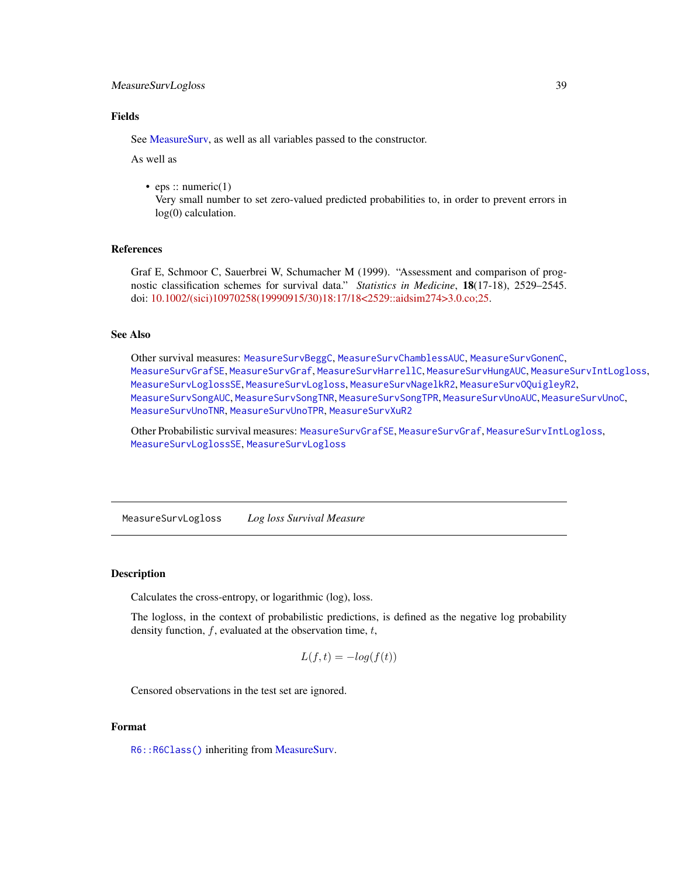### Fields

See MeasureSurv, as well as all variables passed to the constructor.

As well as

- eps :: numeric(1)
  Very small number to set zero-valued predicted probabilities to, in order to prevent errors in log(0) calculation.

### References

Graf E, Schmoor C, Sauerbrei W, Schumacher M (1999). "Assessment and comparison of prognostic classification schemes for survival data." *Statistics in Medicine*, **18**(17-18), 2529–2545. doi: 10.1002/(sici)10970258(19990915/30)18:17/18<2529::aidsim274>3.0.co;25.

### See Also

Other survival measures: `MeasureSurvBeggC`, `MeasureSurvChamblessAUC`, `MeasureSurvGonenC`, `MeasureSurvGrafSE`, `MeasureSurvGraf`, `MeasureSurvHarrellC`, `MeasureSurvHungAUC`, `MeasureSurvIntLogloss`, `MeasureSurvLoglossSE`, `MeasureSurvLogloss`, `MeasureSurvNagelkR2`, `MeasureSurvOQuigleyR2`, `MeasureSurvSongAUC`, `MeasureSurvSongTNR`, `MeasureSurvSongTPR`, `MeasureSurvUnoAUC`, `MeasureSurvUnoC`, `MeasureSurvUnoTNR`, `MeasureSurvUnoTPR`, `MeasureSurvXuR2`

Other Probabilistic survival measures: `MeasureSurvGrafSE`, `MeasureSurvGraf`, `MeasureSurvIntLogloss`, `MeasureSurvLoglossSE`, `MeasureSurvLogloss`

---

## `MeasureSurvLogloss` *Log loss Survival Measure*

---

### Description

Calculates the cross-entropy, or logarithmic (log), loss.

The logloss, in the context of probabilistic predictions, is defined as the negative log probability density function, $f$, evaluated at the observation time, $t$,

$$L(f,t) = -log(f(t))$$

Censored observations in the test set are ignored.

### Format

`R6::R6Class()` inheriting from MeasureSurv.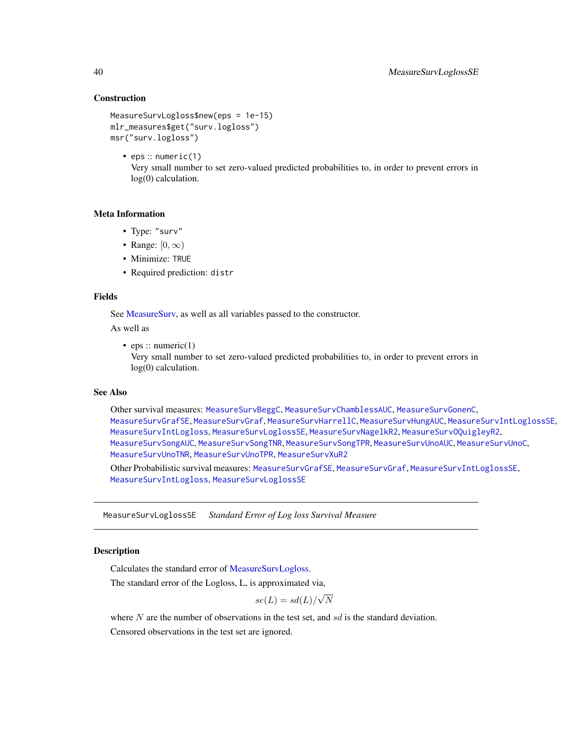### Construction

```
MeasureSurvLogloss$new(eps = 1e-15)
mlr_measures$get("surv.logloss")
msr("surv.logloss")
```

- eps :: numeric(1)
  Very small number to set zero-valued predicted probabilities to, in order to prevent errors in log(0) calculation.

### Meta Information

- Type: "surv"
- Range: $[0, \infty)$
- Minimize: TRUE
- Required prediction: distr

### Fields

See MeasureSurv, as well as all variables passed to the constructor.

As well as

- eps :: numeric(1)
  Very small number to set zero-valued predicted probabilities to, in order to prevent errors in log(0) calculation.

### See Also

Other survival measures: MeasureSurvBeggC, MeasureSurvChamblessAUC, MeasureSurvGonenC, MeasureSurvGrafSE, MeasureSurvGraf, MeasureSurvHarrellC, MeasureSurvHungAUC, MeasureSurvIntLoglossSE, MeasureSurvIntLogloss, MeasureSurvLoglossSE, MeasureSurvNagelkR2, MeasureSurvOQuigleyR2, MeasureSurvSongAUC, MeasureSurvSongTNR, MeasureSurvSongTPR, MeasureSurvUnoAUC, MeasureSurvUnoC, MeasureSurvUnoTNR, MeasureSurvUnoTPR, MeasureSurvXuR2

Other Probabilistic survival measures: MeasureSurvGrafSE, MeasureSurvGraf, MeasureSurvIntLoglossSE, MeasureSurvIntLogloss, MeasureSurvLoglossSE

---

## MeasureSurvLoglossSE *Standard Error of Log loss Survival Measure*

---

### Description

Calculates the standard error of MeasureSurvLogloss.

The standard error of the Logloss, L, is approximated via,

$$se(L) = sd(L)/\sqrt{N}$$

where $N$ are the number of observations in the test set, and $sd$ is the standard deviation.

Censored observations in the test set are ignored.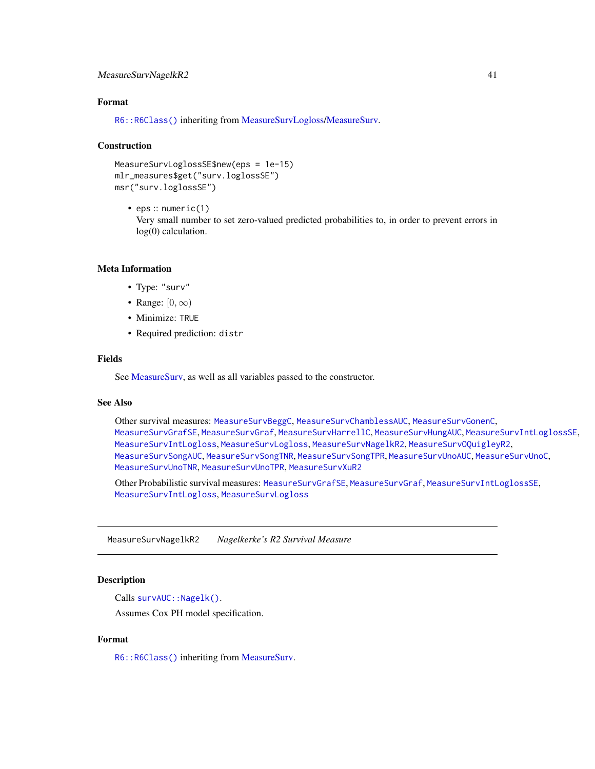## Format

R6::R6Class() inheriting from MeasureSurvLogloss/MeasureSurv.

## Construction

```
MeasureSurvLoglossSE$new(eps = 1e-15)
mlr_measures$get("surv.loglossSE")
msr("surv.loglossSE")
```

- eps :: numeric(1)
  Very small number to set zero-valued predicted probabilities to, in order to prevent errors in log(0) calculation.

## Meta Information

- Type: "surv"
- Range: $[0, \infty)$
- Minimize: TRUE
- Required prediction: distr

## Fields

See MeasureSurv, as well as all variables passed to the constructor.

## See Also

Other survival measures: MeasureSurvBeggC, MeasureSurvChamblessAUC, MeasureSurvGonenC, MeasureSurvGrafSE, MeasureSurvGraf, MeasureSurvHarrellC, MeasureSurvHungAUC, MeasureSurvIntLoglossSE, MeasureSurvIntLogloss, MeasureSurvLogloss, MeasureSurvNagelkR2, MeasureSurvOQuigleyR2, MeasureSurvSongAUC, MeasureSurvSongTNR, MeasureSurvSongTPR, MeasureSurvUnoAUC, MeasureSurvUnoC, MeasureSurvUnoTNR, MeasureSurvUnoTPR, MeasureSurvXuR2

Other Probabilistic survival measures: MeasureSurvGrafSE, MeasureSurvGraf, MeasureSurvIntLoglossSE, MeasureSurvIntLogloss, MeasureSurvLogloss

---

# MeasureSurvNagelkR2 *Nagelkerke's R2 Survival Measure*

## Description

Calls survAUC::Nagelk().

Assumes Cox PH model specification.

## Format

R6::R6Class() inheriting from MeasureSurv.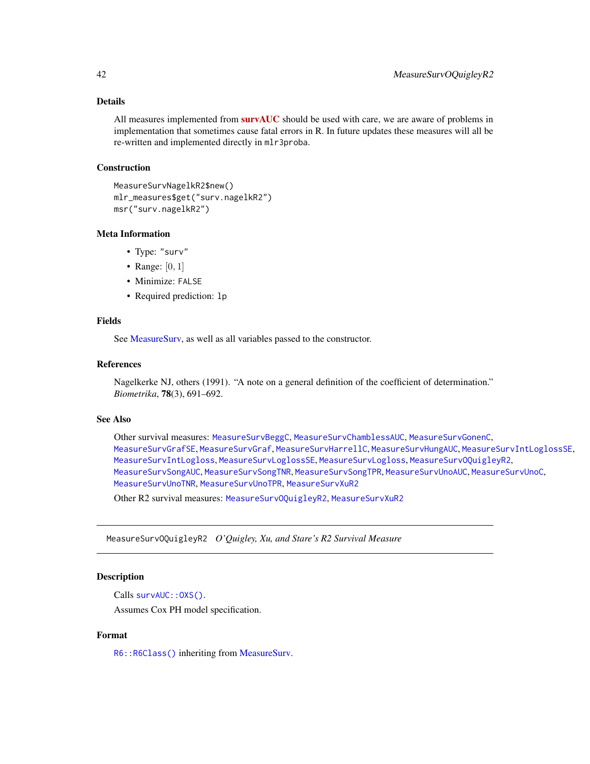### Details

All measures implemented from **survAUC** should be used with care, we are aware of problems in implementation that sometimes cause fatal errors in R. In future updates these measures will all be re-written and implemented directly in `mlr3proba`.

### Construction

```
MeasureSurvNagelkR2$new()
mlr_measures$get("surv.nagelkR2")
msr("surv.nagelkR2")
```

### Meta Information

- Type: `"surv"`
- Range: $[0, 1]$
- Minimize: `FALSE`
- Required prediction: `lp`

### Fields

See MeasureSurv, as well as all variables passed to the constructor.

### References

Nagelkerke NJ, others (1991). "A note on a general definition of the coefficient of determination." *Biometrika*, **78**(3), 691–692.

### See Also

Other survival measures: `MeasureSurvBeggC`, `MeasureSurvChamblessAUC`, `MeasureSurvGonenC`, `MeasureSurvGrafSE`, `MeasureSurvGraf`, `MeasureSurvHarrellC`, `MeasureSurvHungAUC`, `MeasureSurvIntLoglossSE`, `MeasureSurvIntLogloss`, `MeasureSurvLoglossSE`, `MeasureSurvLogloss`, `MeasureSurvOQuigleyR2`, `MeasureSurvSongAUC`, `MeasureSurvSongTNR`, `MeasureSurvSongTPR`, `MeasureSurvUnoAUC`, `MeasureSurvUnoC`, `MeasureSurvUnoTNR`, `MeasureSurvUnoTPR`, `MeasureSurvXuR2`

Other R2 survival measures: `MeasureSurvOQuigleyR2`, `MeasureSurvXuR2`

---

## MeasureSurvOQuigleyR2 *O'Quigley, Xu, and Stare's R2 Survival Measure*

### Description

Calls `survAUC::OXS()`.

Assumes Cox PH model specification.

### Format

`R6::R6Class()` inheriting from MeasureSurv.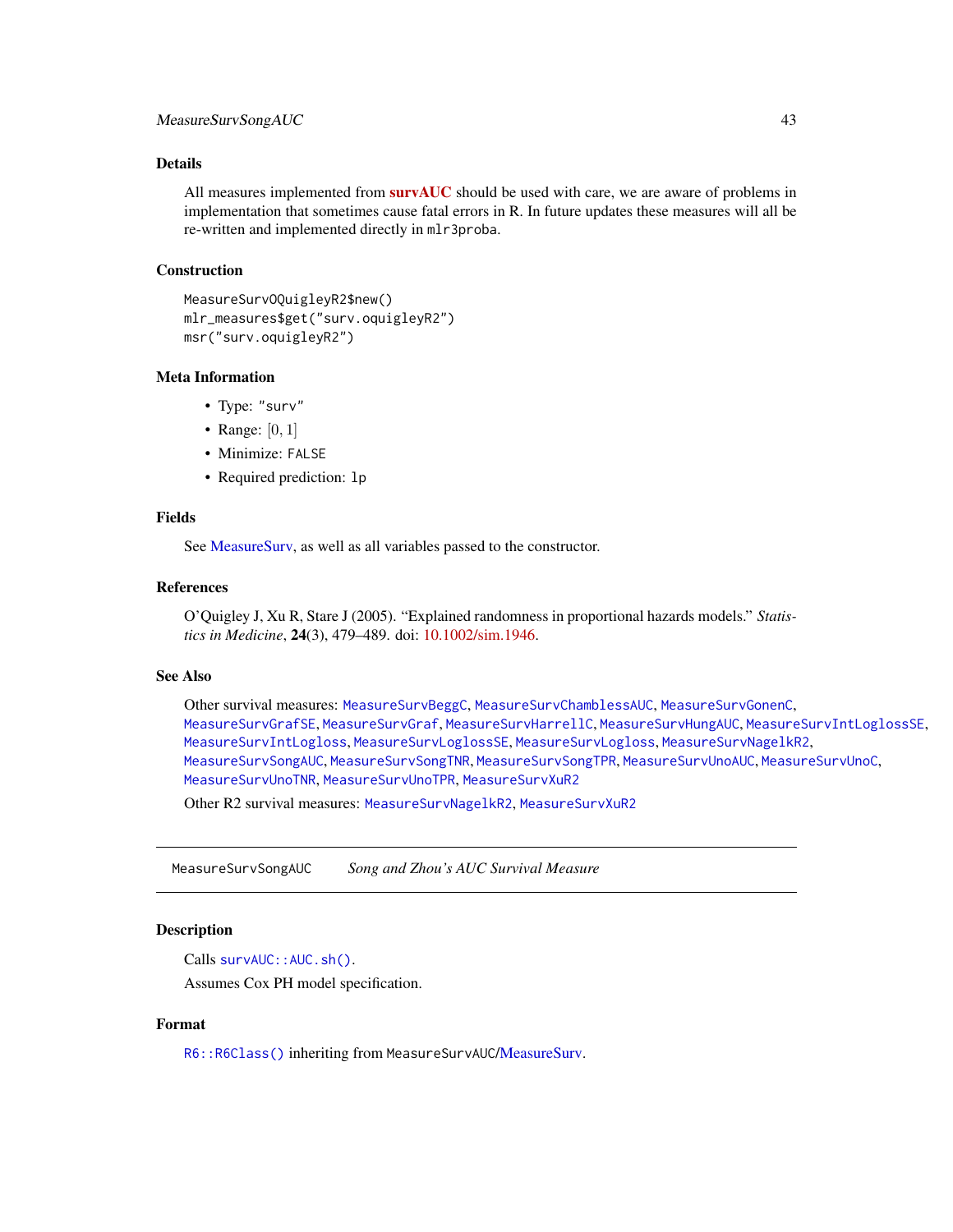### Details

All measures implemented from **survAUC** should be used with care, we are aware of problems in implementation that sometimes cause fatal errors in R. In future updates these measures will all be re-written and implemented directly in `mlr3proba`.

### Construction

```
MeasureSurvOQuigleyR2$new()
mlr_measures$get("surv.oquigleyR2")
msr("surv.oquigleyR2")
```

### Meta Information

- Type: `"surv"`
- Range: $[0, 1]$
- Minimize: `FALSE`
- Required prediction: `lp`

### Fields

See MeasureSurv, as well as all variables passed to the constructor.

### References

O'Quigley J, Xu R, Stare J (2005). "Explained randomness in proportional hazards models." *Statistics in Medicine*, **24**(3), 479–489. doi: 10.1002/sim.1946.

### See Also

Other survival measures: `MeasureSurvBeggC`, `MeasureSurvChamblessAUC`, `MeasureSurvGonenC`, `MeasureSurvGrafSE`, `MeasureSurvGraf`, `MeasureSurvHarrellC`, `MeasureSurvHungAUC`, `MeasureSurvIntLoglossSE`, `MeasureSurvIntLogloss`, `MeasureSurvLoglossSE`, `MeasureSurvLogloss`, `MeasureSurvNagelkR2`, `MeasureSurvSongAUC`, `MeasureSurvSongTNR`, `MeasureSurvSongTPR`, `MeasureSurvUnoAUC`, `MeasureSurvUnoC`, `MeasureSurvUnoTNR`, `MeasureSurvUnoTPR`, `MeasureSurvXuR2`

Other R2 survival measures: `MeasureSurvNagelkR2`, `MeasureSurvXuR2`

---

## MeasureSurvSongAUC — *Song and Zhou's AUC Survival Measure*

### Description

Calls `survAUC::AUC.sh()`.

Assumes Cox PH model specification.

### Format

`R6::R6Class()` inheriting from `MeasureSurvAUC`/MeasureSurv.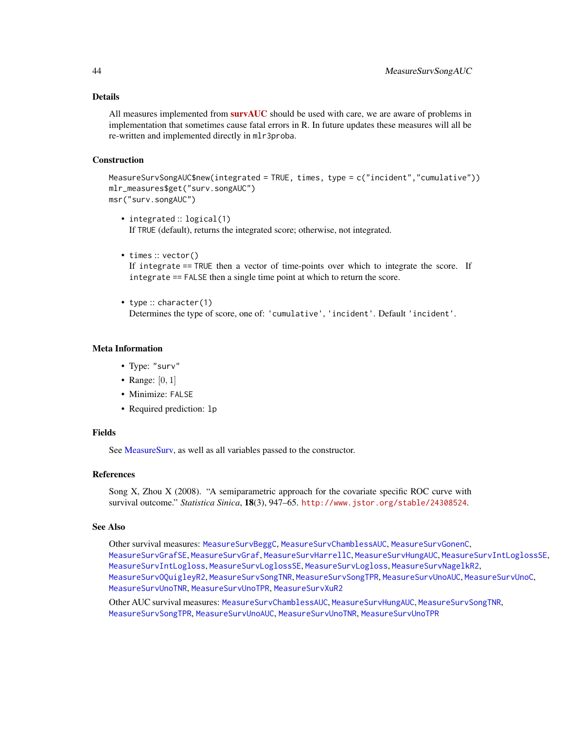## Details

All measures implemented from **survAUC** should be used with care, we are aware of problems in implementation that sometimes cause fatal errors in R. In future updates these measures will all be re-written and implemented directly in `mlr3proba`.

## Construction

```
MeasureSurvSongAUC$new(integrated = TRUE, times, type = c("incident","cumulative"))
mlr_measures$get("surv.songAUC")
msr("surv.songAUC")
```

- `integrated` :: `logical(1)`
  If `TRUE` (default), returns the integrated score; otherwise, not integrated.

- `times` :: `vector()`
  If `integrate == TRUE` then a vector of time-points over which to integrate the score. If `integrate == FALSE` then a single time point at which to return the score.

- `type` :: `character(1)`
  Determines the type of score, one of: `'cumulative'`, `'incident'`. Default `'incident'`.

## Meta Information

- Type: `"surv"`
- Range: $[0, 1]$
- Minimize: `FALSE`
- Required prediction: `lp`

## Fields

See MeasureSurv, as well as all variables passed to the constructor.

## References

Song X, Zhou X (2008). "A semiparametric approach for the covariate specific ROC curve with survival outcome." *Statistica Sinica*, **18**(3), 947–65. `http://www.jstor.org/stable/24308524`.

## See Also

Other survival measures: `MeasureSurvBeggC`, `MeasureSurvChamblessAUC`, `MeasureSurvGonenC`, `MeasureSurvGrafSE`, `MeasureSurvGraf`, `MeasureSurvHarrellC`, `MeasureSurvHungAUC`, `MeasureSurvIntLoglossSE`, `MeasureSurvIntLogloss`, `MeasureSurvLoglossSE`, `MeasureSurvLogloss`, `MeasureSurvNagelkR2`, `MeasureSurvOQuigleyR2`, `MeasureSurvSongTNR`, `MeasureSurvSongTPR`, `MeasureSurvUnoAUC`, `MeasureSurvUnoC`, `MeasureSurvUnoTNR`, `MeasureSurvUnoTPR`, `MeasureSurvXuR2`

Other AUC survival measures: `MeasureSurvChamblessAUC`, `MeasureSurvHungAUC`, `MeasureSurvSongTNR`, `MeasureSurvSongTPR`, `MeasureSurvUnoAUC`, `MeasureSurvUnoTNR`, `MeasureSurvUnoTPR`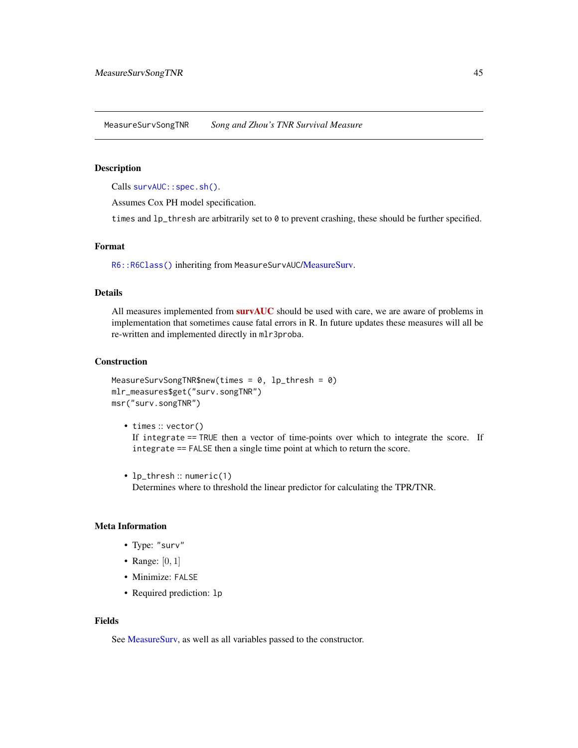## MeasureSurvSongTNR *Song and Zhou's TNR Survival Measure*

### Description

Calls `survAUC::spec.sh()`.

Assumes Cox PH model specification.

`times` and `lp_thresh` are arbitrarily set to `0` to prevent crashing, these should be further specified.

### Format

`R6::R6Class()` inheriting from `MeasureSurvAUC`/MeasureSurv.

### Details

All measures implemented from **survAUC** should be used with care, we are aware of problems in implementation that sometimes cause fatal errors in R. In future updates these measures will all be re-written and implemented directly in `mlr3proba`.

### Construction

```
MeasureSurvSongTNR$new(times = 0, lp_thresh = 0)
mlr_measures$get("surv.songTNR")
msr("surv.songTNR")
```

- `times` :: `vector()`
  If `integrate == TRUE` then a vector of time-points over which to integrate the score. If `integrate == FALSE` then a single time point at which to return the score.
- `lp_thresh` :: `numeric(1)`
  Determines where to threshold the linear predictor for calculating the TPR/TNR.

### Meta Information

- Type: `"surv"`
- Range: $[0, 1]$
- Minimize: `FALSE`
- Required prediction: `lp`

### Fields

See MeasureSurv, as well as all variables passed to the constructor.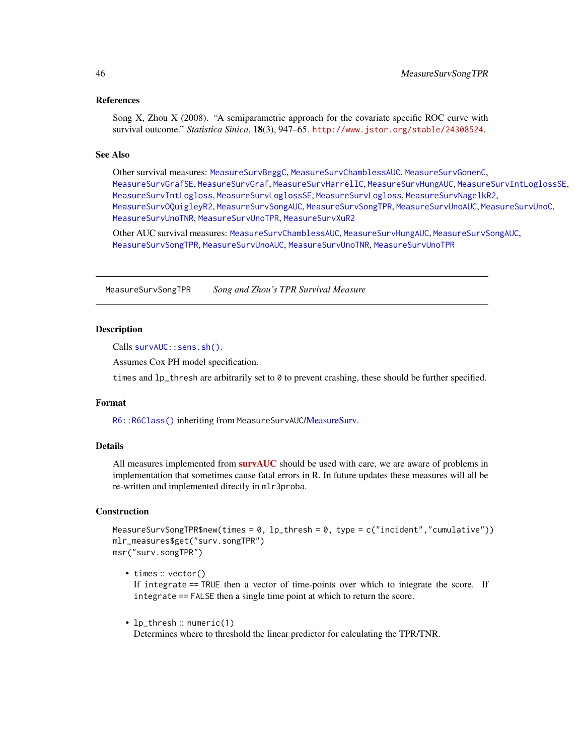### References

Song X, Zhou X (2008). "A semiparametric approach for the covariate specific ROC curve with survival outcome." *Statistica Sinica*, **18**(3), 947–65. http://www.jstor.org/stable/24308524.

### See Also

Other survival measures: MeasureSurvBeggC, MeasureSurvChamblessAUC, MeasureSurvGonenC, MeasureSurvGrafSE, MeasureSurvGraf, MeasureSurvHarrellC, MeasureSurvHungAUC, MeasureSurvIntLoglossSE, MeasureSurvIntLogloss, MeasureSurvLoglossSE, MeasureSurvLogloss, MeasureSurvNagelkR2, MeasureSurvOQuigleyR2, MeasureSurvSongAUC, MeasureSurvSongTPR, MeasureSurvUnoAUC, MeasureSurvUnoC, MeasureSurvUnoTNR, MeasureSurvUnoTPR, MeasureSurvXuR2

Other AUC survival measures: MeasureSurvChamblessAUC, MeasureSurvHungAUC, MeasureSurvSongAUC, MeasureSurvSongTPR, MeasureSurvUnoAUC, MeasureSurvUnoTNR, MeasureSurvUnoTPR

---

## MeasureSurvSongTPR — *Song and Zhou's TPR Survival Measure*

### Description

Calls `survAUC::sens.sh()`.

Assumes Cox PH model specification.

`times` and `lp_thresh` are arbitrarily set to `0` to prevent crashing, these should be further specified.

### Format

`R6::R6Class()` inheriting from MeasureSurvAUC/MeasureSurv.

### Details

All measures implemented from **survAUC** should be used with care, we are aware of problems in implementation that sometimes cause fatal errors in R. In future updates these measures will all be re-written and implemented directly in mlr3proba.

### Construction

```
MeasureSurvSongTPR$new(times = 0, lp_thresh = 0, type = c("incident","cumulative"))
mlr_measures$get("surv.songTPR")
msr("surv.songTPR")
```

- `times` :: `vector()`
  If `integrate == TRUE` then a vector of time-points over which to integrate the score. If `integrate == FALSE` then a single time point at which to return the score.

- `lp_thresh` :: `numeric(1)`
  Determines where to threshold the linear predictor for calculating the TPR/TNR.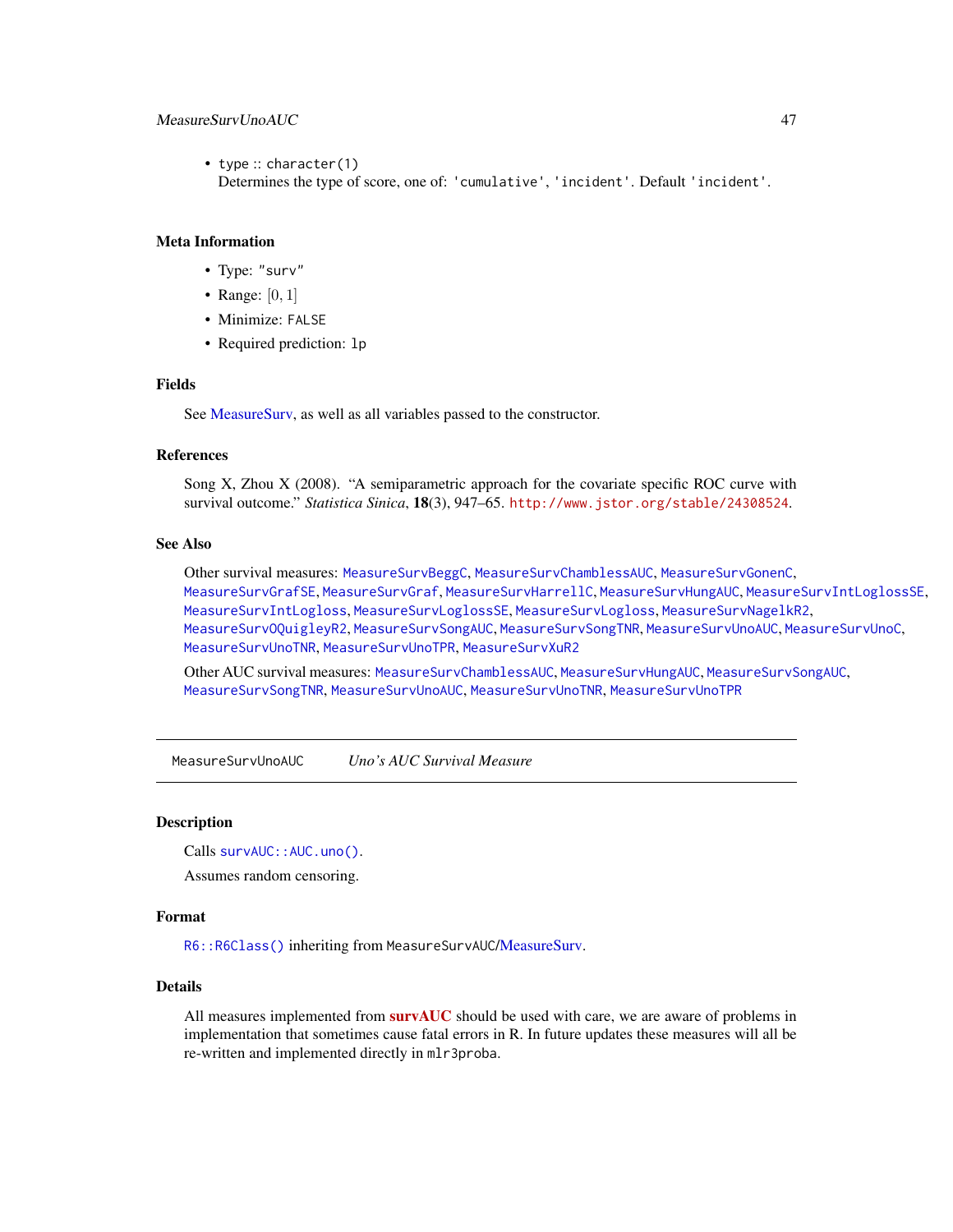- type :: character(1)
  Determines the type of score, one of: 'cumulative', 'incident'. Default 'incident'.

### Meta Information

- Type: "surv"
- Range: $[0, 1]$
- Minimize: FALSE
- Required prediction: lp

### Fields

See MeasureSurv, as well as all variables passed to the constructor.

### References

Song X, Zhou X (2008). "A semiparametric approach for the covariate specific ROC curve with survival outcome." *Statistica Sinica*, **18**(3), 947–65. http://www.jstor.org/stable/24308524.

### See Also

Other survival measures: MeasureSurvBeggC, MeasureSurvChamblessAUC, MeasureSurvGonenC, MeasureSurvGrafSE, MeasureSurvGraf, MeasureSurvHarrellC, MeasureSurvHungAUC, MeasureSurvIntLoglossSE, MeasureSurvIntLogloss, MeasureSurvLoglossSE, MeasureSurvLogloss, MeasureSurvNagelkR2, MeasureSurvOQuigleyR2, MeasureSurvSongAUC, MeasureSurvSongTNR, MeasureSurvUnoAUC, MeasureSurvUnoC, MeasureSurvUnoTNR, MeasureSurvUnoTPR, MeasureSurvXuR2

Other AUC survival measures: MeasureSurvChamblessAUC, MeasureSurvHungAUC, MeasureSurvSongAUC, MeasureSurvSongTNR, MeasureSurvUnoAUC, MeasureSurvUnoTNR, MeasureSurvUnoTPR

---

## MeasureSurvUnoAUC    *Uno's AUC Survival Measure*

---

### Description

Calls survAUC::AUC.uno().

Assumes random censoring.

### Format

R6::R6Class() inheriting from MeasureSurvAUC/MeasureSurv.

### Details

All measures implemented from **survAUC** should be used with care, we are aware of problems in implementation that sometimes cause fatal errors in R. In future updates these measures will all be re-written and implemented directly in mlr3proba.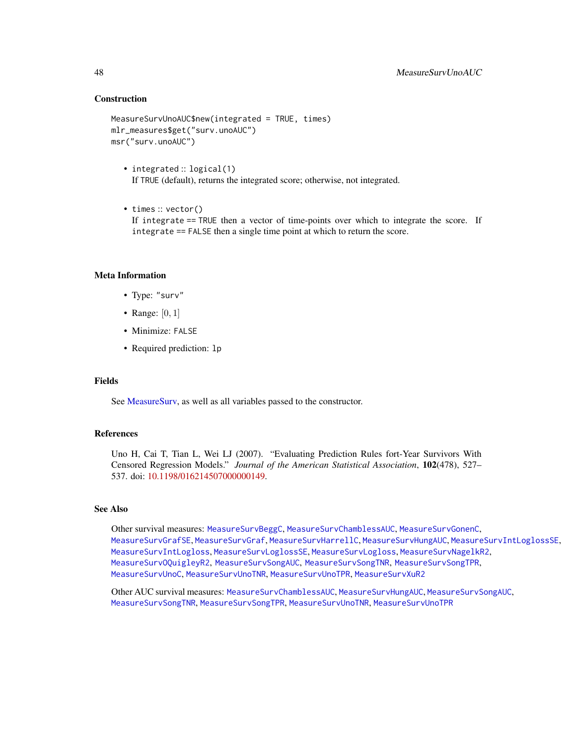## Construction

```
MeasureSurvUnoAUC$new(integrated = TRUE, times)
mlr_measures$get("surv.unoAUC")
msr("surv.unoAUC")
```

- `integrated` :: `logical(1)`
  If `TRUE` (default), returns the integrated score; otherwise, not integrated.

- `times` :: `vector()`
  If `integrate == TRUE` then a vector of time-points over which to integrate the score. If `integrate == FALSE` then a single time point at which to return the score.

## Meta Information

- Type: `"surv"`
- Range: $[0, 1]$
- Minimize: `FALSE`
- Required prediction: `lp`

## Fields

See MeasureSurv, as well as all variables passed to the constructor.

## References

Uno H, Cai T, Tian L, Wei LJ (2007). "Evaluating Prediction Rules fort-Year Survivors With Censored Regression Models." *Journal of the American Statistical Association*, **102**(478), 527–537. doi: 10.1198/016214507000000149.

## See Also

Other survival measures: `MeasureSurvBeggC`, `MeasureSurvChamblessAUC`, `MeasureSurvGonenC`, `MeasureSurvGrafSE`, `MeasureSurvGraf`, `MeasureSurvHarrellC`, `MeasureSurvHungAUC`, `MeasureSurvIntLoglossSE`, `MeasureSurvIntLogloss`, `MeasureSurvLoglossSE`, `MeasureSurvLogloss`, `MeasureSurvNagelkR2`, `MeasureSurvOQuigleyR2`, `MeasureSurvSongAUC`, `MeasureSurvSongTNR`, `MeasureSurvSongTPR`, `MeasureSurvUnoC`, `MeasureSurvUnoTNR`, `MeasureSurvUnoTPR`, `MeasureSurvXuR2`

Other AUC survival measures: `MeasureSurvChamblessAUC`, `MeasureSurvHungAUC`, `MeasureSurvSongAUC`, `MeasureSurvSongTNR`, `MeasureSurvSongTPR`, `MeasureSurvUnoTNR`, `MeasureSurvUnoTPR`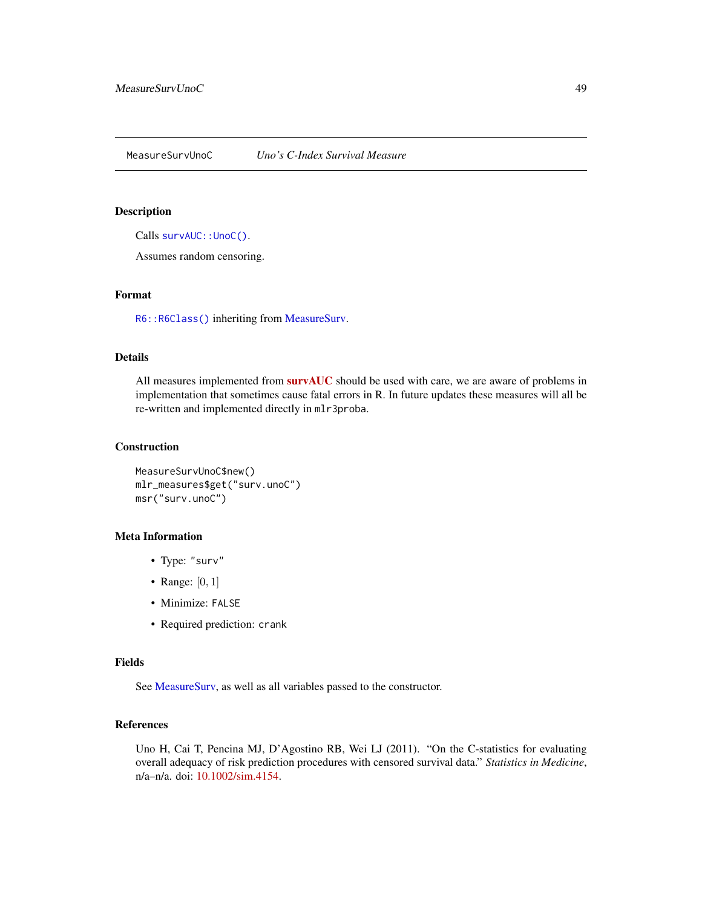MeasureSurvUnoC *Uno's C-Index Survival Measure*

## Description

Calls `survAUC::UnoC()`.

Assumes random censoring.

## Format

`R6::R6Class()` inheriting from MeasureSurv.

## Details

All measures implemented from **survAUC** should be used with care, we are aware of problems in implementation that sometimes cause fatal errors in R. In future updates these measures will all be re-written and implemented directly in `mlr3proba`.

## Construction

```
MeasureSurvUnoC$new()
mlr_measures$get("surv.unoC")
msr("surv.unoC")
```

## Meta Information

- Type: `"surv"`
- Range: $[0, 1]$
- Minimize: `FALSE`
- Required prediction: `crank`

## Fields

See MeasureSurv, as well as all variables passed to the constructor.

## References

Uno H, Cai T, Pencina MJ, D'Agostino RB, Wei LJ (2011). "On the C-statistics for evaluating overall adequacy of risk prediction procedures with censored survival data." *Statistics in Medicine*, n/a–n/a. doi: 10.1002/sim.4154.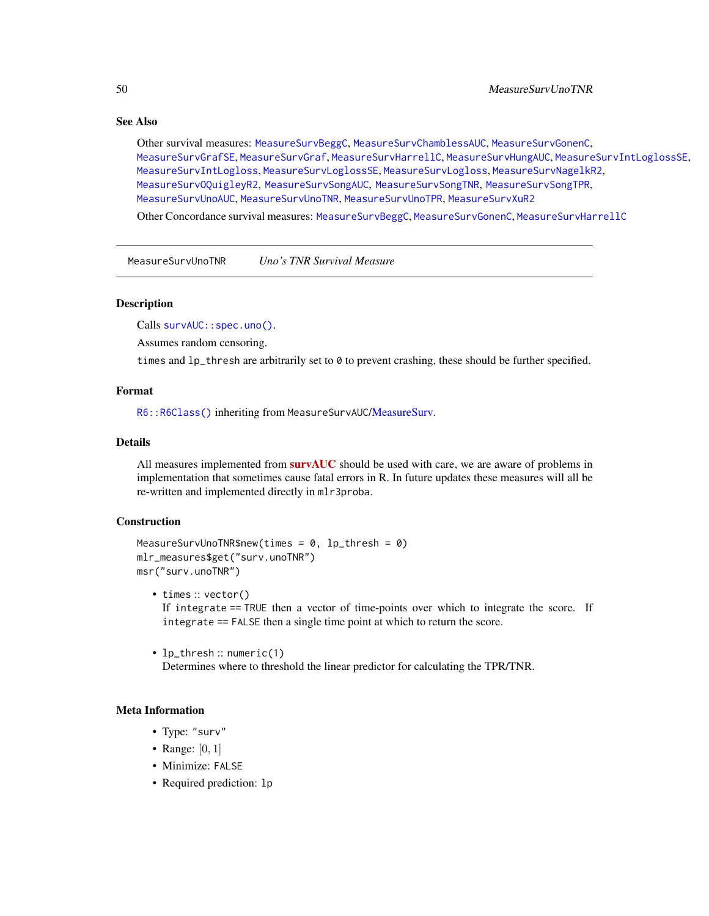### See Also

Other survival measures: `MeasureSurvBeggC`, `MeasureSurvChamblessAUC`, `MeasureSurvGonenC`, `MeasureSurvGrafSE`, `MeasureSurvGraf`, `MeasureSurvHarrellC`, `MeasureSurvHungAUC`, `MeasureSurvIntLoglossSE`, `MeasureSurvIntLogloss`, `MeasureSurvLoglossSE`, `MeasureSurvLogloss`, `MeasureSurvNagelkR2`, `MeasureSurvOQuigleyR2`, `MeasureSurvSongAUC`, `MeasureSurvSongTNR`, `MeasureSurvSongTPR`, `MeasureSurvUnoAUC`, `MeasureSurvUnoTNR`, `MeasureSurvUnoTPR`, `MeasureSurvXuR2`

Other Concordance survival measures: `MeasureSurvBeggC`, `MeasureSurvGonenC`, `MeasureSurvHarrellC`

---

## MeasureSurvUnoTNR — *Uno's TNR Survival Measure*

### Description

Calls `survAUC::spec.uno()`.

Assumes random censoring.

`times` and `lp_thresh` are arbitrarily set to `0` to prevent crashing, these should be further specified.

### Format

`R6::R6Class()` inheriting from `MeasureSurvAUC`/MeasureSurv.

### Details

All measures implemented from **survAUC** should be used with care, we are aware of problems in implementation that sometimes cause fatal errors in R. In future updates these measures will all be re-written and implemented directly in `mlr3proba`.

### Construction

```
MeasureSurvUnoTNR$new(times = 0, lp_thresh = 0)
mlr_measures$get("surv.unoTNR")
msr("surv.unoTNR")
```

- `times` :: `vector()`
  If `integrate == TRUE` then a vector of time-points over which to integrate the score. If `integrate == FALSE` then a single time point at which to return the score.

- `lp_thresh` :: `numeric(1)`
  Determines where to threshold the linear predictor for calculating the TPR/TNR.

### Meta Information

- Type: `"surv"`
- Range: $[0, 1]$
- Minimize: `FALSE`
- Required prediction: `lp`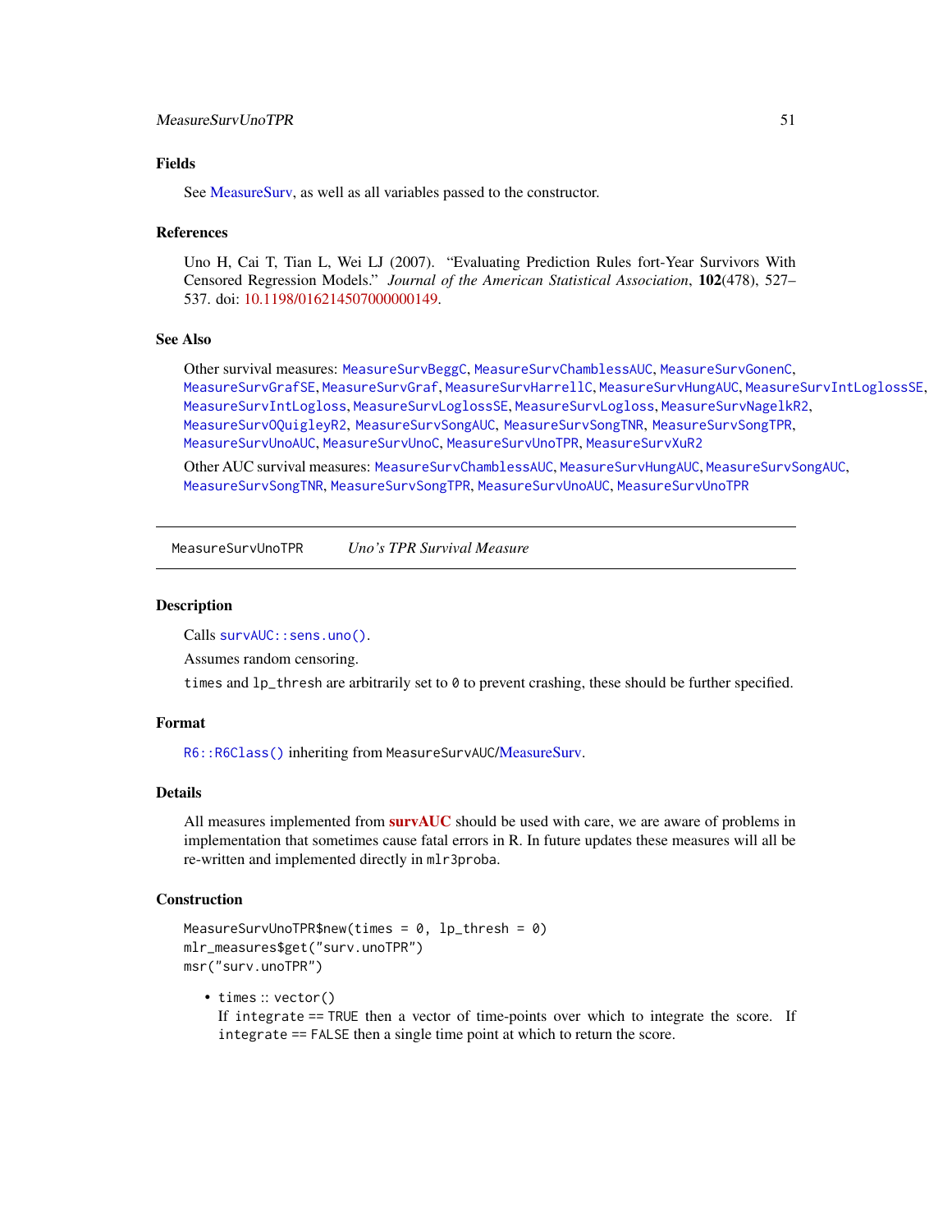### Fields

See MeasureSurv, as well as all variables passed to the constructor.

### References

Uno H, Cai T, Tian L, Wei LJ (2007). "Evaluating Prediction Rules fort-Year Survivors With Censored Regression Models." *Journal of the American Statistical Association*, **102**(478), 527–537. doi: 10.1198/016214507000000149.

### See Also

Other survival measures: `MeasureSurvBeggC`, `MeasureSurvChamblessAUC`, `MeasureSurvGonenC`, `MeasureSurvGrafSE`, `MeasureSurvGraf`, `MeasureSurvHarrellC`, `MeasureSurvHungAUC`, `MeasureSurvIntLoglossSE`, `MeasureSurvIntLogloss`, `MeasureSurvLoglossSE`, `MeasureSurvLogloss`, `MeasureSurvNagelkR2`, `MeasureSurvOQuigleyR2`, `MeasureSurvSongAUC`, `MeasureSurvSongTNR`, `MeasureSurvSongTPR`, `MeasureSurvUnoAUC`, `MeasureSurvUnoC`, `MeasureSurvUnoTPR`, `MeasureSurvXuR2`

Other AUC survival measures: `MeasureSurvChamblessAUC`, `MeasureSurvHungAUC`, `MeasureSurvSongAUC`, `MeasureSurvSongTNR`, `MeasureSurvSongTPR`, `MeasureSurvUnoAUC`, `MeasureSurvUnoTPR`

---

## MeasureSurvUnoTPR — *Uno's TPR Survival Measure*

### Description

Calls `survAUC::sens.uno()`.

Assumes random censoring.

`times` and `lp_thresh` are arbitrarily set to `0` to prevent crashing, these should be further specified.

### Format

`R6::R6Class()` inheriting from `MeasureSurvAUC`/MeasureSurv.

### Details

All measures implemented from **survAUC** should be used with care, we are aware of problems in implementation that sometimes cause fatal errors in R. In future updates these measures will all be re-written and implemented directly in `mlr3proba`.

### Construction

```
MeasureSurvUnoTPR$new(times = 0, lp_thresh = 0)
mlr_measures$get("surv.unoTPR")
msr("surv.unoTPR")
```

- `times` :: `vector()`  
  If `integrate` == `TRUE` then a vector of time-points over which to integrate the score. If `integrate` == `FALSE` then a single time point at which to return the score.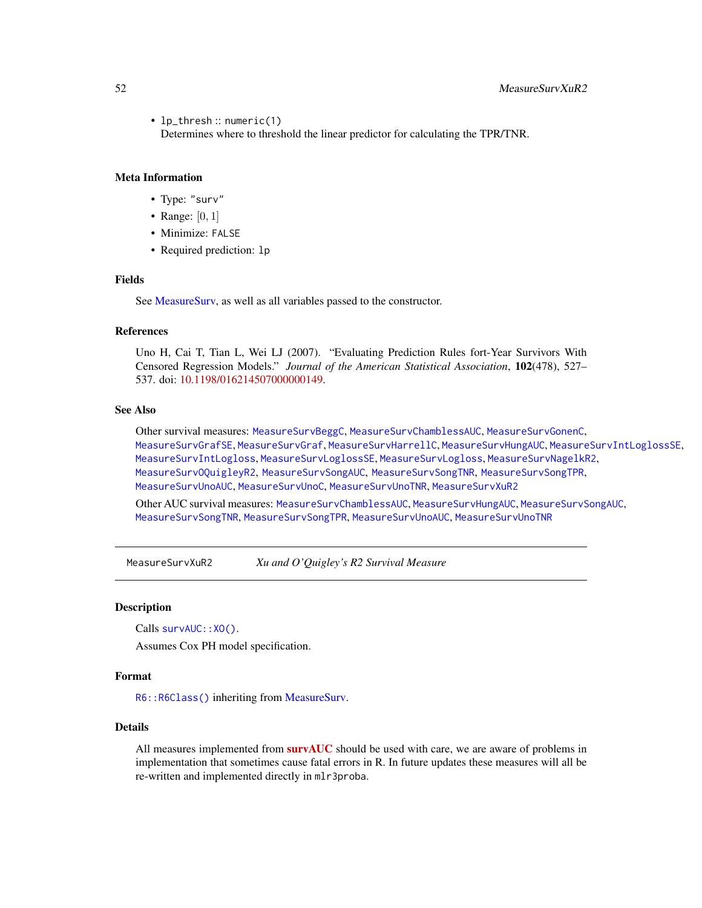- `lp_thresh` :: `numeric(1)`
  Determines where to threshold the linear predictor for calculating the TPR/TNR.

### Meta Information

- Type: `"surv"`
- Range: $[0, 1]$
- Minimize: `FALSE`
- Required prediction: `lp`

### Fields

See MeasureSurv, as well as all variables passed to the constructor.

### References

Uno H, Cai T, Tian L, Wei LJ (2007). "Evaluating Prediction Rules fort-Year Survivors With Censored Regression Models." *Journal of the American Statistical Association*, **102**(478), 527–537. doi: 10.1198/016214507000000149.

### See Also

Other survival measures: `MeasureSurvBeggC`, `MeasureSurvChamblessAUC`, `MeasureSurvGonenC`, `MeasureSurvGrafSE`, `MeasureSurvGraf`, `MeasureSurvHarrellC`, `MeasureSurvHungAUC`, `MeasureSurvIntLoglossSE`, `MeasureSurvIntLogloss`, `MeasureSurvLoglossSE`, `MeasureSurvLogloss`, `MeasureSurvNagelkR2`, `MeasureSurvOQuigleyR2`, `MeasureSurvSongAUC`, `MeasureSurvSongTNR`, `MeasureSurvSongTPR`, `MeasureSurvUnoAUC`, `MeasureSurvUnoC`, `MeasureSurvUnoTNR`, `MeasureSurvXuR2`

Other AUC survival measures: `MeasureSurvChamblessAUC`, `MeasureSurvHungAUC`, `MeasureSurvSongAUC`, `MeasureSurvSongTNR`, `MeasureSurvSongTPR`, `MeasureSurvUnoAUC`, `MeasureSurvUnoTNR`

---

## `MeasureSurvXuR2` *Xu and O'Quigley's R2 Survival Measure*

---

### Description

Calls `survAUC::XO()`.

Assumes Cox PH model specification.

### Format

`R6::R6Class()` inheriting from MeasureSurv.

### Details

All measures implemented from **survAUC** should be used with care, we are aware of problems in implementation that sometimes cause fatal errors in R. In future updates these measures will all be re-written and implemented directly in `mlr3proba`.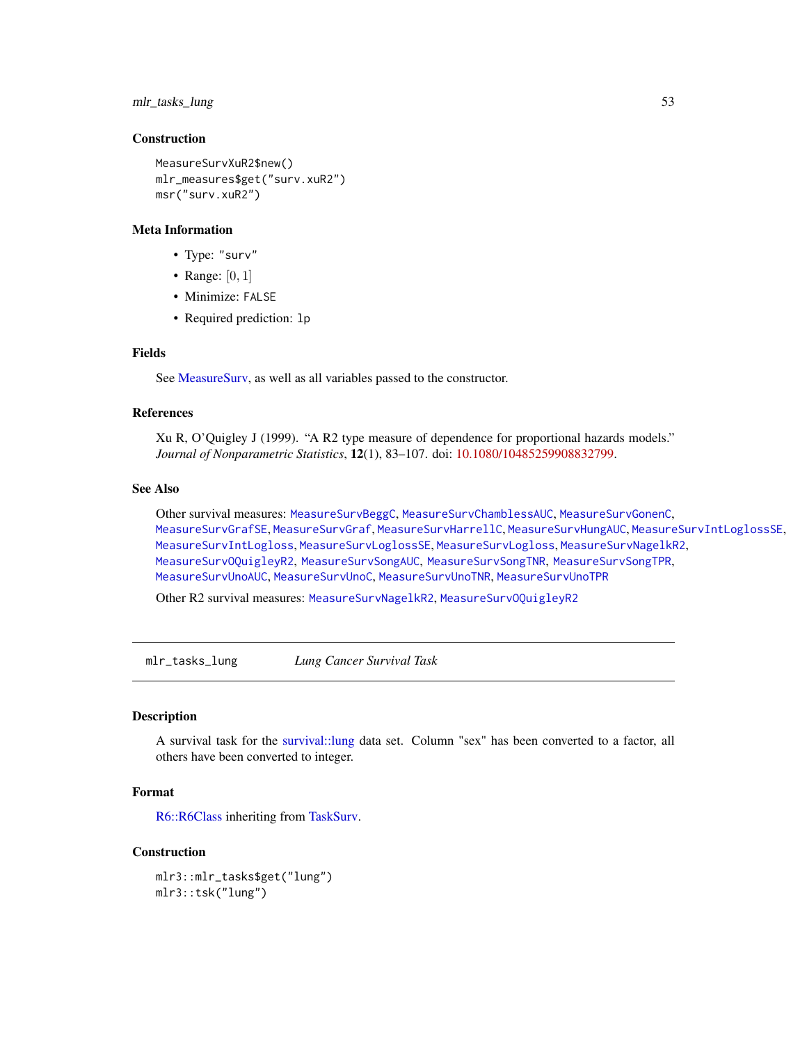### Construction

```
MeasureSurvXuR2$new()
mlr_measures$get("surv.xuR2")
msr("surv.xuR2")
```

### Meta Information

- Type: "surv"
- Range: $[0, 1]$
- Minimize: FALSE
- Required prediction: lp

### Fields

See MeasureSurv, as well as all variables passed to the constructor.

### References

Xu R, O'Quigley J (1999). "A R2 type measure of dependence for proportional hazards models." *Journal of Nonparametric Statistics*, **12**(1), 83–107. doi: 10.1080/10485259908832799.

### See Also

Other survival measures: MeasureSurvBeggC, MeasureSurvChamblessAUC, MeasureSurvGonenC, MeasureSurvGrafSE, MeasureSurvGraf, MeasureSurvHarrellC, MeasureSurvHungAUC, MeasureSurvIntLoglossSE, MeasureSurvIntLogloss, MeasureSurvLoglossSE, MeasureSurvLogloss, MeasureSurvNagelkR2, MeasureSurvOQuigleyR2, MeasureSurvSongAUC, MeasureSurvSongTNR, MeasureSurvSongTPR, MeasureSurvUnoAUC, MeasureSurvUnoC, MeasureSurvUnoTNR, MeasureSurvUnoTPR

Other R2 survival measures: MeasureSurvNagelkR2, MeasureSurvOQuigleyR2

---

## mlr_tasks_lung *Lung Cancer Survival Task*

### Description

A survival task for the survival::lung data set. Column "sex" has been converted to a factor, all others have been converted to integer.

### Format

R6::R6Class inheriting from TaskSurv.

### Construction

```
mlr3::mlr_tasks$get("lung")
mlr3::tsk("lung")
```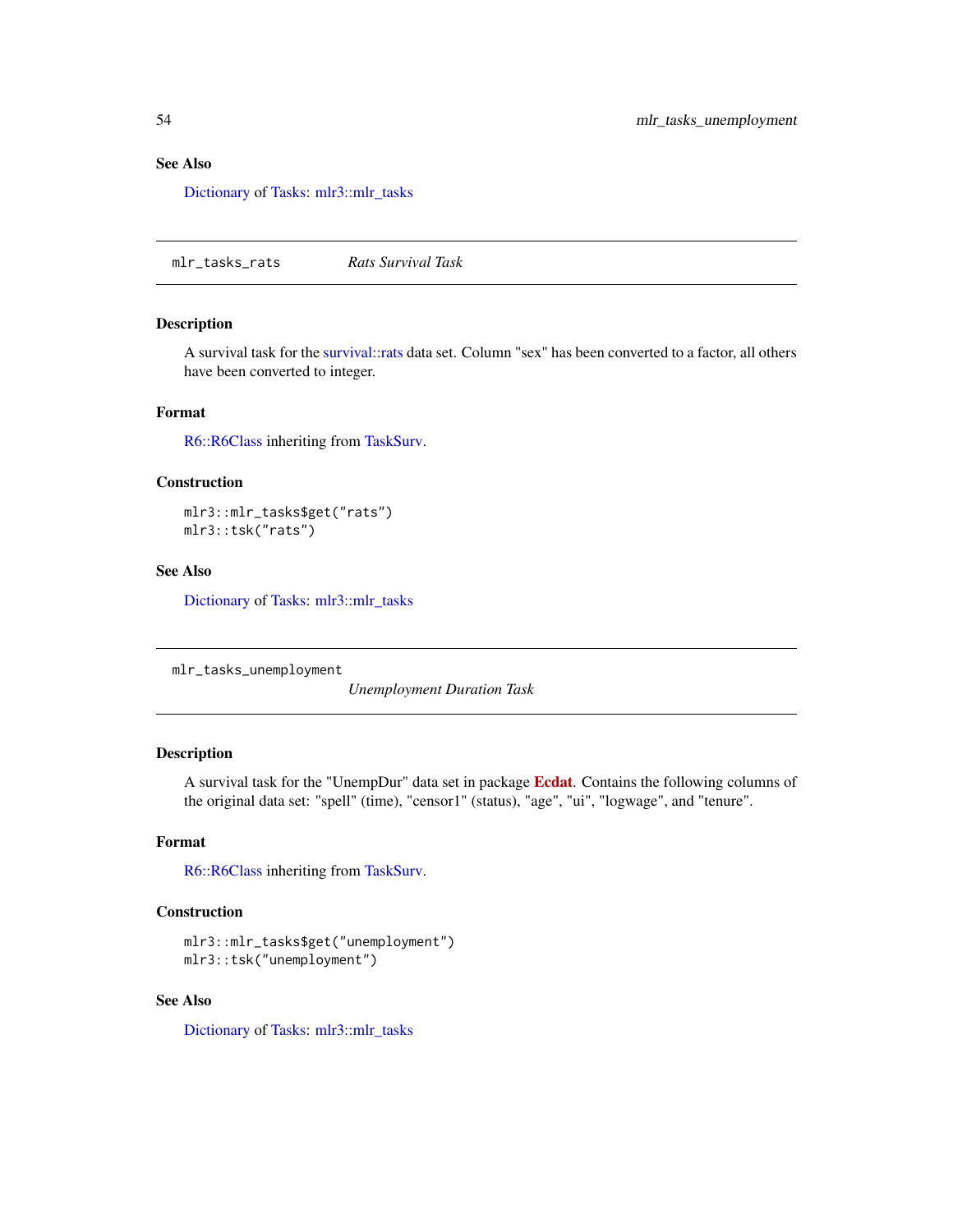### See Also

Dictionary of Tasks: mlr3::mlr_tasks

---

## mlr_tasks_rats *Rats Survival Task*

### Description

A survival task for the survival::rats data set. Column "sex" has been converted to a factor, all others have been converted to integer.

### Format

R6::R6Class inheriting from TaskSurv.

### Construction

```
mlr3::mlr_tasks$get("rats")
mlr3::tsk("rats")
```

### See Also

Dictionary of Tasks: mlr3::mlr_tasks

---

## mlr_tasks_unemployment *Unemployment Duration Task*

### Description

A survival task for the "UnempDur" data set in package **Ecdat**. Contains the following columns of the original data set: "spell" (time), "censor1" (status), "age", "ui", "logwage", and "tenure".

### Format

R6::R6Class inheriting from TaskSurv.

### Construction

```
mlr3::mlr_tasks$get("unemployment")
mlr3::tsk("unemployment")
```

### See Also

Dictionary of Tasks: mlr3::mlr_tasks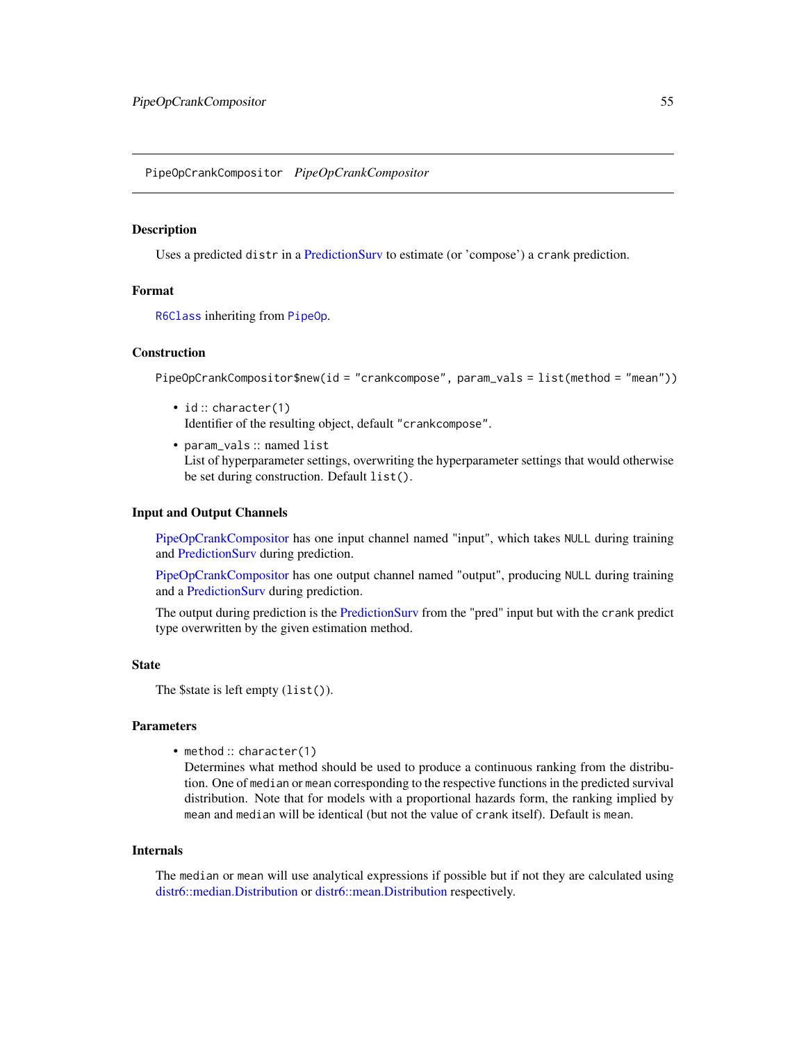## PipeOpCrankCompositor *PipeOpCrankCompositor*

### Description

Uses a predicted `distr` in a PredictionSurv to estimate (or 'compose') a `crank` prediction.

### Format

`R6Class` inheriting from `PipeOp`.

### Construction

```
PipeOpCrankCompositor$new(id = "crankcompose", param_vals = list(method = "mean"))
```

- `id` :: `character(1)`  
  Identifier of the resulting object, default `"crankcompose"`.
- `param_vals` :: named `list`  
  List of hyperparameter settings, overwriting the hyperparameter settings that would otherwise be set during construction. Default `list()`.

### Input and Output Channels

PipeOpCrankCompositor has one input channel named "input", which takes `NULL` during training and PredictionSurv during prediction.

PipeOpCrankCompositor has one output channel named "output", producing `NULL` during training and a PredictionSurv during prediction.

The output during prediction is the PredictionSurv from the "pred" input but with the `crank` predict type overwritten by the given estimation method.

### State

The $state is left empty (`list()`).

### Parameters

- `method` :: `character(1)`  
  Determines what method should be used to produce a continuous ranking from the distribution. One of `median` or `mean` corresponding to the respective functions in the predicted survival distribution. Note that for models with a proportional hazards form, the ranking implied by `mean` and `median` will be identical (but not the value of `crank` itself). Default is `mean`.

### Internals

The `median` or `mean` will use analytical expressions if possible but if not they are calculated using distr6::median.Distribution or distr6::mean.Distribution respectively.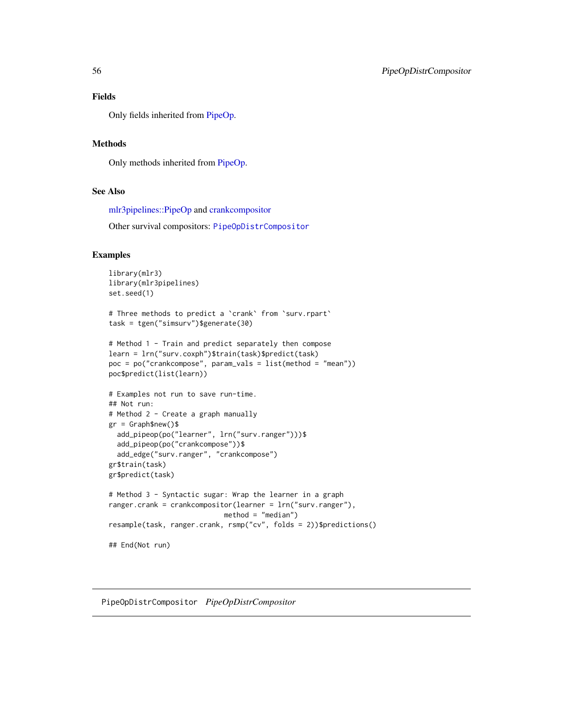## Fields

Only fields inherited from PipeOp.

## Methods

Only methods inherited from PipeOp.

## See Also

mlr3pipelines::PipeOp and crankcompositor

Other survival compositors: `PipeOpDistrCompositor`

## Examples

```
library(mlr3)
library(mlr3pipelines)
set.seed(1)

# Three methods to predict a `crank` from `surv.rpart`
task = tgen("simsurv")$generate(30)

# Method 1 - Train and predict separately then compose
learn = lrn("surv.coxph")$train(task)$predict(task)
poc = po("crankcompose", param_vals = list(method = "mean"))
poc$predict(list(learn))

# Examples not run to save run-time.
## Not run:
# Method 2 - Create a graph manually
gr = Graph$new()$
  add_pipeop(po("learner", lrn("surv.ranger")))$
  add_pipeop(po("crankcompose"))$
  add_edge("surv.ranger", "crankcompose")
gr$train(task)
gr$predict(task)

# Method 3 - Syntactic sugar: Wrap the learner in a graph
ranger.crank = crankcompositor(learner = lrn("surv.ranger"),
                            method = "median")
resample(task, ranger.crank, rsmp("cv", folds = 2))$predictions()

## End(Not run)
```

---

`PipeOpDistrCompositor` *PipeOpDistrCompositor*

---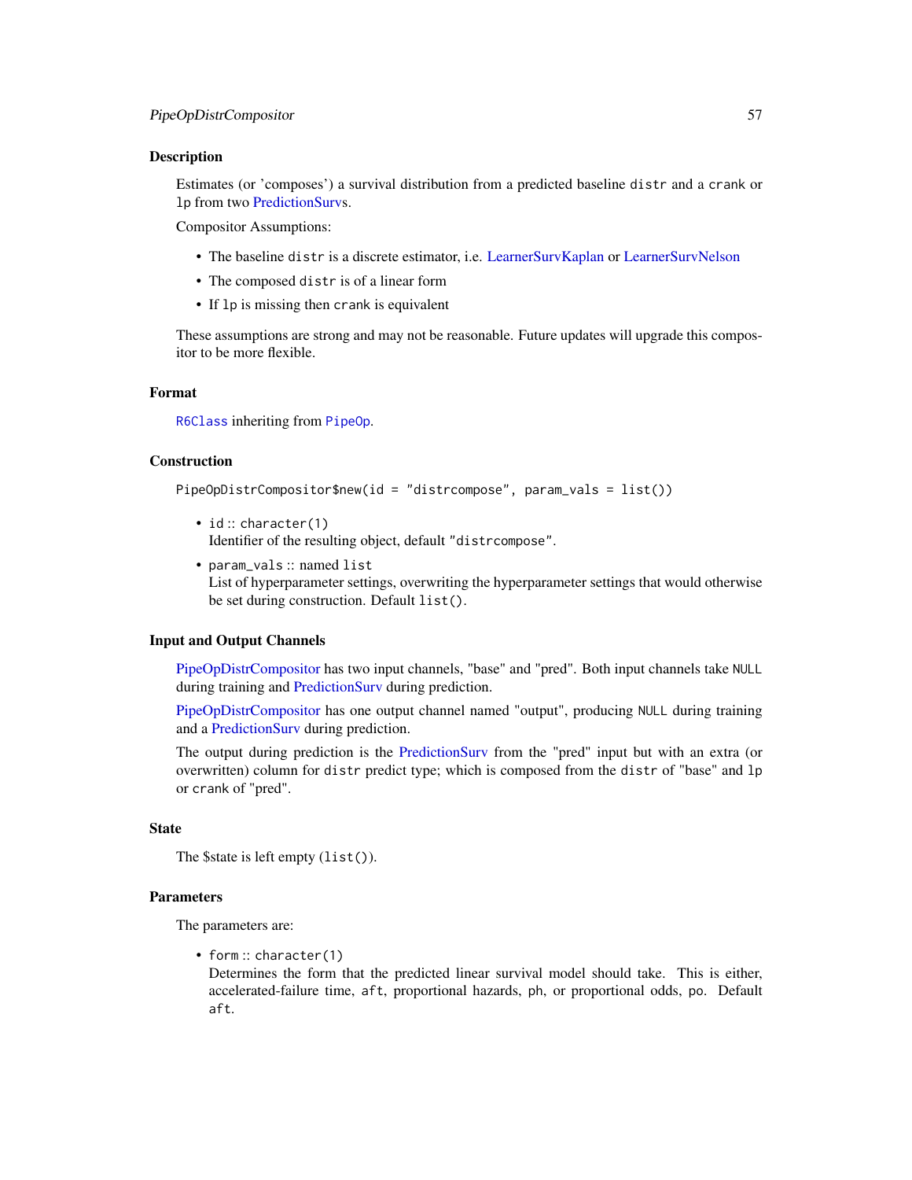## Description

Estimates (or 'composes') a survival distribution from a predicted baseline `distr` and a `crank` or `lp` from two PredictionSurvs.

Compositor Assumptions:

- The baseline `distr` is a discrete estimator, i.e. LearnerSurvKaplan or LearnerSurvNelson
- The composed `distr` is of a linear form
- If `lp` is missing then `crank` is equivalent

These assumptions are strong and may not be reasonable. Future updates will upgrade this compositor to be more flexible.

## Format

`R6Class` inheriting from `PipeOp`.

## Construction

```
PipeOpDistrCompositor$new(id = "distrcompose", param_vals = list())
```

- `id` :: `character(1)`
  Identifier of the resulting object, default `"distrcompose"`.
- `param_vals` :: named `list`
  List of hyperparameter settings, overwriting the hyperparameter settings that would otherwise be set during construction. Default `list()`.

## Input and Output Channels

PipeOpDistrCompositor has two input channels, "base" and "pred". Both input channels take `NULL` during training and PredictionSurv during prediction.

PipeOpDistrCompositor has one output channel named "output", producing `NULL` during training and a PredictionSurv during prediction.

The output during prediction is the PredictionSurv from the "pred" input but with an extra (or overwritten) column for `distr` predict type; which is composed from the `distr` of "base" and `lp` or `crank` of "pred".

## State

The $state is left empty (`list()`).

## Parameters

The parameters are:

- `form` :: `character(1)`
  Determines the form that the predicted linear survival model should take. This is either, accelerated-failure time, `aft`, proportional hazards, `ph`, or proportional odds, `po`. Default `aft`.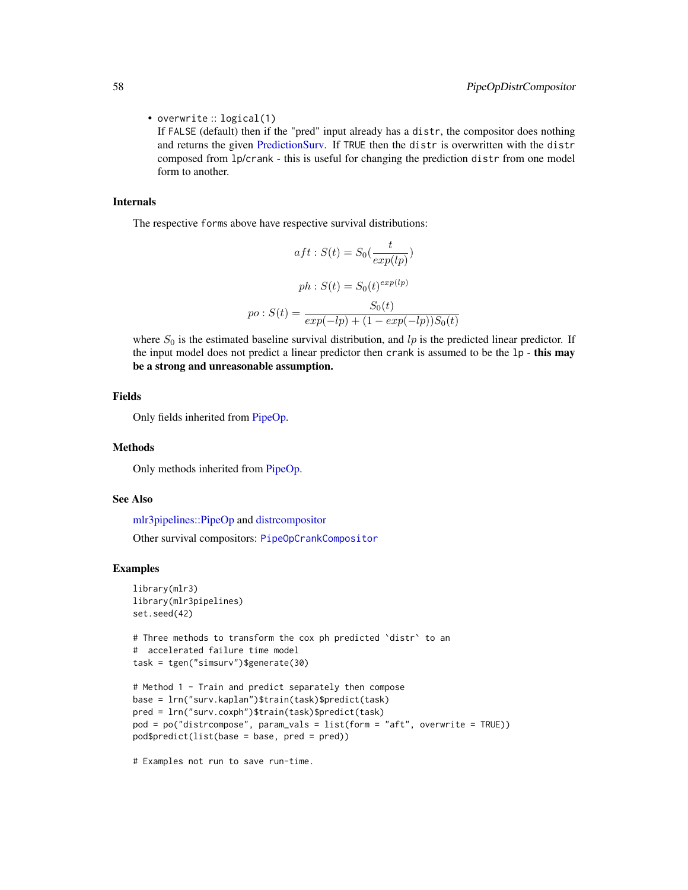- overwrite :: logical(1)
  If FALSE (default) then if the "pred" input already has a distr, the compositor does nothing and returns the given PredictionSurv. If TRUE then the distr is overwritten with the distr composed from lp/crank - this is useful for changing the prediction distr from one model form to another.

## Internals

The respective forms above have respective survival distributions:

$$aft : S(t) = S_0(\frac{t}{exp(lp)})$$

$$ph : S(t) = S_0(t)^{exp(lp)}$$

$$po : S(t) = \frac{S_0(t)}{exp(-lp) + (1 - exp(-lp))S_0(t)}$$

where $S_0$ is the estimated baseline survival distribution, and $lp$ is the predicted linear predictor. If the input model does not predict a linear predictor then crank is assumed to be the lp - **this may be a strong and unreasonable assumption.**

## Fields

Only fields inherited from PipeOp.

## Methods

Only methods inherited from PipeOp.

## See Also

mlr3pipelines::PipeOp and distrcompositor

Other survival compositors: PipeOpCrankCompositor

## Examples

```
library(mlr3)
library(mlr3pipelines)
set.seed(42)

# Three methods to transform the cox ph predicted `distr` to an
#  accelerated failure time model
task = tgen("simsurv")$generate(30)

# Method 1 - Train and predict separately then compose
base = lrn("surv.kaplan")$train(task)$predict(task)
pred = lrn("surv.coxph")$train(task)$predict(task)
pod = po("distrcompose", param_vals = list(form = "aft", overwrite = TRUE))
pod$predict(list(base = base, pred = pred))

# Examples not run to save run-time.
```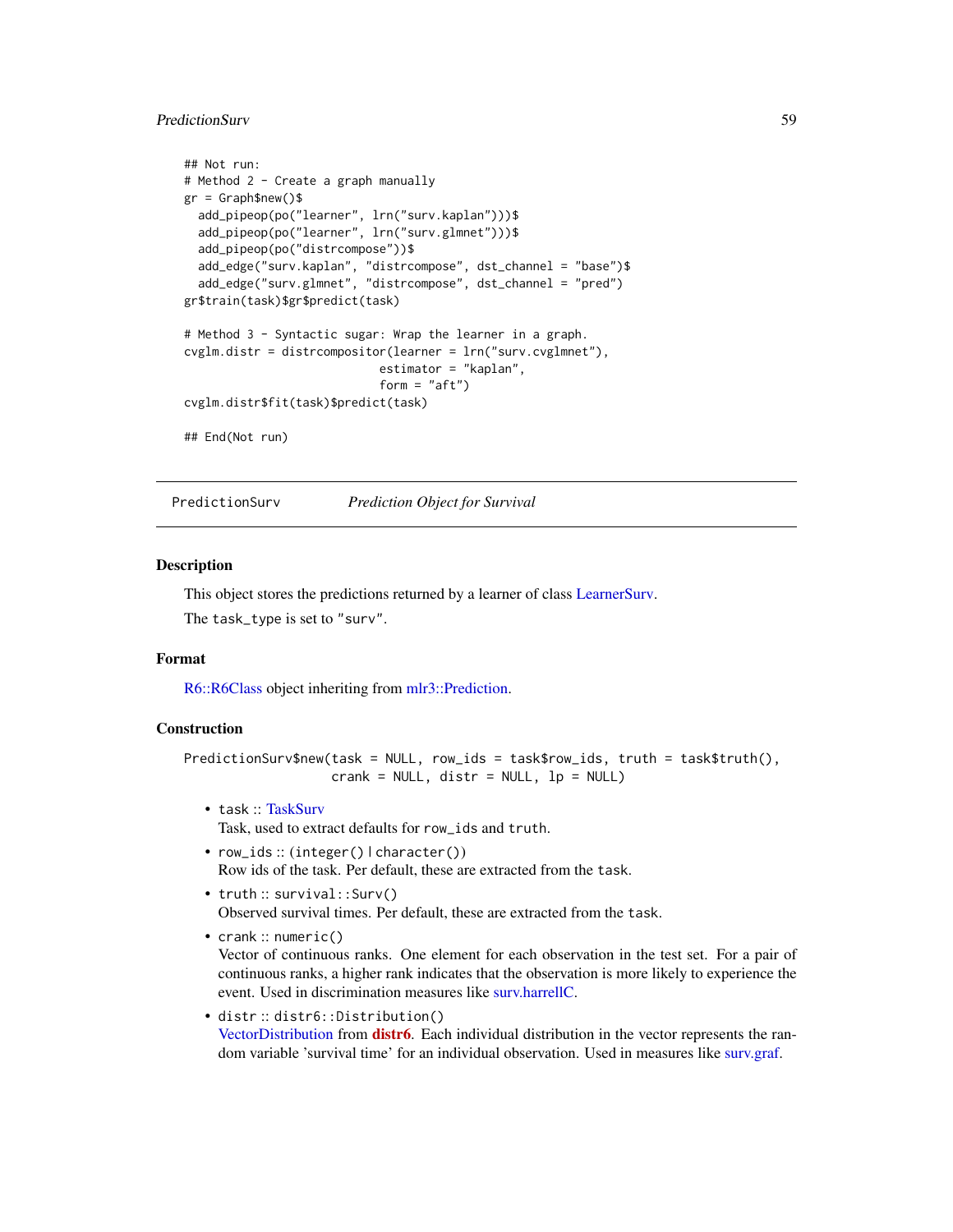```
## Not run:
# Method 2 - Create a graph manually
gr = Graph$new()$
  add_pipeop(po("learner", lrn("surv.kaplan")))$
  add_pipeop(po("learner", lrn("surv.glmnet")))$
  add_pipeop(po("distrcompose"))$
  add_edge("surv.kaplan", "distrcompose", dst_channel = "base")$
  add_edge("surv.glmnet", "distrcompose", dst_channel = "pred")
gr$train(task)$gr$predict(task)

# Method 3 - Syntactic sugar: Wrap the learner in a graph.
cvglm.distr = distrcompositor(learner = lrn("surv.cvglmnet"),
                              estimator = "kaplan",
                              form = "aft")
cvglm.distr$fit(task)$predict(task)

## End(Not run)
```

---

PredictionSurv *Prediction Object for Survival*

---

## Description

This object stores the predictions returned by a learner of class LearnerSurv.

The `task_type` is set to `"surv"`.

## Format

R6::R6Class object inheriting from mlr3::Prediction.

## Construction

```
PredictionSurv$new(task = NULL, row_ids = task$row_ids, truth = task$truth(),
                   crank = NULL, distr = NULL, lp = NULL)
```

- `task` :: TaskSurv
  Task, used to extract defaults for `row_ids` and `truth`.
- `row_ids` :: (`integer()` | `character()`)
  Row ids of the task. Per default, these are extracted from the `task`.
- `truth` :: `survival::Surv()`
  Observed survival times. Per default, these are extracted from the `task`.
- `crank` :: `numeric()`
  Vector of continuous ranks. One element for each observation in the test set. For a pair of continuous ranks, a higher rank indicates that the observation is more likely to experience the event. Used in discrimination measures like surv.harrellC.
- `distr` :: `distr6::Distribution()`
  VectorDistribution from **distr6**. Each individual distribution in the vector represents the random variable 'survival time' for an individual observation. Used in measures like surv.graf.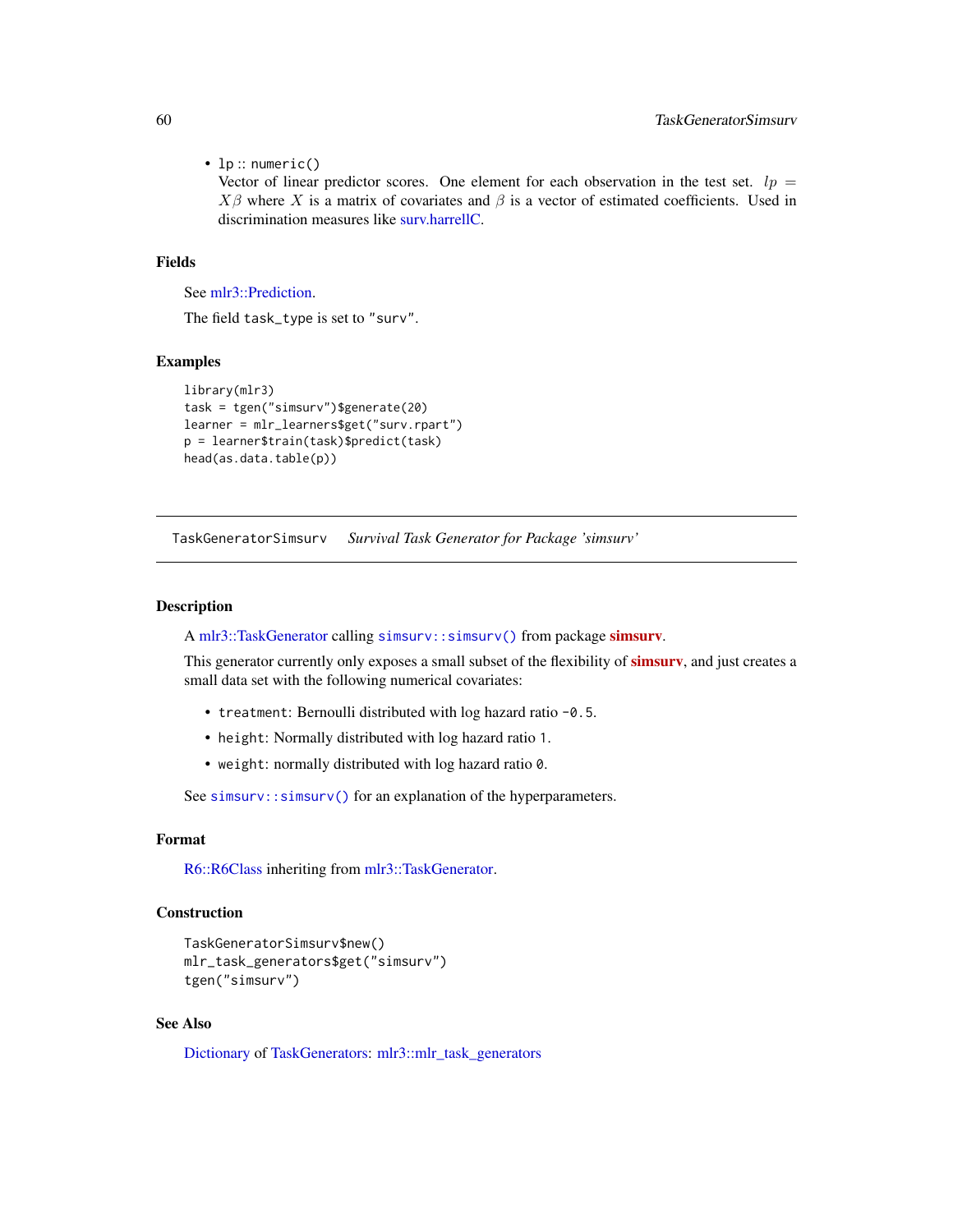- `lp` :: `numeric()`
  Vector of linear predictor scores. One element for each observation in the test set. $lp = X\beta$ where $X$ is a matrix of covariates and $\beta$ is a vector of estimated coefficients. Used in discrimination measures like surv.harrellC.

### Fields

See mlr3::Prediction.

The field `task_type` is set to `"surv"`.

### Examples

```
library(mlr3)
task = tgen("simsurv")$generate(20)
learner = mlr_learners$get("surv.rpart")
p = learner$train(task)$predict(task)
head(as.data.table(p))
```

---

## TaskGeneratorSimsurv    *Survival Task Generator for Package 'simsurv'*

---

### Description

A mlr3::TaskGenerator calling `simsurv::simsurv()` from package **simsurv**.

This generator currently only exposes a small subset of the flexibility of **simsurv**, and just creates a small data set with the following numerical covariates:

- `treatment`: Bernoulli distributed with log hazard ratio `-0.5`.
- `height`: Normally distributed with log hazard ratio `1`.
- `weight`: normally distributed with log hazard ratio `0`.

See `simsurv::simsurv()` for an explanation of the hyperparameters.

### Format

R6::R6Class inheriting from mlr3::TaskGenerator.

### Construction

```
TaskGeneratorSimsurv$new()
mlr_task_generators$get("simsurv")
tgen("simsurv")
```

### See Also

Dictionary of TaskGenerators: mlr3::mlr_task_generators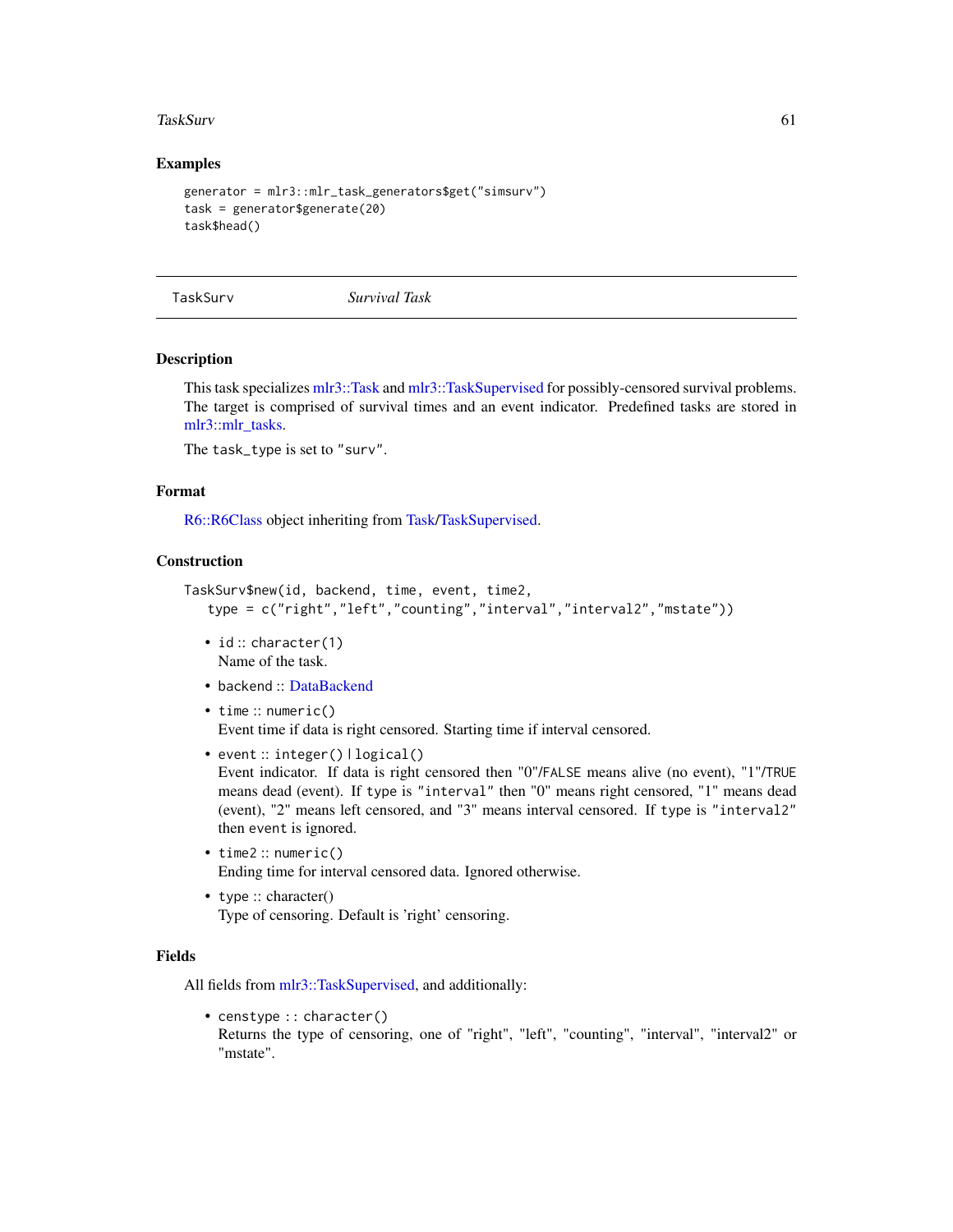## Examples

```
generator = mlr3::mlr_task_generators$get("simsurv")
task = generator$generate(20)
task$head()
```

---

# TaskSurv *Survival Task*

---

## Description

This task specializes mlr3::Task and mlr3::TaskSupervised for possibly-censored survival problems. The target is comprised of survival times and an event indicator. Predefined tasks are stored in mlr3::mlr_tasks.

The task_type is set to "surv".

## Format

R6::R6Class object inheriting from Task/TaskSupervised.

## Construction

```
TaskSurv$new(id, backend, time, event, time2,
   type = c("right","left","counting","interval","interval2","mstate"))
```

- `id` :: `character(1)`
  Name of the task.
- `backend` :: DataBackend
- `time` :: `numeric()`
  Event time if data is right censored. Starting time if interval censored.
- `event` :: `integer()` | `logical()`
  Event indicator. If data is right censored then "0"/`FALSE` means alive (no event), "1"/`TRUE` means dead (event). If type is `"interval"` then "0" means right censored, "1" means dead (event), "2" means left censored, and "3" means interval censored. If type is `"interval2"` then event is ignored.
- `time2` :: `numeric()`
  Ending time for interval censored data. Ignored otherwise.
- `type` :: character()
  Type of censoring. Default is 'right' censoring.

## Fields

All fields from mlr3::TaskSupervised, and additionally:

- `censtype` :: `character()`
  Returns the type of censoring, one of "right", "left", "counting", "interval", "interval2" or "mstate".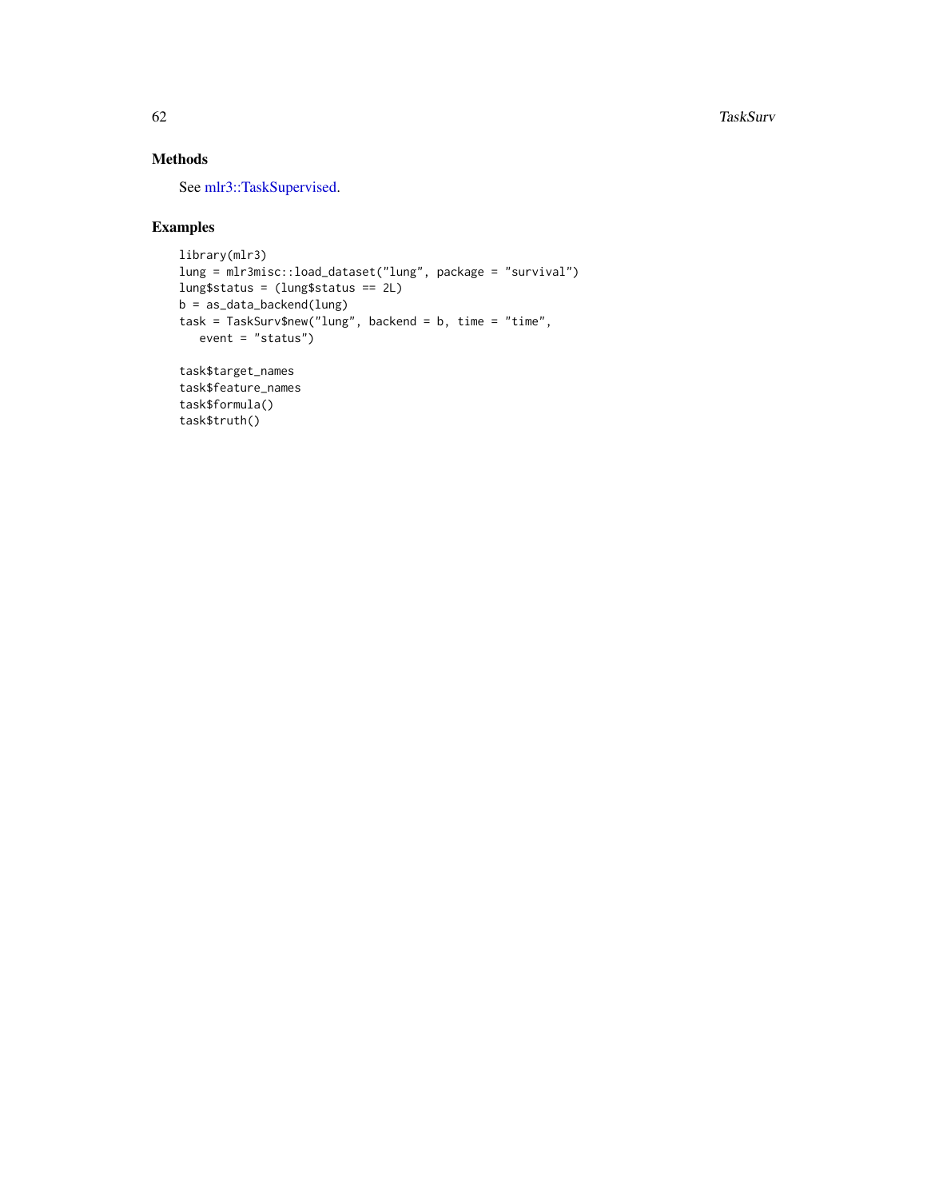## Methods

See mlr3::TaskSupervised.

## Examples

```
library(mlr3)
lung = mlr3misc::load_dataset("lung", package = "survival")
lung$status = (lung$status == 2L)
b = as_data_backend(lung)
task = TaskSurv$new("lung", backend = b, time = "time",
   event = "status")

task$target_names
task$feature_names
task$formula()
task$truth()
```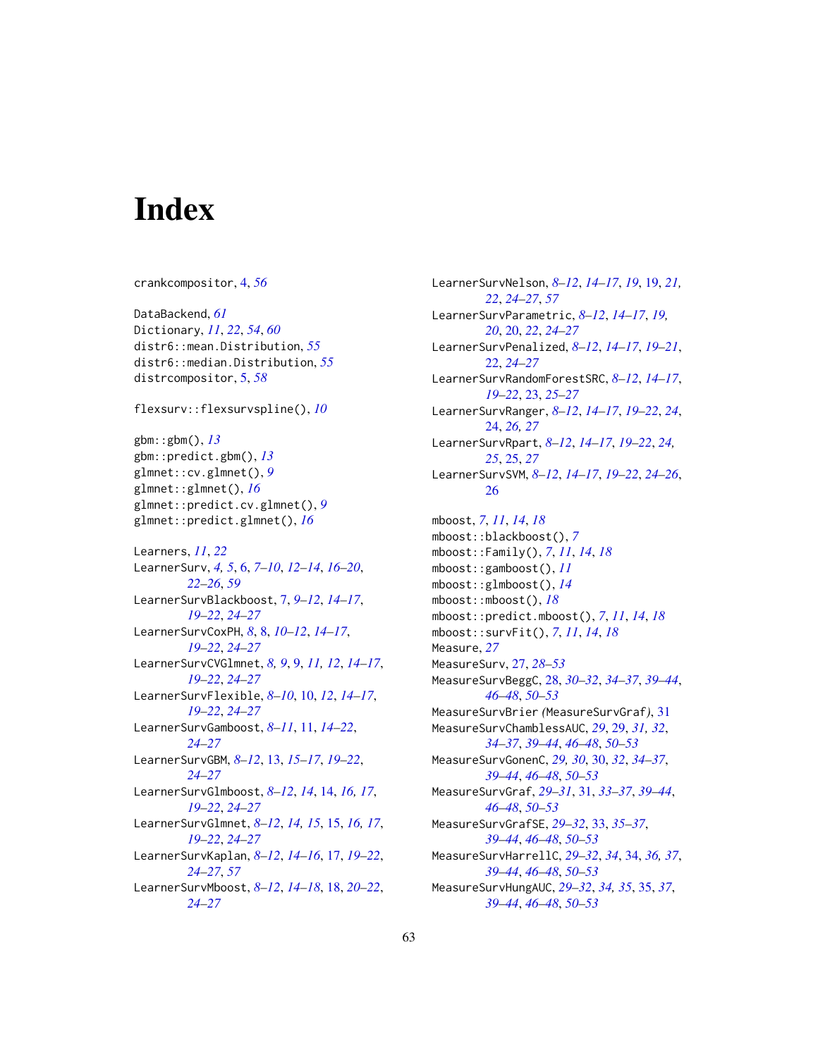# Index

crankcompositor, 4, *56*

DataBackend, *61*
Dictionary, *11*, *22*, *54*, *60*
distr6::mean.Distribution, *55*
distr6::median.Distribution, *55*
distrcompositor, 5, *58*

flexsurv::flexsurvspline(), *10*

gbm::gbm(), *13*
gbm::predict.gbm(), *13*
glmnet::cv.glmnet(), *9*
glmnet::glmnet(), *16*
glmnet::predict.cv.glmnet(), *9*
glmnet::predict.glmnet(), *16*

Learners, *11*, *22*
LearnerSurv, *4, 5*, 6, *7–10*, *12–14*, *16–20*, *22–26*, *59*
LearnerSurvBlackboost, 7, *9–12*, *14–17*, *19–22*, *24–27*
LearnerSurvCoxPH, *8*, 8, *10–12*, *14–17*, *19–22*, *24–27*
LearnerSurvCVGlmnet, *8, 9*, 9, *11, 12*, *14–17*, *19–22*, *24–27*
LearnerSurvFlexible, *8–10*, 10, *12*, *14–17*, *19–22*, *24–27*
LearnerSurvGamboost, *8–11*, 11, *14–22*, *24–27*
LearnerSurvGBM, *8–12*, 13, *15–17*, *19–22*, *24–27*
LearnerSurvGlmboost, *8–12*, *14*, 14, *16, 17*, *19–22*, *24–27*
LearnerSurvGlmnet, *8–12*, *14, 15*, 15, *16, 17*, *19–22*, *24–27*
LearnerSurvKaplan, *8–12*, *14–16*, 17, *19–22*, *24–27*, *57*
LearnerSurvMboost, *8–12*, *14–18*, 18, *20–22*, *24–27*
LearnerSurvNelson, *8–12*, *14–17*, *19*, 19, *21, 22*, *24–27*, *57*
LearnerSurvParametric, *8–12*, *14–17*, *19, 20*, 20, *22*, *24–27*
LearnerSurvPenalized, *8–12*, *14–17*, *19–21*, *22*, *24–27*
LearnerSurvRandomForestSRC, *8–12*, *14–17*, *19–22*, 23, *25–27*
LearnerSurvRanger, *8–12*, *14–17*, *19–22*, *24*, 24, *26, 27*
LearnerSurvRpart, *8–12*, *14–17*, *19–22*, *24, 25*, 25, *27*
LearnerSurvSVM, *8–12*, *14–17*, *19–22*, *24–26*, 26

mboost, *7*, *11*, *14*, *18*
mboost::blackboost(), *7*
mboost::Family(), *7*, *11*, *14*, *18*
mboost::gamboost(), *11*
mboost::glmboost(), *14*
mboost::mboost(), *18*
mboost::predict.mboost(), *7*, *11*, *14*, *18*
mboost::survFit(), *7*, *11*, *14*, *18*
Measure, *27*
MeasureSurv, 27, *28–53*
MeasureSurvBeggC, 28, *30–32*, *34–37*, *39–44*, *46–48*, *50–53*
MeasureSurvBrier *(*MeasureSurvGraf*)*, 31
MeasureSurvChamblessAUC, *29*, 29, *31, 32*, *34–37*, *39–44*, *46–48*, *50–53*
MeasureSurvGonenC, *29, 30*, 30, *32*, *34–37*, *39–44*, *46–48*, *50–53*
MeasureSurvGraf, *29–31*, 31, *33–37*, *39–44*, *46–48*, *50–53*
MeasureSurvGrafSE, *29–32*, 33, *35–37*, *39–44*, *46–48*, *50–53*
MeasureSurvHarrellC, *29–32*, *34*, 34, *36, 37*, *39–44*, *46–48*, *50–53*
MeasureSurvHungAUC, *29–32*, *34, 35*, 35, *37*, *39–44*, *46–48*, *50–53*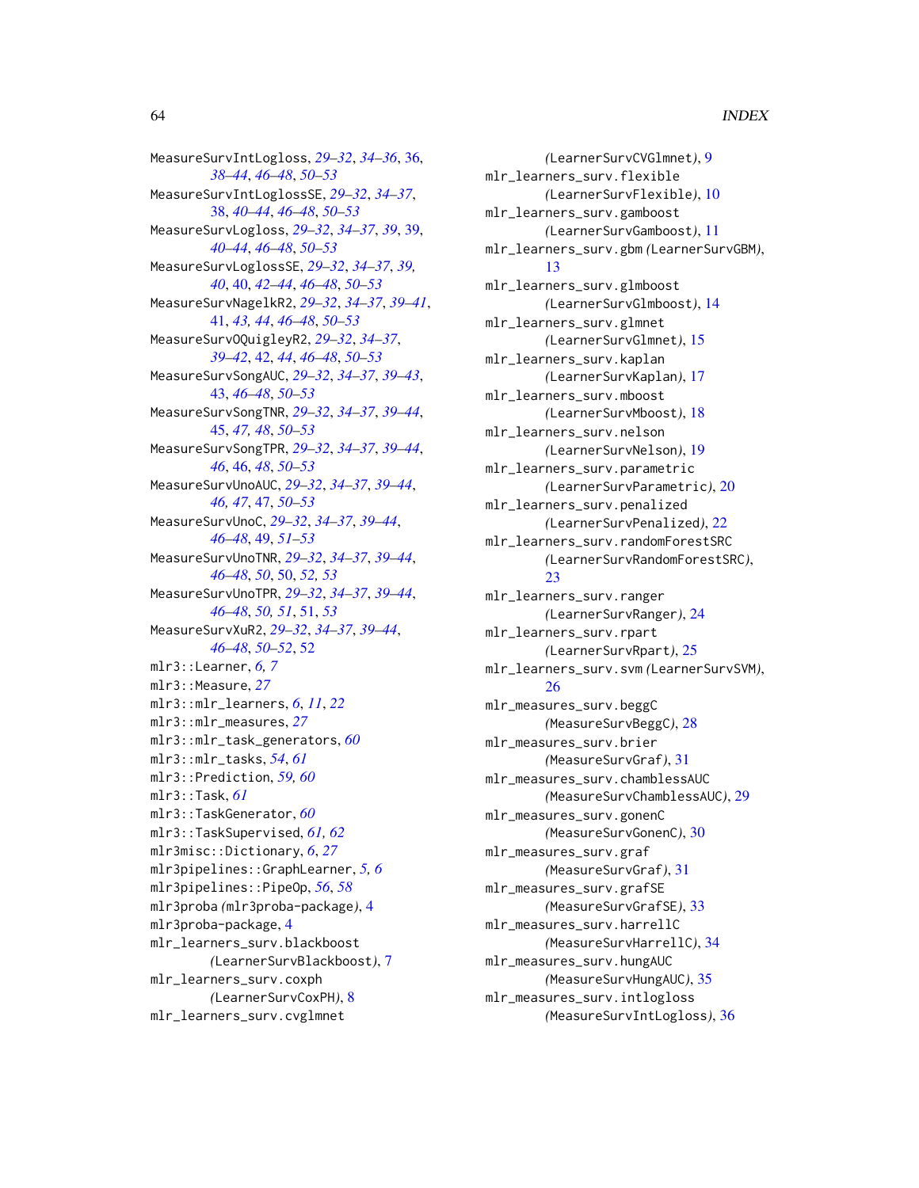MeasureSurvIntLogloss, *29–32*, *34–36*, 36, *38–44*, *46–48*, *50–53*
MeasureSurvIntLoglossSE, *29–32*, *34–37*, 38, *40–44*, *46–48*, *50–53*
MeasureSurvLogloss, *29–32*, *34–37*, *39*, 39, *40–44*, *46–48*, *50–53*
MeasureSurvLoglossSE, *29–32*, *34–37*, *39, 40*, 40, *42–44*, *46–48*, *50–53*
MeasureSurvNagelkR2, *29–32*, *34–37*, *39–41*, 41, *43, 44*, *46–48*, *50–53*
MeasureSurvOQuigleyR2, *29–32*, *34–37*, *39–42*, 42, *44*, *46–48*, *50–53*
MeasureSurvSongAUC, *29–32*, *34–37*, *39–43*, 43, *46–48*, *50–53*
MeasureSurvSongTNR, *29–32*, *34–37*, *39–44*, 45, *47, 48*, *50–53*
MeasureSurvSongTPR, *29–32*, *34–37*, *39–44*, *46*, 46, *48*, *50–53*
MeasureSurvUnoAUC, *29–32*, *34–37*, *39–44*, *46, 47*, 47, *50–53*
MeasureSurvUnoC, *29–32*, *34–37*, *39–44*, *46–48*, 49, *51–53*
MeasureSurvUnoTNR, *29–32*, *34–37*, *39–44*, *46–48*, *50*, 50, *52, 53*
MeasureSurvUnoTPR, *29–32*, *34–37*, *39–44*, *46–48*, *50, 51*, 51, *53*
MeasureSurvXuR2, *29–32*, *34–37*, *39–44*, *46–48*, *50–52*, 52
mlr3::Learner, *6, 7*
mlr3::Measure, *27*
mlr3::mlr_learners, *6*, *11*, *22*
mlr3::mlr_measures, *27*
mlr3::mlr_task_generators, *60*
mlr3::mlr_tasks, *54*, *61*
mlr3::Prediction, *59, 60*
mlr3::Task, *61*
mlr3::TaskGenerator, *60*
mlr3::TaskSupervised, *61, 62*
mlr3misc::Dictionary, *6*, *27*
mlr3pipelines::GraphLearner, *5, 6*
mlr3pipelines::PipeOp, *56*, *58*
mlr3proba *(*mlr3proba-package*)*, 4
mlr3proba-package, 4
mlr_learners_surv.blackboost *(*LearnerSurvBlackboost*)*, 7
mlr_learners_surv.coxph *(*LearnerSurvCoxPH*)*, 8
mlr_learners_surv.cvglmnet *(*LearnerSurvCVGlmnet*)*, 9
mlr_learners_surv.flexible *(*LearnerSurvFlexible*)*, 10
mlr_learners_surv.gamboost *(*LearnerSurvGamboost*)*, 11
mlr_learners_surv.gbm *(*LearnerSurvGBM*)*, 13
mlr_learners_surv.glmboost *(*LearnerSurvGlmboost*)*, 14
mlr_learners_surv.glmnet *(*LearnerSurvGlmnet*)*, 15
mlr_learners_surv.kaplan *(*LearnerSurvKaplan*)*, 17
mlr_learners_surv.mboost *(*LearnerSurvMboost*)*, 18
mlr_learners_surv.nelson *(*LearnerSurvNelson*)*, 19
mlr_learners_surv.parametric *(*LearnerSurvParametric*)*, 20
mlr_learners_surv.penalized *(*LearnerSurvPenalized*)*, 22
mlr_learners_surv.randomForestSRC *(*LearnerSurvRandomForestSRC*)*, 23
mlr_learners_surv.ranger *(*LearnerSurvRanger*)*, 24
mlr_learners_surv.rpart *(*LearnerSurvRpart*)*, 25
mlr_learners_surv.svm *(*LearnerSurvSVM*)*, 26
mlr_measures_surv.beggC *(*MeasureSurvBeggC*)*, 28
mlr_measures_surv.brier *(*MeasureSurvGraf*)*, 31
mlr_measures_surv.chamblessAUC *(*MeasureSurvChamblessAUC*)*, 29
mlr_measures_surv.gonenC *(*MeasureSurvGonenC*)*, 30
mlr_measures_surv.graf *(*MeasureSurvGraf*)*, 31
mlr_measures_surv.grafSE *(*MeasureSurvGrafSE*)*, 33
mlr_measures_surv.harrellC *(*MeasureSurvHarrellC*)*, 34
mlr_measures_surv.hungAUC *(*MeasureSurvHungAUC*)*, 35
mlr_measures_surv.intlogloss *(*MeasureSurvIntLogloss*)*, 36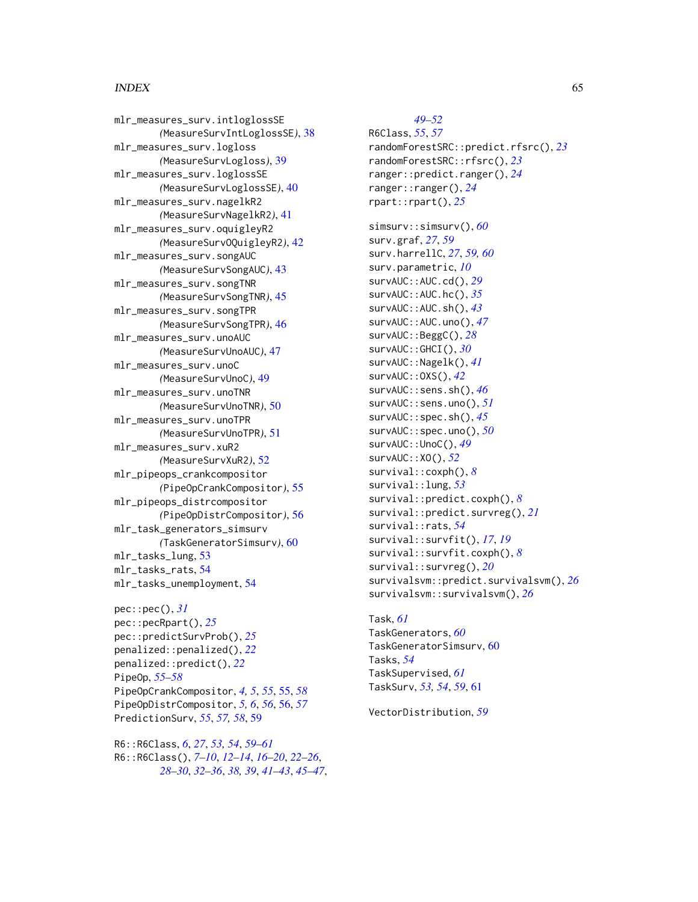mlr_measures_surv.intloglossSE
 (MeasureSurvIntLoglossSE), 38
mlr_measures_surv.logloss
 (MeasureSurvLogloss), 39
mlr_measures_surv.loglossSE
 (MeasureSurvLoglossSE), 40
mlr_measures_surv.nagelkR2
 (MeasureSurvNagelkR2), 41
mlr_measures_surv.oquigleyR2
 (MeasureSurvOQuigleyR2), 42
mlr_measures_surv.songAUC
 (MeasureSurvSongAUC), 43
mlr_measures_surv.songTNR
 (MeasureSurvSongTNR), 45
mlr_measures_surv.songTPR
 (MeasureSurvSongTPR), 46
mlr_measures_surv.unoAUC
 (MeasureSurvUnoAUC), 47
mlr_measures_surv.unoC
 (MeasureSurvUnoC), 49
mlr_measures_surv.unoTNR
 (MeasureSurvUnoTNR), 50
mlr_measures_surv.unoTPR
 (MeasureSurvUnoTPR), 51
mlr_measures_surv.xuR2
 (MeasureSurvXuR2), 52
mlr_pipeops_crankcompositor
 (PipeOpCrankCompositor), 55
mlr_pipeops_distrcompositor
 (PipeOpDistrCompositor), 56
mlr_task_generators_simsurv
 (TaskGeneratorSimsurv), 60
mlr_tasks_lung, 53
mlr_tasks_rats, 54
mlr_tasks_unemployment, 54

pec::pec(), *31*
pec::pecRpart(), *25*
pec::predictSurvProb(), *25*
penalized::penalized(), *22*
penalized::predict(), *22*
PipeOp, *55–58*
PipeOpCrankCompositor, *4, 5*, *55*, 55, *58*
PipeOpDistrCompositor, *5, 6*, *56*, 56, *57*
PredictionSurv, *55*, *57, 58*, 59

R6::R6Class, *6*, *27*, *53, 54*, *59–61*
R6::R6Class(), *7–10*, *12–14*, *16–20*, *22–26*, *28–30*, *32–36*, *38, 39*, *41–43*, *45–47*, *49–52*
R6Class, *55*, *57*
randomForestSRC::predict.rfsrc(), *23*
randomForestSRC::rfsrc(), *23*
ranger::predict.ranger(), *24*
ranger::ranger(), *24*
rpart::rpart(), *25*

simsurv::simsurv(), *60*
surv.graf, *27*, *59*
surv.harrellC, *27*, *59, 60*
surv.parametric, *10*
survAUC::AUC.cd(), *29*
survAUC::AUC.hc(), *35*
survAUC::AUC.sh(), *43*
survAUC::AUC.uno(), *47*
survAUC::BeggC(), *28*
survAUC::GHCI(), *30*
survAUC::Nagelk(), *41*
survAUC::OXS(), *42*
survAUC::sens.sh(), *46*
survAUC::sens.uno(), *51*
survAUC::spec.sh(), *45*
survAUC::spec.uno(), *50*
survAUC::UnoC(), *49*
survAUC::XO(), *52*
survival::coxph(), *8*
survival::lung, *53*
survival::predict.coxph(), *8*
survival::predict.survreg(), *21*
survival::rats, *54*
survival::survfit(), *17*, *19*
survival::survfit.coxph(), *8*
survival::survreg(), *20*
survivalsvm::predict.survivalsvm(), *26*
survivalsvm::survivalsvm(), *26*

Task, *61*
TaskGenerators, *60*
TaskGeneratorSimsurv, 60
Tasks, *54*
TaskSupervised, *61*
TaskSurv, *53, 54*, *59*, 61

VectorDistribution, *59*